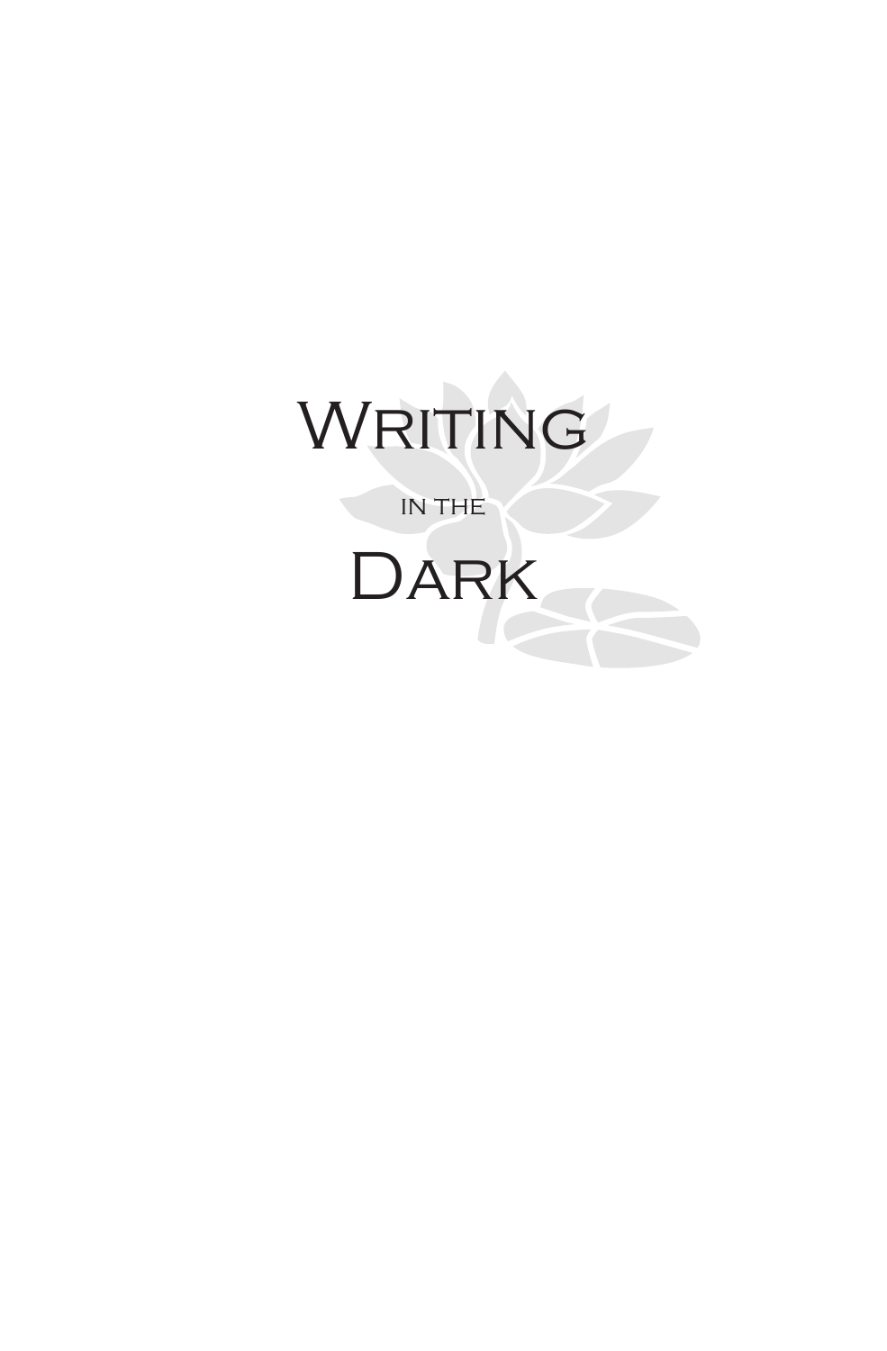# Writing

in the

# Dark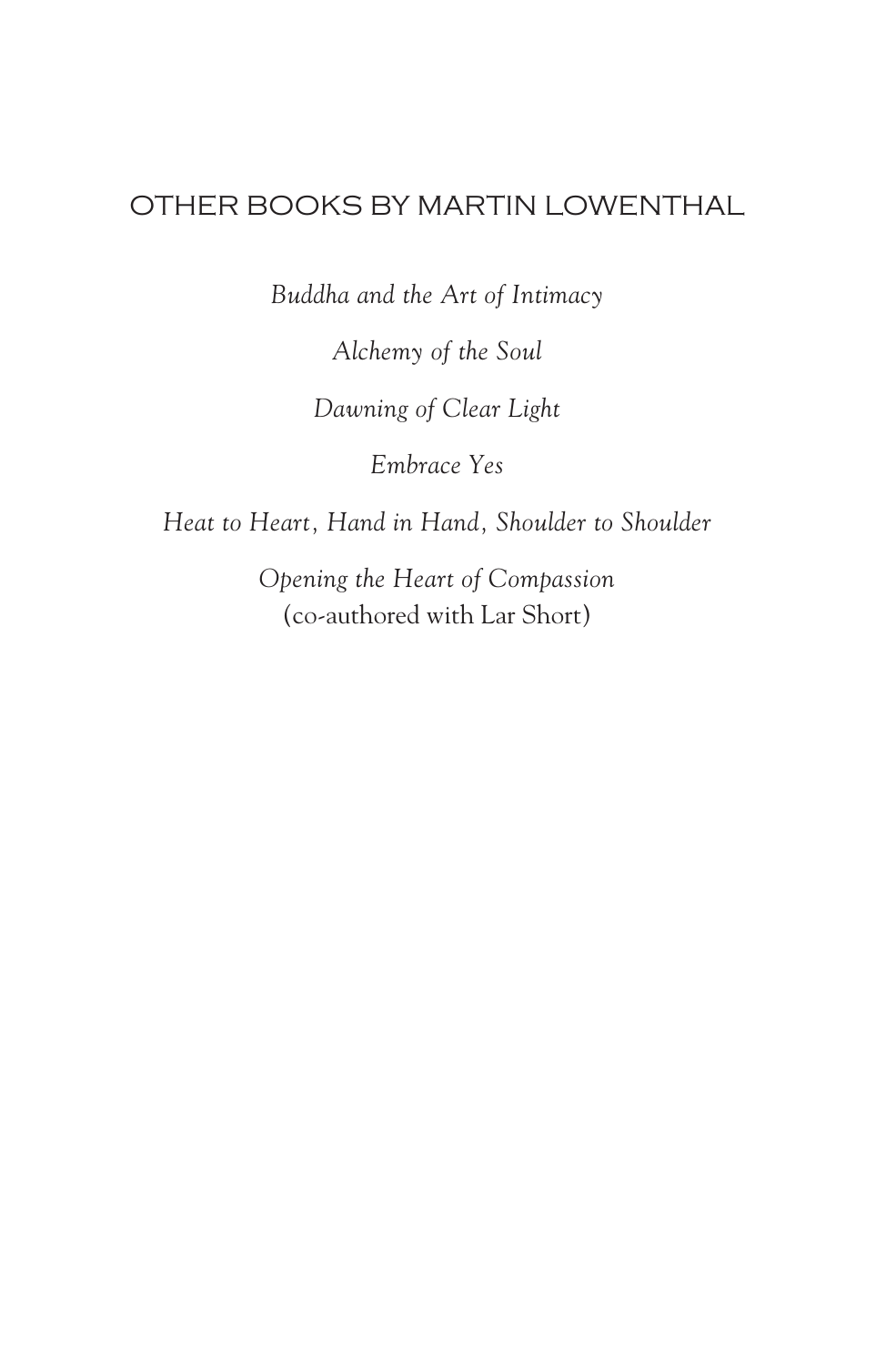## OTHER BOOKS BY MARTIN LOWENTHAL

*Buddha and the Art of Intimacy*

*Alchemy of the Soul*

*Dawning of Clear Light*

*Embrace Yes*

*Heat to Heart, Hand in Hand, Shoulder to Shoulder*

*Opening the Heart of Compassion*
(co-authored with Lar Short)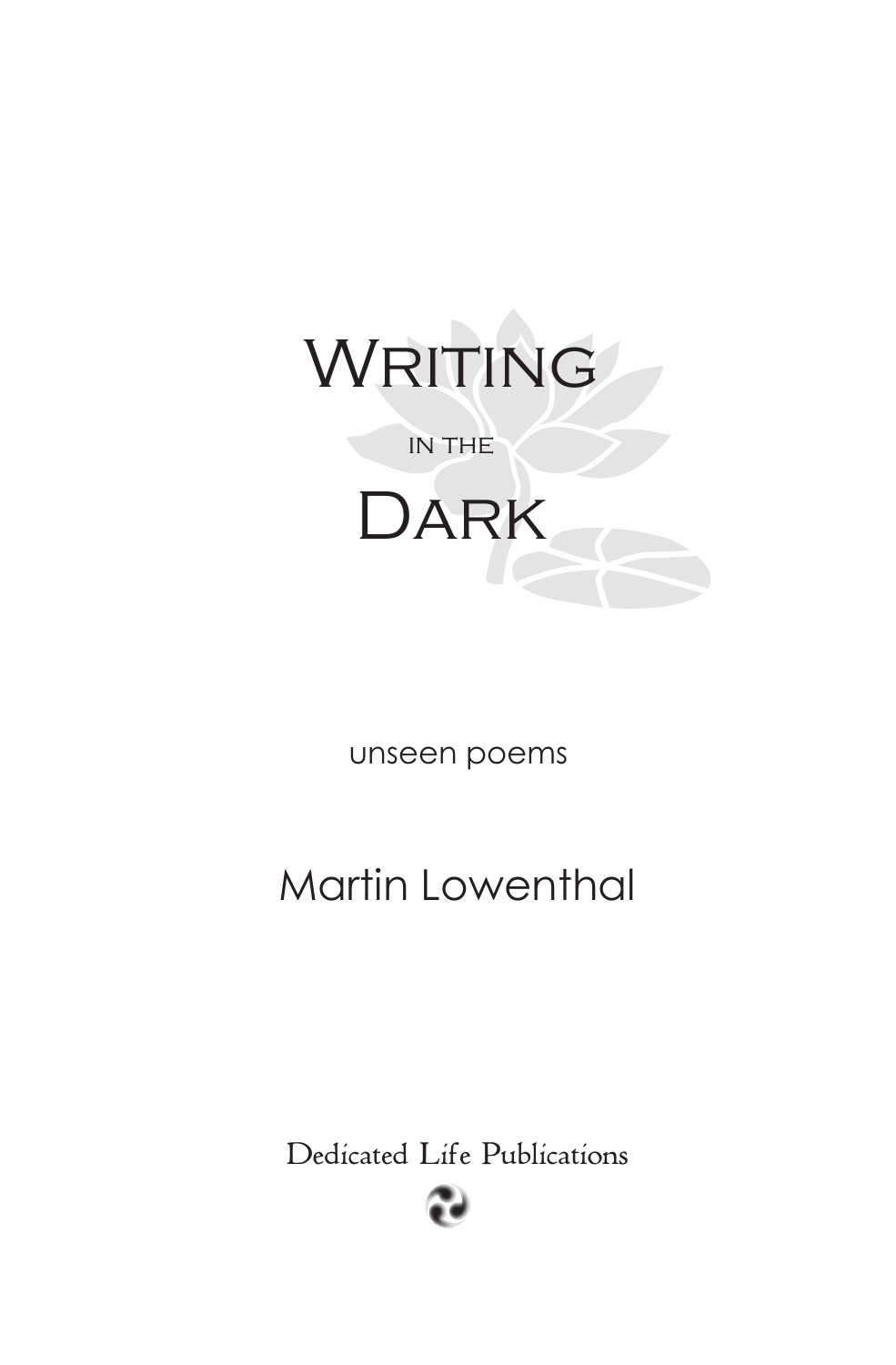# Writing in the Dark

unseen poems

Martin Lowenthal

Dedicated Life Publications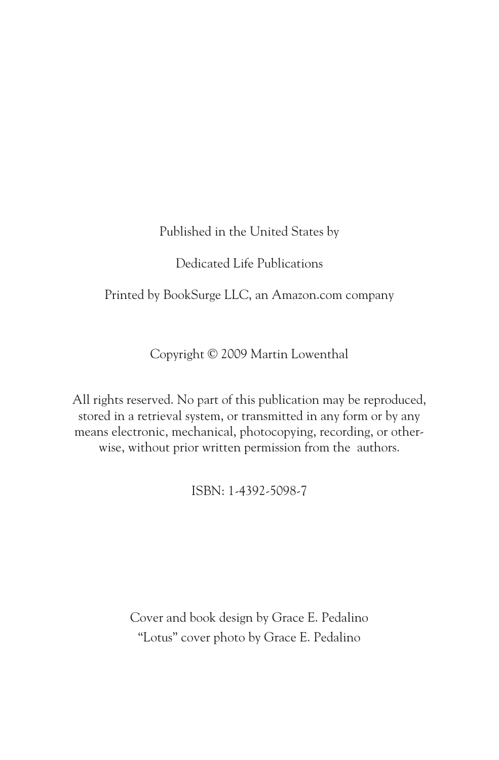Published in the United States by

Dedicated Life Publications

Printed by BookSurge LLC, an Amazon.com company

Copyright © 2009 Martin Lowenthal

All rights reserved. No part of this publication may be reproduced, stored in a retrieval system, or transmitted in any form or by any means electronic, mechanical, photocopying, recording, or otherwise, without prior written permission from the authors.

ISBN: 1-4392-5098-7

Cover and book design by Grace E. Pedalino
"Lotus" cover photo by Grace E. Pedalino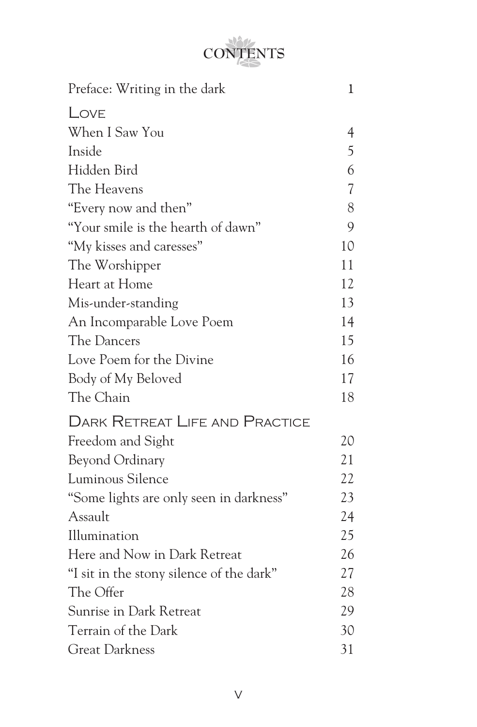# CONTENTS

Preface: Writing in the dark 1

## Love

When I Saw You 4
Inside 5
Hidden Bird 6
The Heavens 7
"Every now and then" 8
"Your smile is the hearth of dawn" 9
"My kisses and caresses" 10
The Worshipper 11
Heart at Home 12
Mis-under-standing 13
An Incomparable Love Poem 14
The Dancers 15
Love Poem for the Divine 16
Body of My Beloved 17
The Chain 18

## Dark Retreat Life and Practice

Freedom and Sight 20
Beyond Ordinary 21
Luminous Silence 22
"Some lights are only seen in darkness" 23
Assault 24
Illumination 25
Here and Now in Dark Retreat 26
"I sit in the stony silence of the dark" 27
The Offer 28
Sunrise in Dark Retreat 29
Terrain of the Dark 30
Great Darkness 31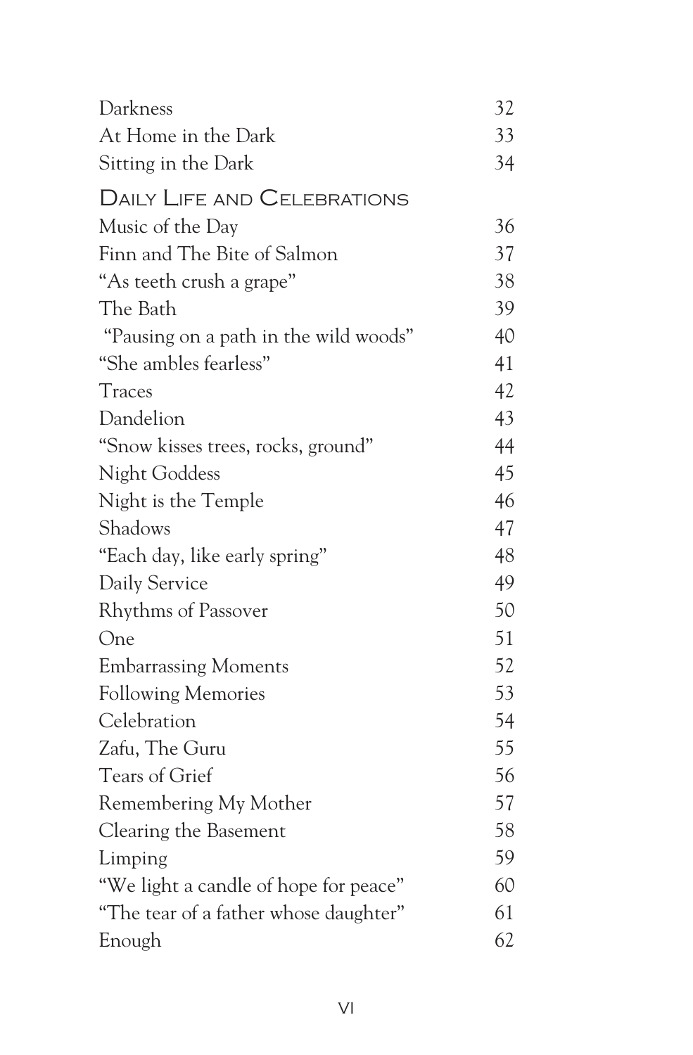| | |
|---|---|
| Darkness | 32 |
| At Home in the Dark | 33 |
| Sitting in the Dark | 34 |

## Daily Life and Celebrations

| | |
|---|---|
| Music of the Day | 36 |
| Finn and The Bite of Salmon | 37 |
| "As teeth crush a grape" | 38 |
| The Bath | 39 |
| "Pausing on a path in the wild woods" | 40 |
| "She ambles fearless" | 41 |
| Traces | 42 |
| Dandelion | 43 |
| "Snow kisses trees, rocks, ground" | 44 |
| Night Goddess | 45 |
| Night is the Temple | 46 |
| Shadows | 47 |
| "Each day, like early spring" | 48 |
| Daily Service | 49 |
| Rhythms of Passover | 50 |
| One | 51 |
| Embarrassing Moments | 52 |
| Following Memories | 53 |
| Celebration | 54 |
| Zafu, The Guru | 55 |
| Tears of Grief | 56 |
| Remembering My Mother | 57 |
| Clearing the Basement | 58 |
| Limping | 59 |
| "We light a candle of hope for peace" | 60 |
| "The tear of a father whose daughter" | 61 |
| Enough | 62 |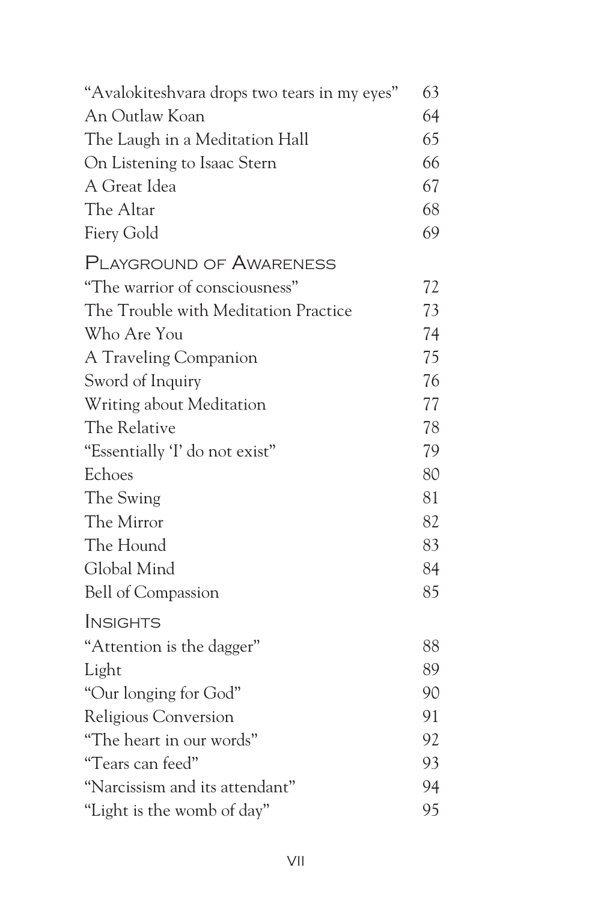| | |
|---|---|
| "Avalokiteshvara drops two tears in my eyes" | 63 |
| An Outlaw Koan | 64 |
| The Laugh in a Meditation Hall | 65 |
| On Listening to Isaac Stern | 66 |
| A Great Idea | 67 |
| The Altar | 68 |
| Fiery Gold | 69 |

## Playground of Awareness

| | |
|---|---|
| "The warrior of consciousness" | 72 |
| The Trouble with Meditation Practice | 73 |
| Who Are You | 74 |
| A Traveling Companion | 75 |
| Sword of Inquiry | 76 |
| Writing about Meditation | 77 |
| The Relative | 78 |
| "Essentially 'I' do not exist" | 79 |
| Echoes | 80 |
| The Swing | 81 |
| The Mirror | 82 |
| The Hound | 83 |
| Global Mind | 84 |
| Bell of Compassion | 85 |

## Insights

| | |
|---|---|
| "Attention is the dagger" | 88 |
| Light | 89 |
| "Our longing for God" | 90 |
| Religious Conversion | 91 |
| "The heart in our words" | 92 |
| "Tears can feed" | 93 |
| "Narcissism and its attendant" | 94 |
| "Light is the womb of day" | 95 |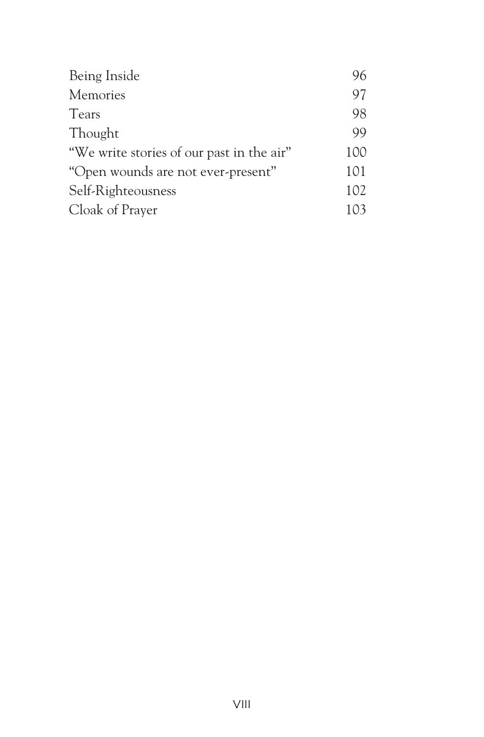| | |
|---|---|
| Being Inside | 96 |
| Memories | 97 |
| Tears | 98 |
| Thought | 99 |
| "We write stories of our past in the air" | 100 |
| "Open wounds are not ever-present" | 101 |
| Self-Righteousness | 102 |
| Cloak of Prayer | 103 |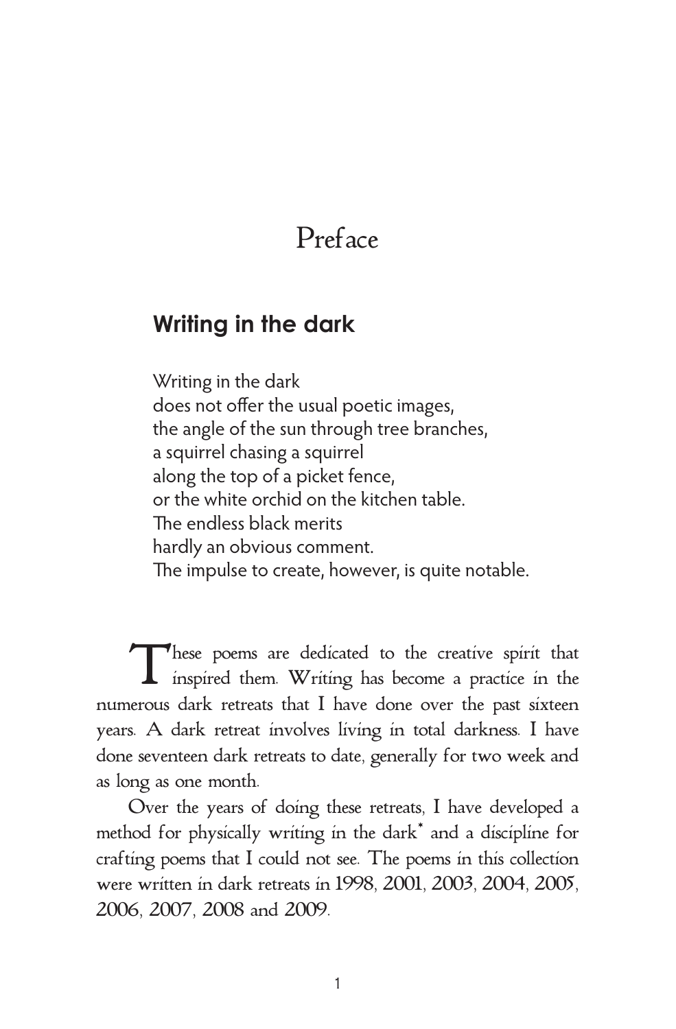# Preface

## Writing in the dark

Writing in the dark  
does not offer the usual poetic images,  
the angle of the sun through tree branches,  
a squirrel chasing a squirrel  
along the top of a picket fence,  
or the white orchid on the kitchen table.  
The endless black merits  
hardly an obvious comment.  
The impulse to create, however, is quite notable.

These poems are dedicated to the creative spirit that inspired them. Writing has become a practice in the numerous dark retreats that I have done over the past sixteen years. A dark retreat involves living in total darkness. I have done seventeen dark retreats to date, generally for two week and as long as one month.

Over the years of doing these retreats, I have developed a method for physically writing in the dark* and a discipline for crafting poems that I could not see. The poems in this collection were written in dark retreats in 1998, 2001, 2003, 2004, 2005, 2006, 2007, 2008 and 2009.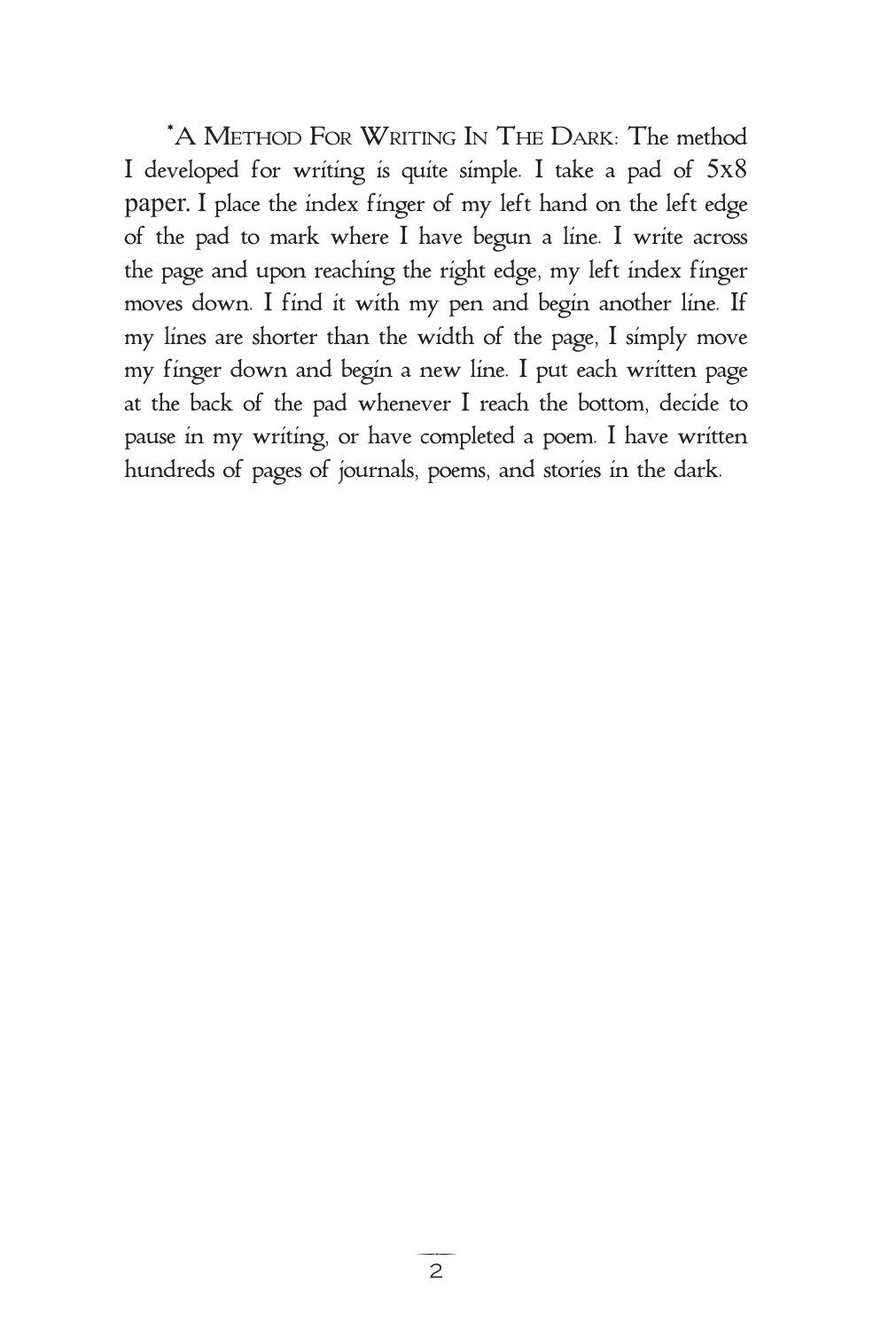*A Method For Writing In The Dark: The method I developed for writing is quite simple. I take a pad of 5x8 paper. I place the index finger of my left hand on the left edge of the pad to mark where I have begun a line. I write across the page and upon reaching the right edge, my left index finger moves down. I find it with my pen and begin another line. If my lines are shorter than the width of the page, I simply move my finger down and begin a new line. I put each written page at the back of the pad whenever I reach the bottom, decide to pause in my writing, or have completed a poem. I have written hundreds of pages of journals, poems, and stories in the dark.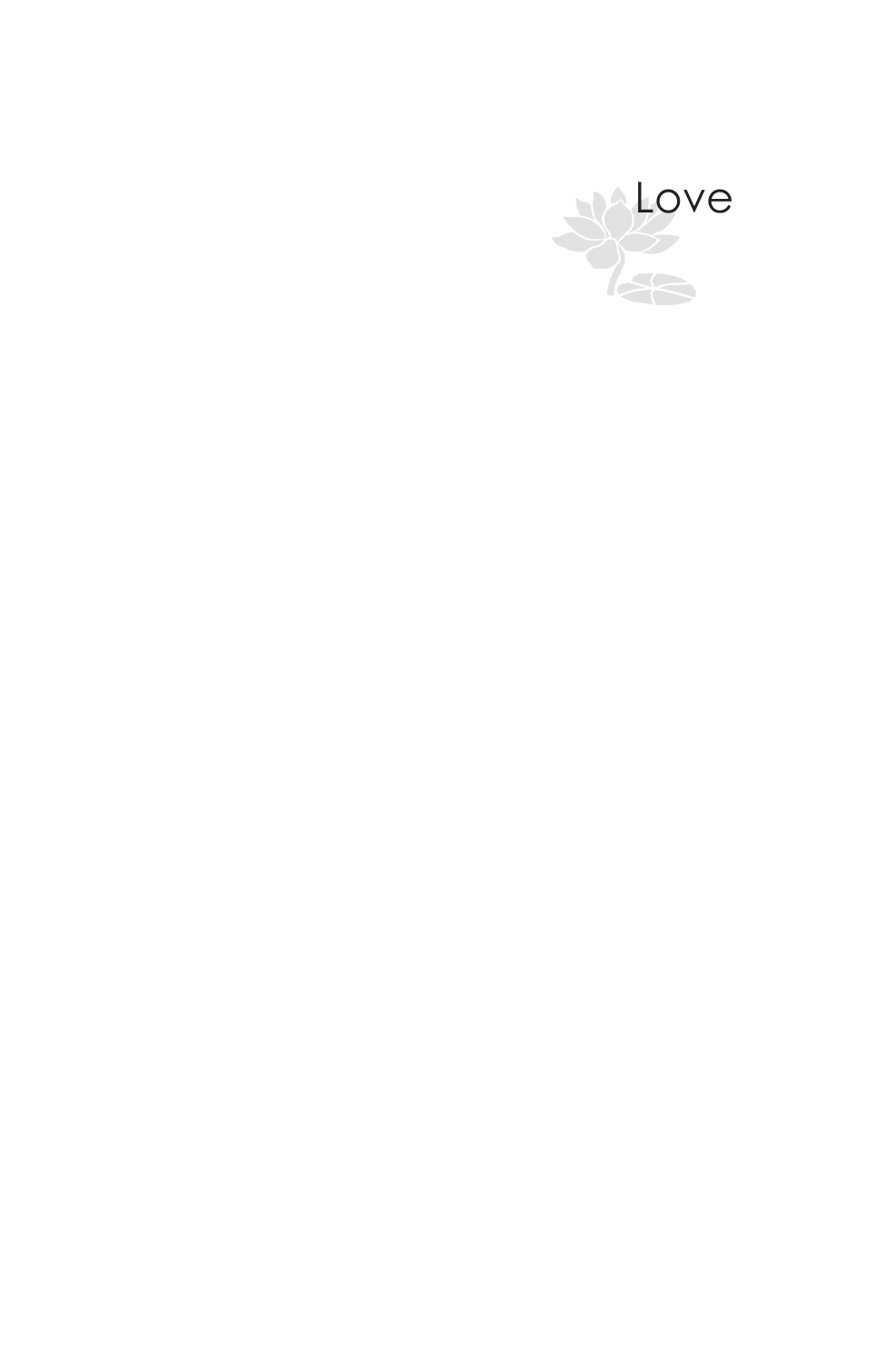# Love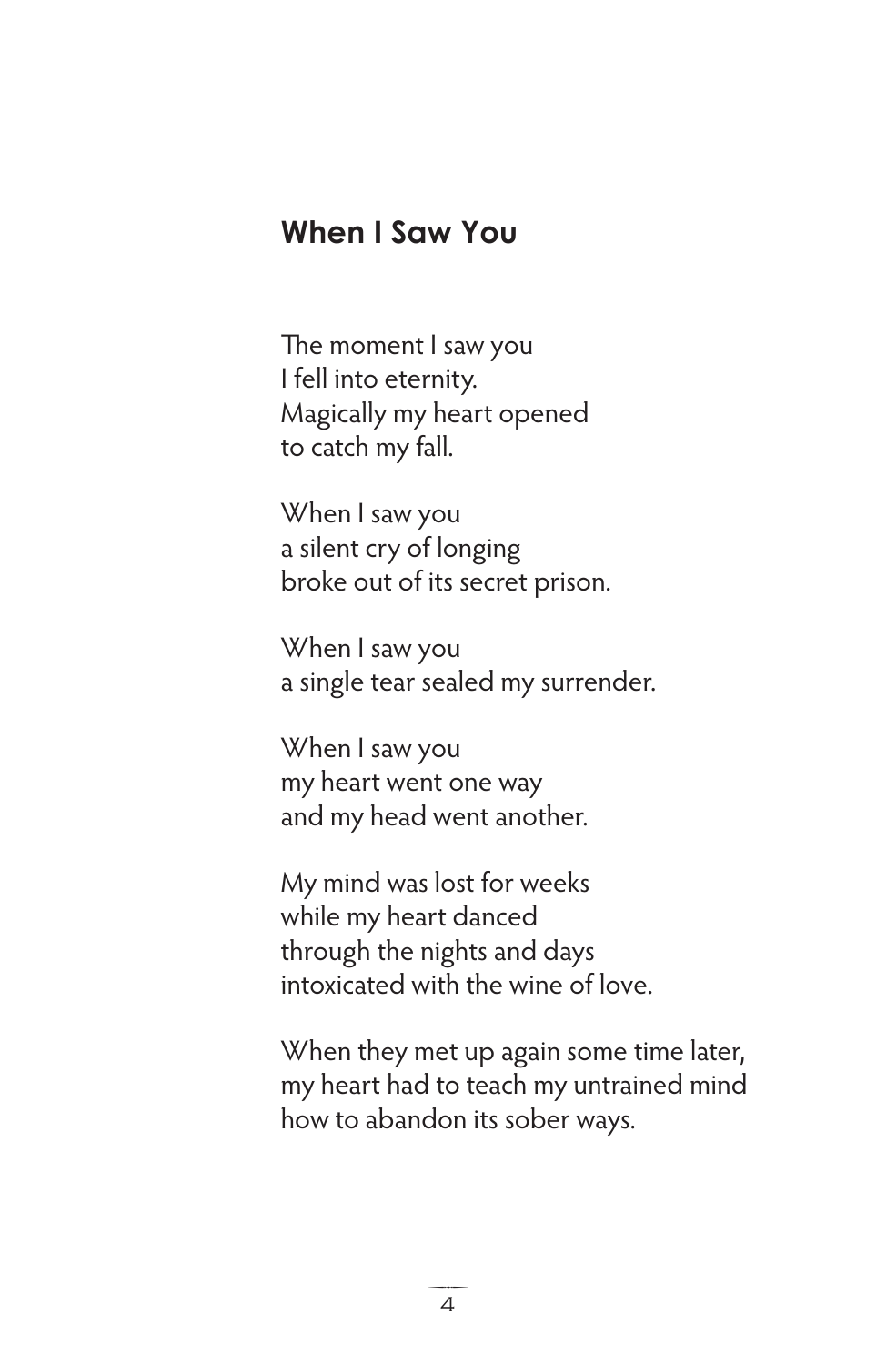## When I Saw You

The moment I saw you  
I fell into eternity.  
Magically my heart opened  
to catch my fall.

When I saw you  
a silent cry of longing  
broke out of its secret prison.

When I saw you  
a single tear sealed my surrender.

When I saw you  
my heart went one way  
and my head went another.

My mind was lost for weeks  
while my heart danced  
through the nights and days  
intoxicated with the wine of love.

When they met up again some time later,  
my heart had to teach my untrained mind  
how to abandon its sober ways.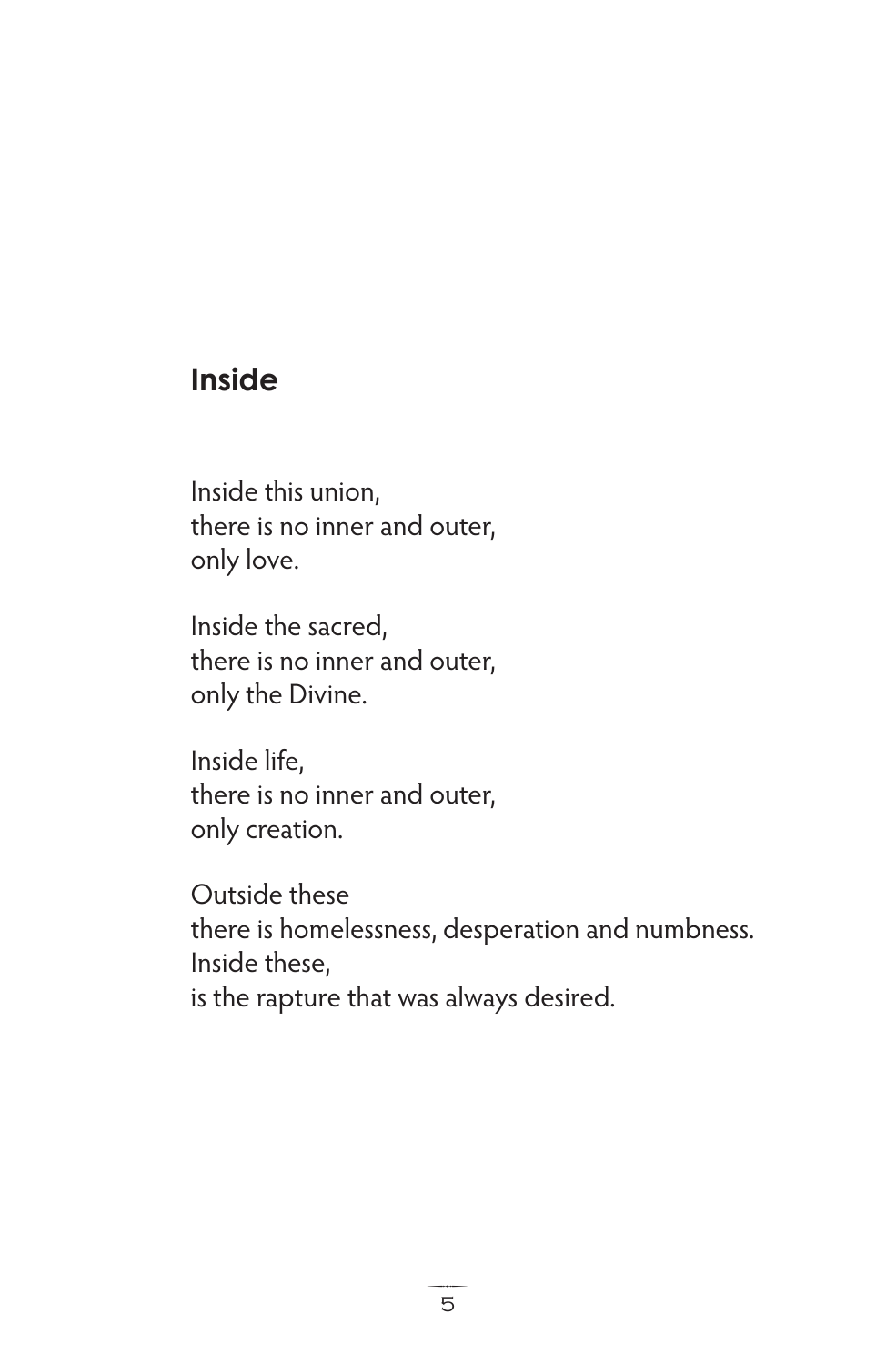## Inside

Inside this union,  
there is no inner and outer,  
only love.

Inside the sacred,  
there is no inner and outer,  
only the Divine.

Inside life,  
there is no inner and outer,  
only creation.

Outside these  
there is homelessness, desperation and numbness.  
Inside these,  
is the rapture that was always desired.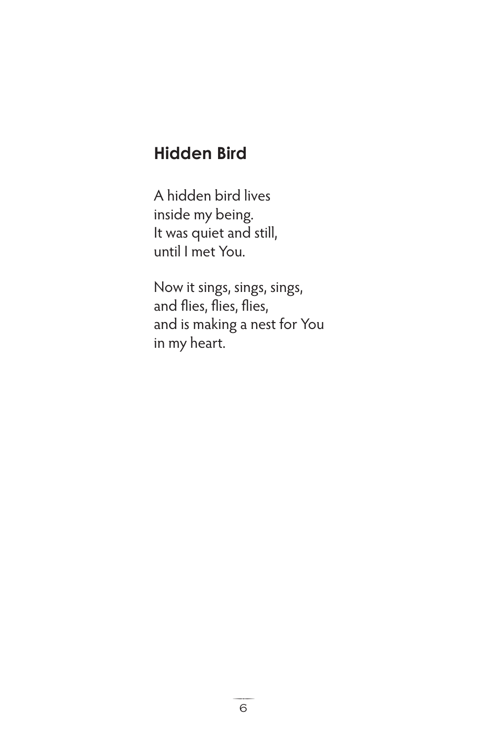## Hidden Bird

A hidden bird lives
inside my being.
It was quiet and still,
until I met You.

Now it sings, sings, sings,
and flies, flies, flies,
and is making a nest for You
in my heart.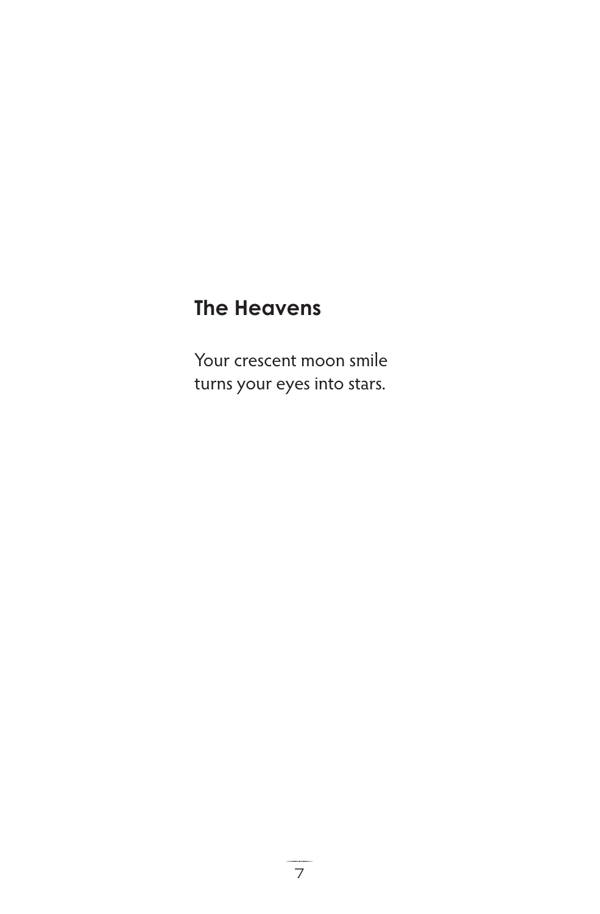## The Heavens

Your crescent moon smile  
turns your eyes into stars.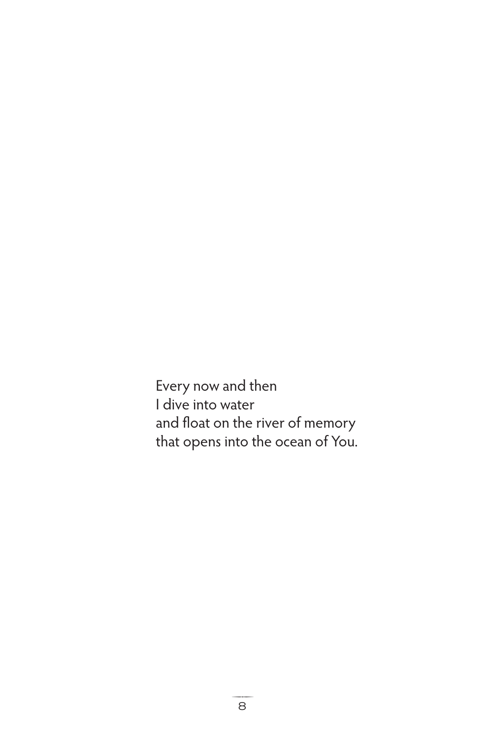Every now and then  
I dive into water  
and float on the river of memory  
that opens into the ocean of You.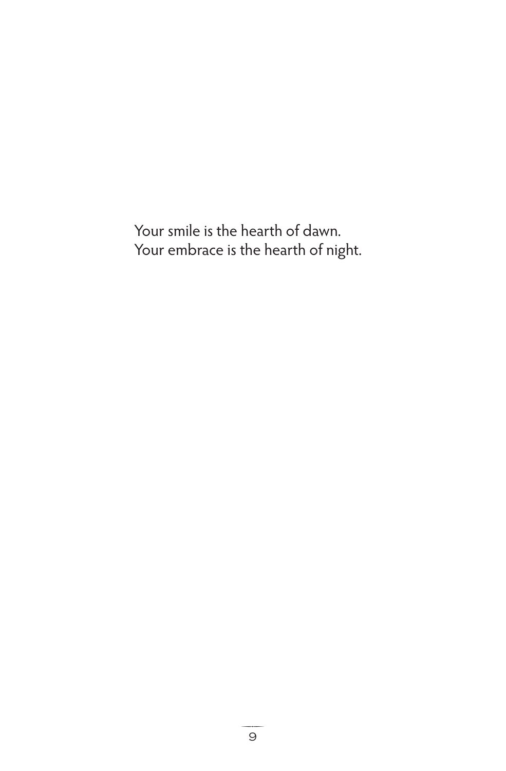Your smile is the hearth of dawn.
Your embrace is the hearth of night.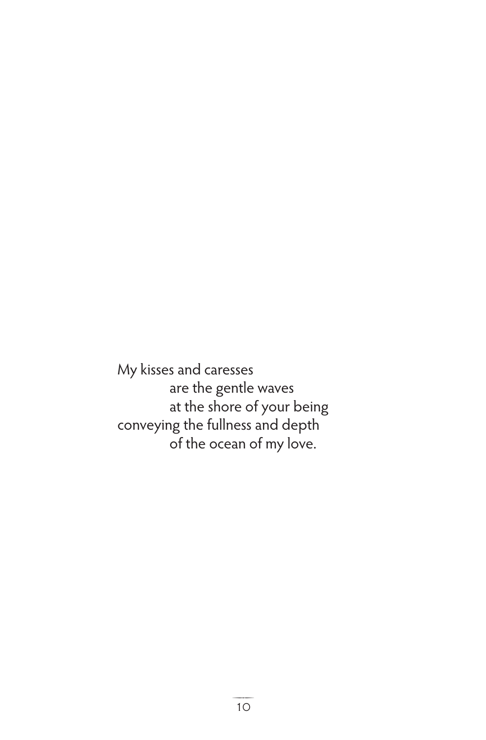My kisses and caresses
are the gentle waves
at the shore of your being
conveying the fullness and depth
of the ocean of my love.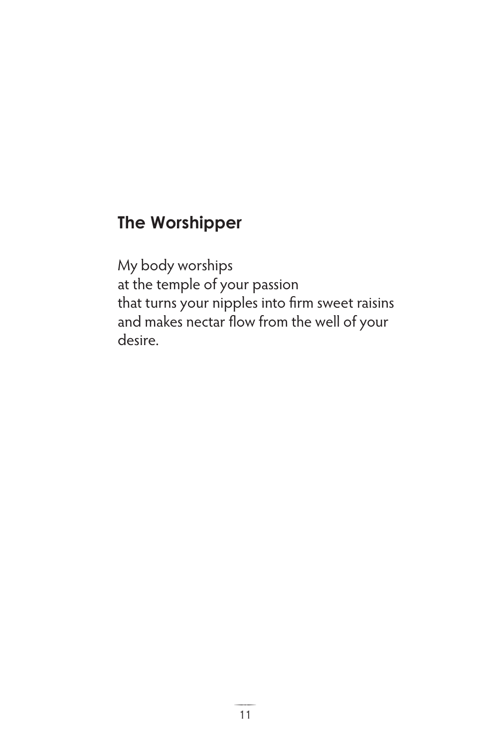## The Worshipper

My body worships  
at the temple of your passion  
that turns your nipples into firm sweet raisins  
and makes nectar flow from the well of your  
desire.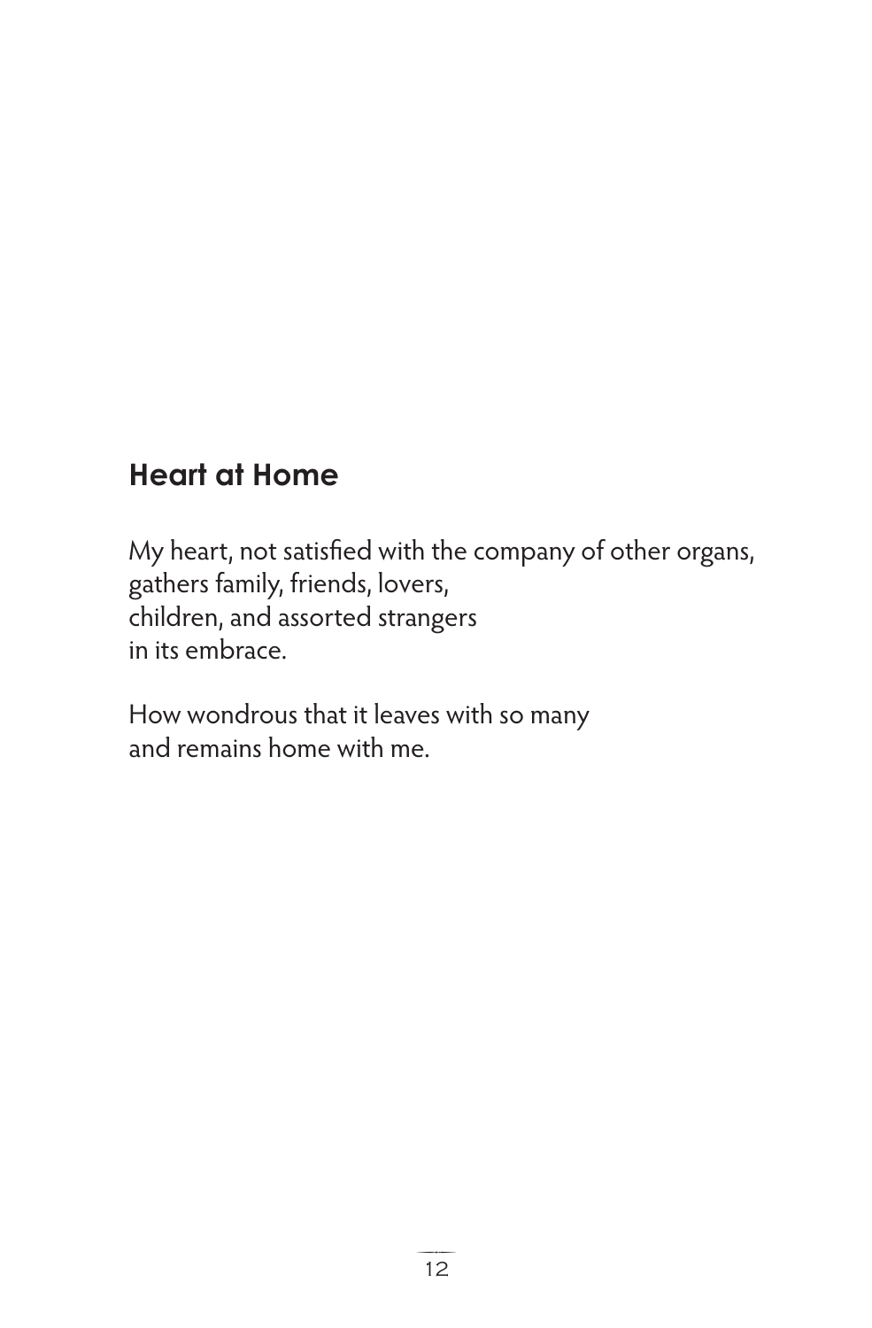## Heart at Home

My heart, not satisfied with the company of other organs,
gathers family, friends, lovers,
children, and assorted strangers
in its embrace.

How wondrous that it leaves with so many
and remains home with me.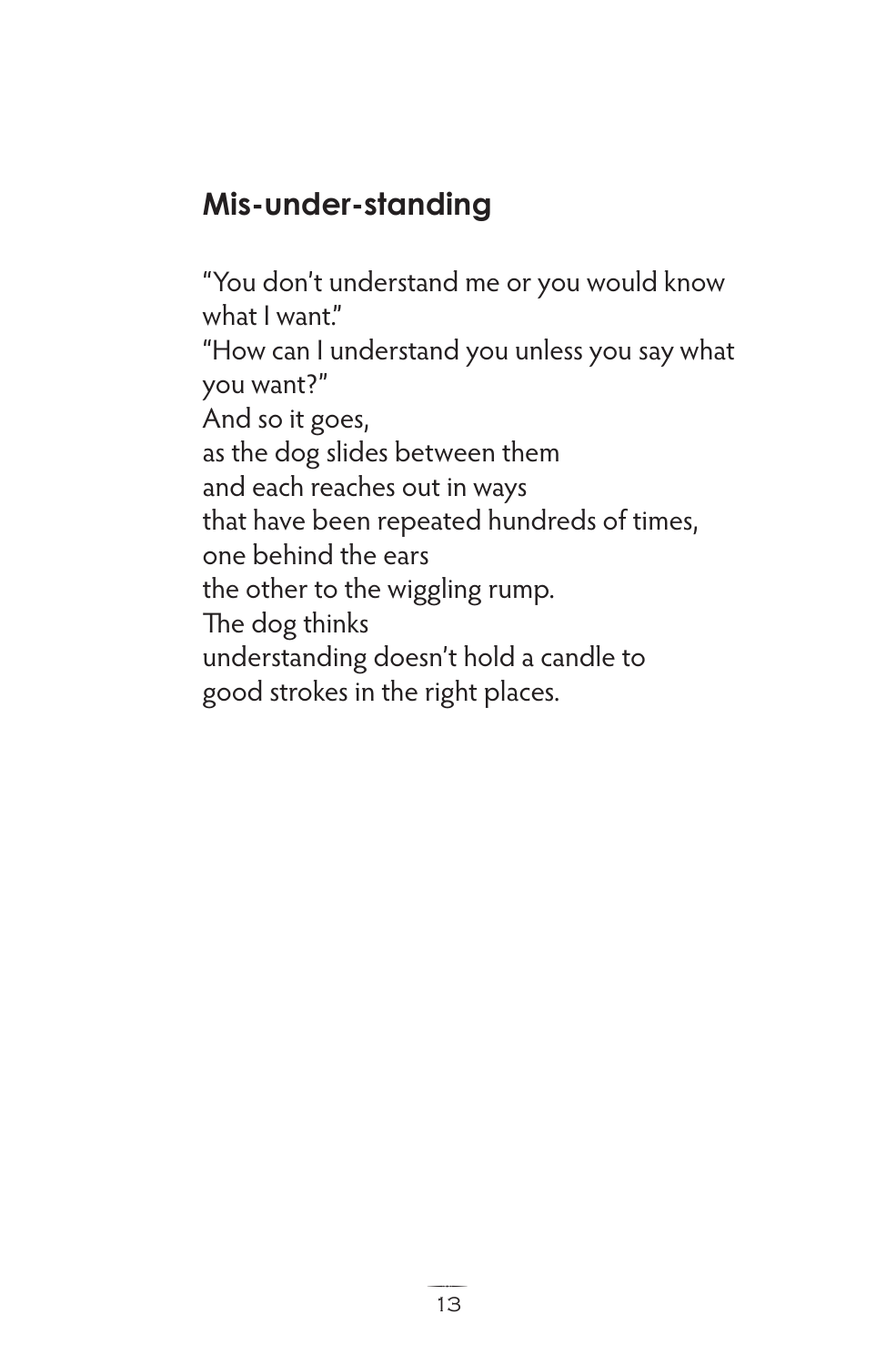## Mis-under-standing

"You don't understand me or you would know what I want."  
"How can I understand you unless you say what you want?"  
And so it goes,  
as the dog slides between them  
and each reaches out in ways  
that have been repeated hundreds of times,  
one behind the ears  
the other to the wiggling rump.  
The dog thinks  
understanding doesn't hold a candle to  
good strokes in the right places.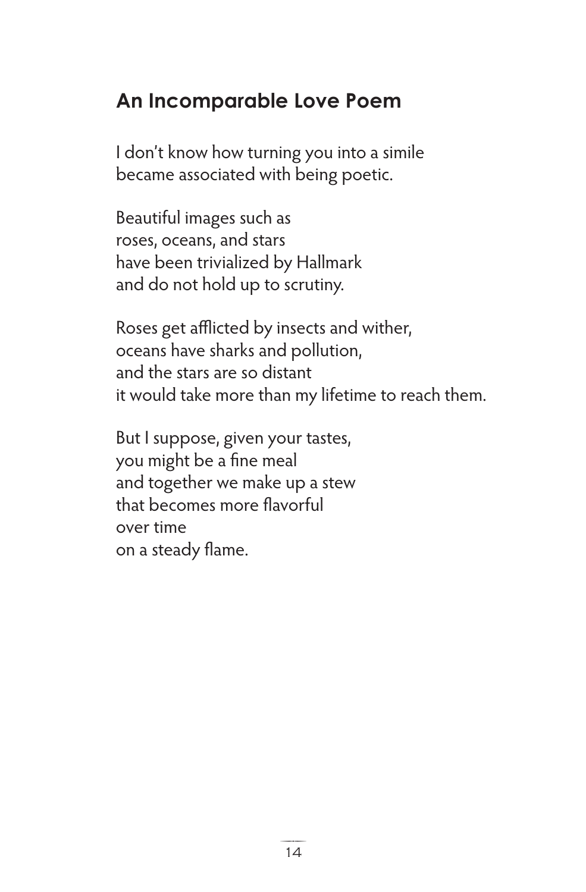## An Incomparable Love Poem

I don't know how turning you into a simile  
became associated with being poetic.

Beautiful images such as  
roses, oceans, and stars  
have been trivialized by Hallmark  
and do not hold up to scrutiny.

Roses get afflicted by insects and wither,  
oceans have sharks and pollution,  
and the stars are so distant  
it would take more than my lifetime to reach them.

But I suppose, given your tastes,  
you might be a fine meal  
and together we make up a stew  
that becomes more flavorful  
over time  
on a steady flame.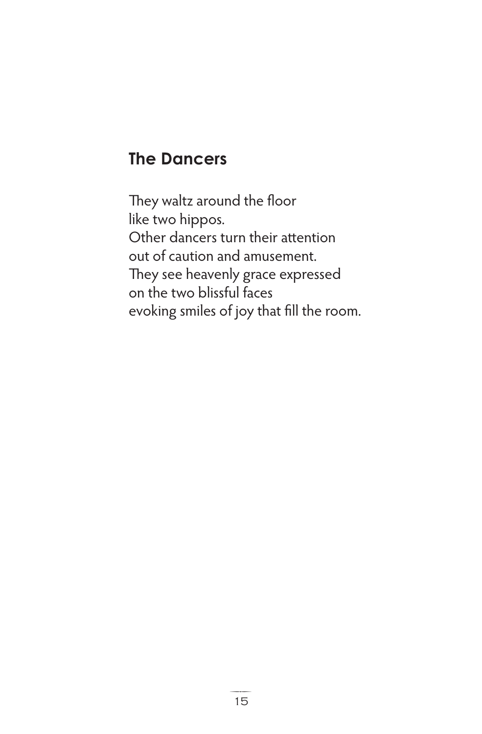## The Dancers

They waltz around the floor  
like two hippos.  
Other dancers turn their attention  
out of caution and amusement.  
They see heavenly grace expressed  
on the two blissful faces  
evoking smiles of joy that fill the room.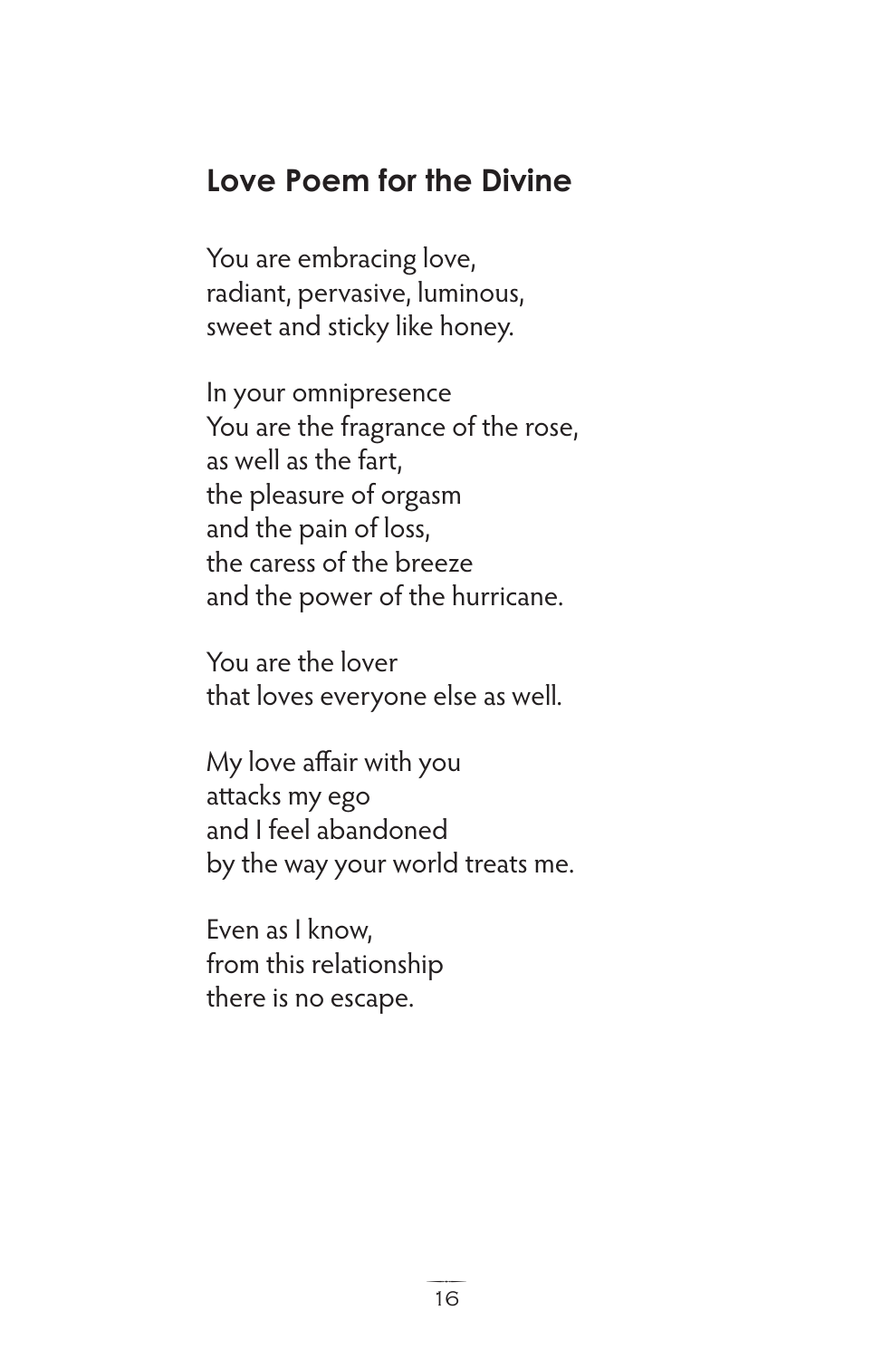## Love Poem for the Divine

You are embracing love,  
radiant, pervasive, luminous,  
sweet and sticky like honey.

In your omnipresence  
You are the fragrance of the rose,  
as well as the fart,  
the pleasure of orgasm  
and the pain of loss,  
the caress of the breeze  
and the power of the hurricane.

You are the lover  
that loves everyone else as well.

My love affair with you  
attacks my ego  
and I feel abandoned  
by the way your world treats me.

Even as I know,  
from this relationship  
there is no escape.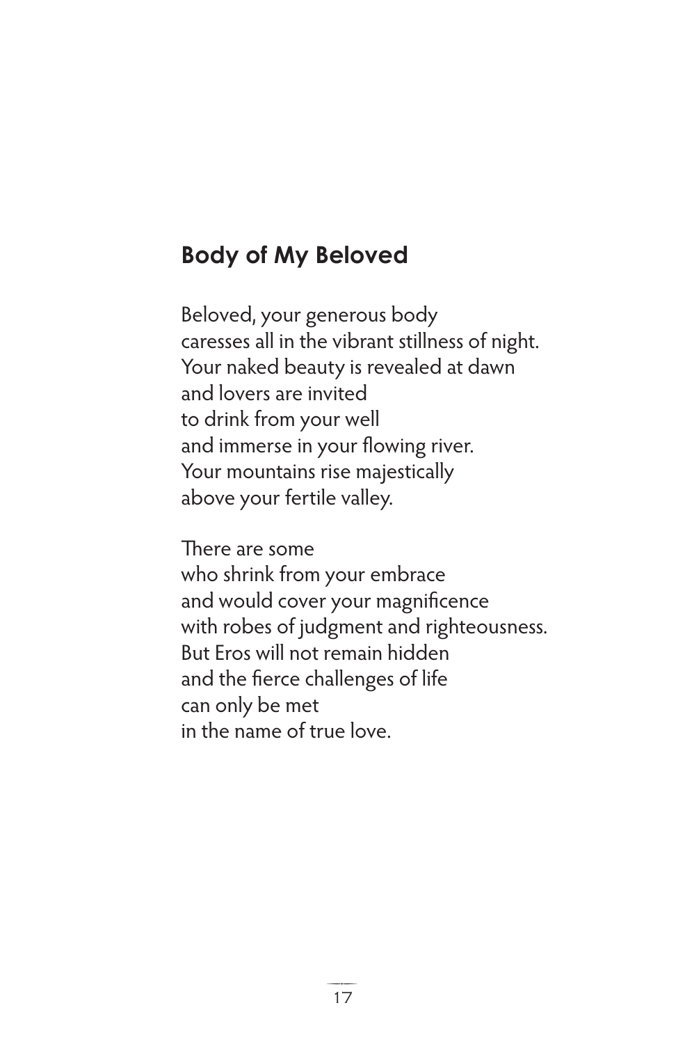## Body of My Beloved

Beloved, your generous body  
caresses all in the vibrant stillness of night.  
Your naked beauty is revealed at dawn  
and lovers are invited  
to drink from your well  
and immerse in your flowing river.  
Your mountains rise majestically  
above your fertile valley.

There are some  
who shrink from your embrace  
and would cover your magnificence  
with robes of judgment and righteousness.  
But Eros will not remain hidden  
and the fierce challenges of life  
can only be met  
in the name of true love.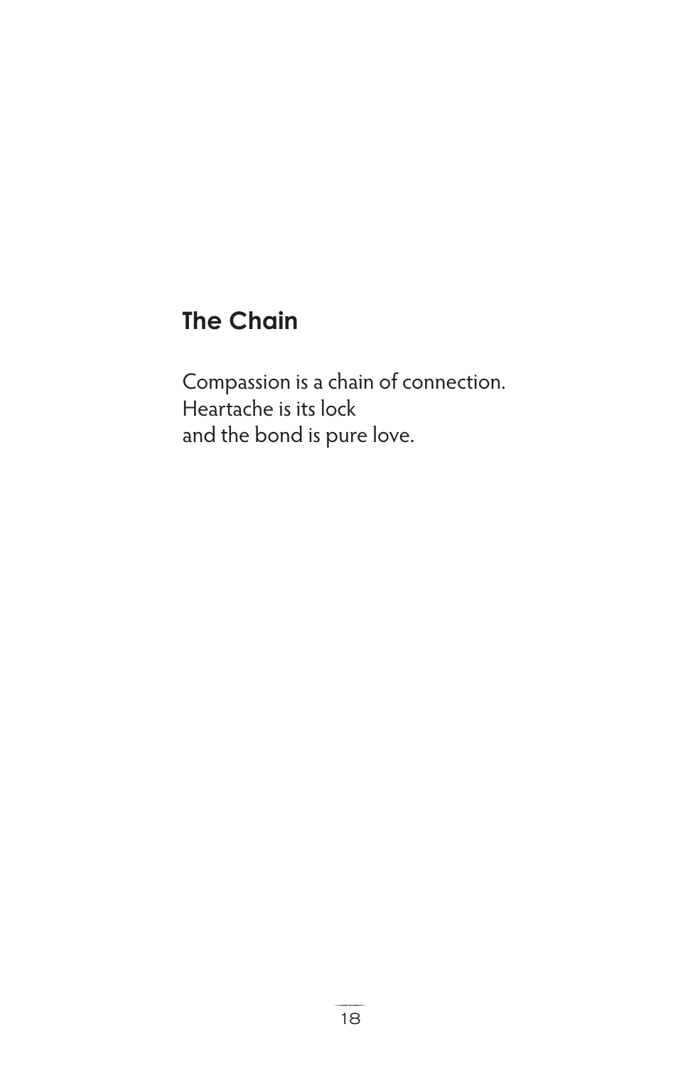## The Chain

Compassion is a chain of connection.  
Heartache is its lock  
and the bond is pure love.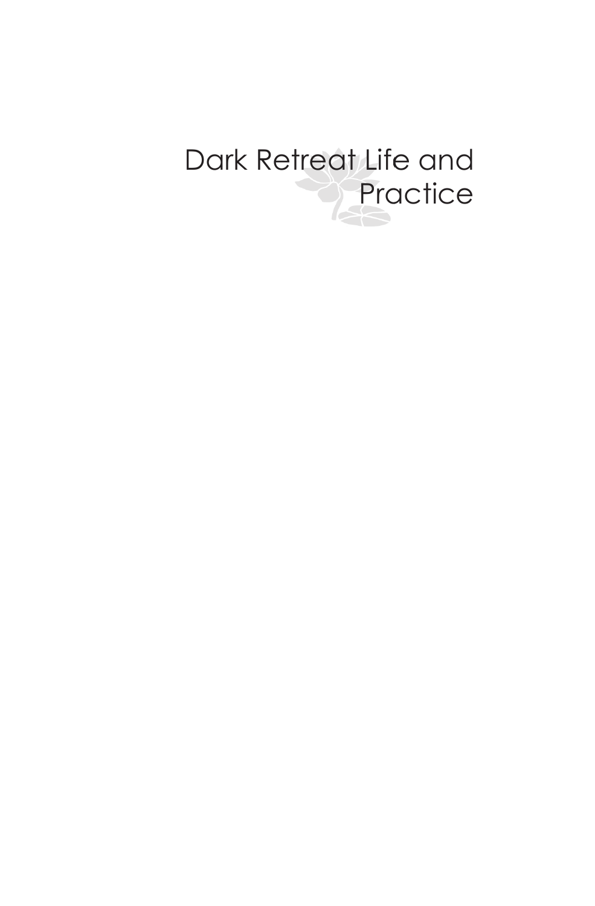# Dark Retreat Life and Practice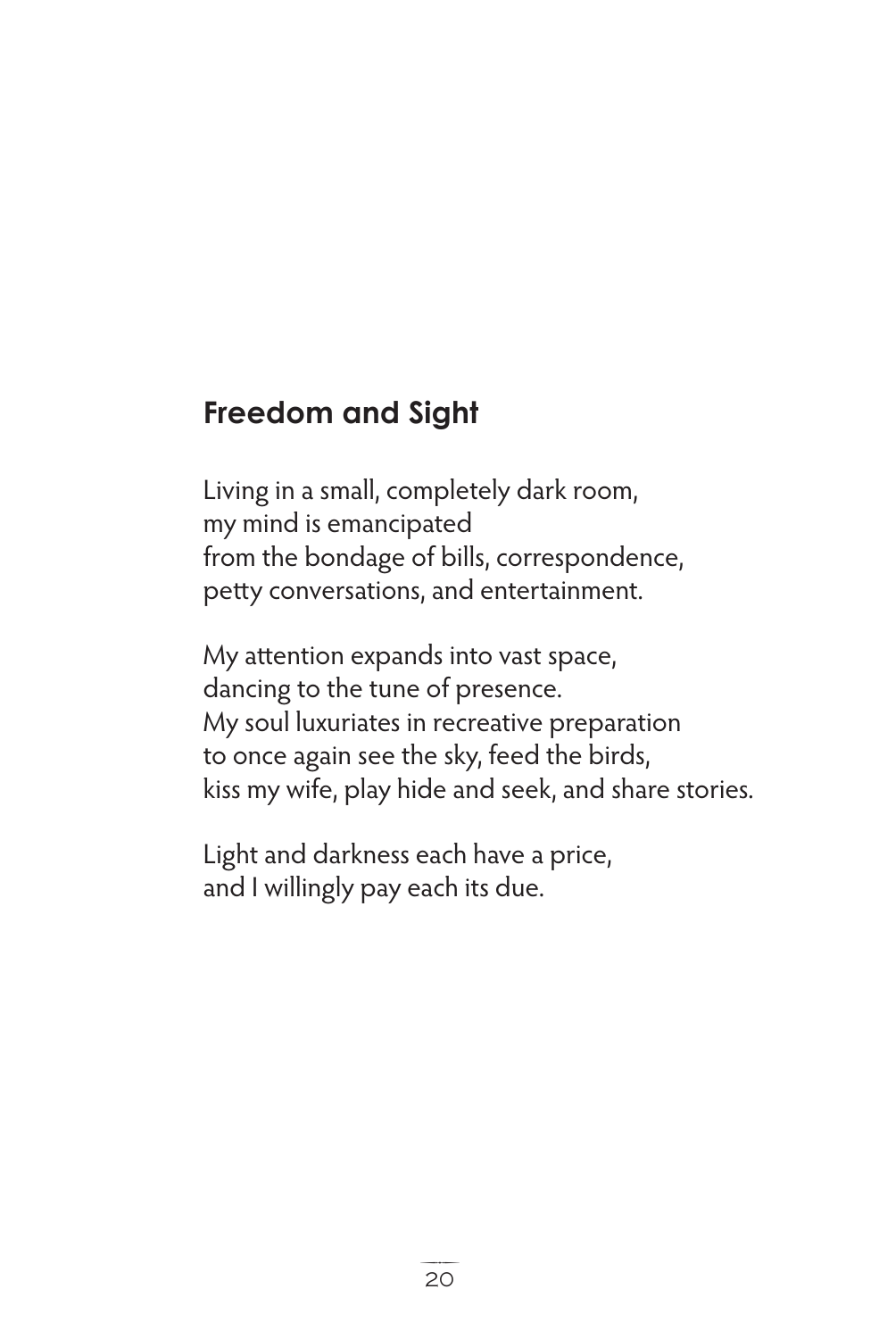## Freedom and Sight

Living in a small, completely dark room,
my mind is emancipated
from the bondage of bills, correspondence,
petty conversations, and entertainment.

My attention expands into vast space,
dancing to the tune of presence.
My soul luxuriates in recreative preparation
to once again see the sky, feed the birds,
kiss my wife, play hide and seek, and share stories.

Light and darkness each have a price,
and I willingly pay each its due.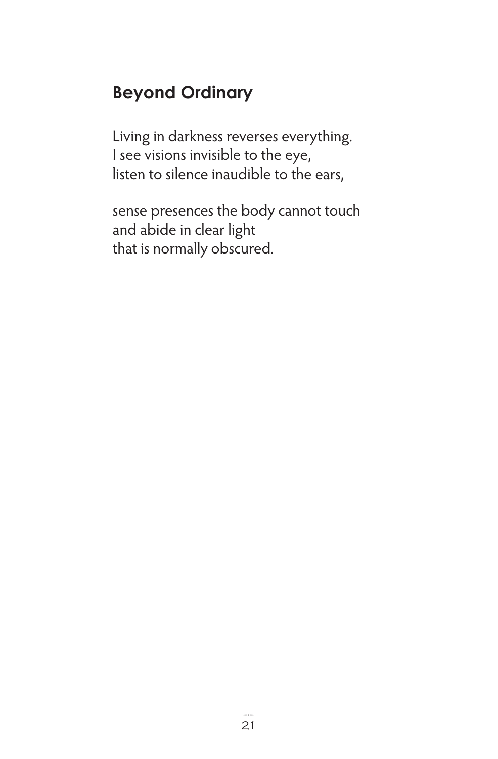## Beyond Ordinary

Living in darkness reverses everything.
I see visions invisible to the eye,
listen to silence inaudible to the ears,

sense presences the body cannot touch
and abide in clear light
that is normally obscured.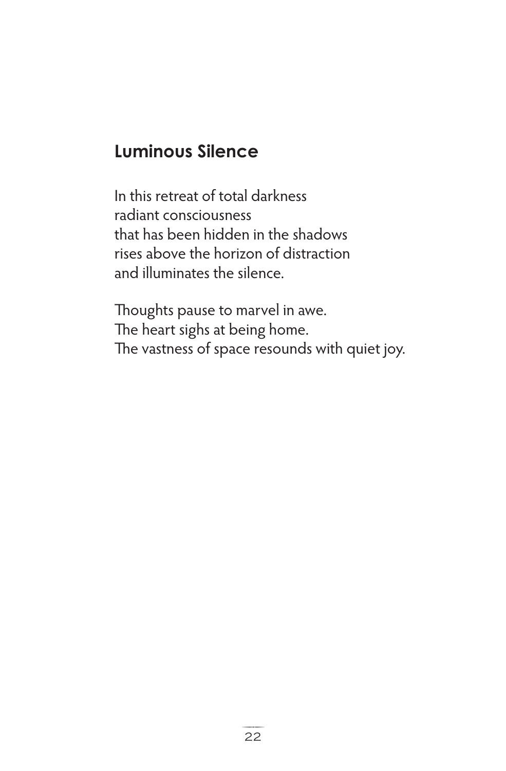## Luminous Silence

In this retreat of total darkness
radiant consciousness
that has been hidden in the shadows
rises above the horizon of distraction
and illuminates the silence.

Thoughts pause to marvel in awe.
The heart sighs at being home.
The vastness of space resounds with quiet joy.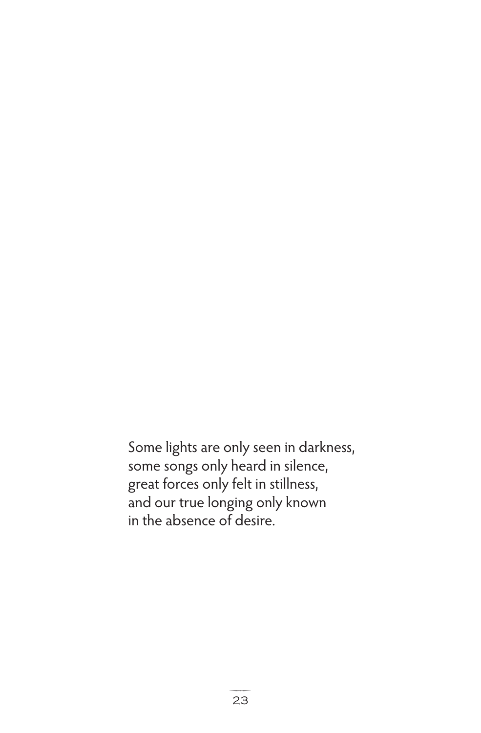Some lights are only seen in darkness,
some songs only heard in silence,
great forces only felt in stillness,
and our true longing only known
in the absence of desire.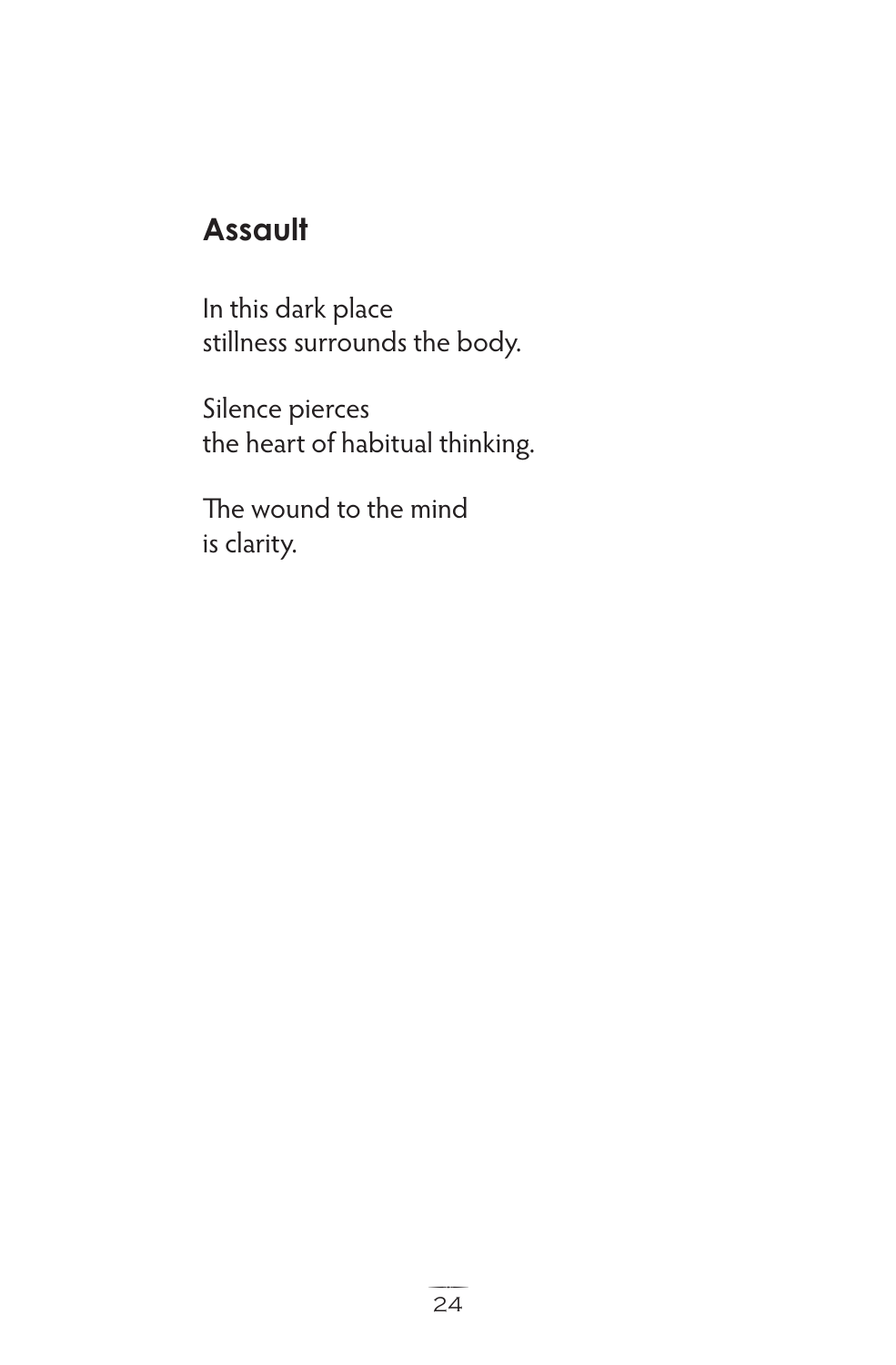## Assault

In this dark place
stillness surrounds the body.

Silence pierces
the heart of habitual thinking.

The wound to the mind
is clarity.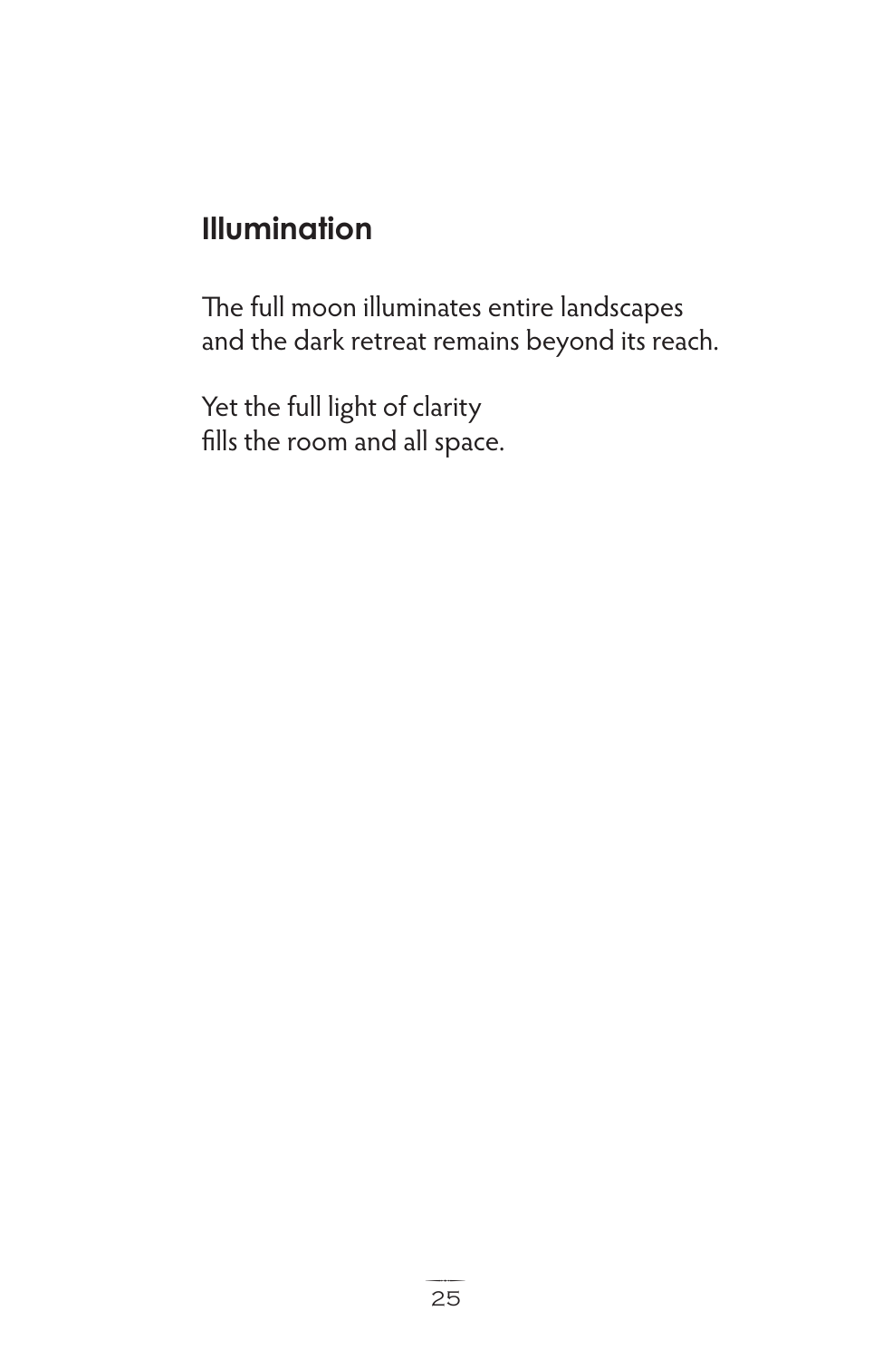## Illumination

The full moon illuminates entire landscapes
and the dark retreat remains beyond its reach.

Yet the full light of clarity
fills the room and all space.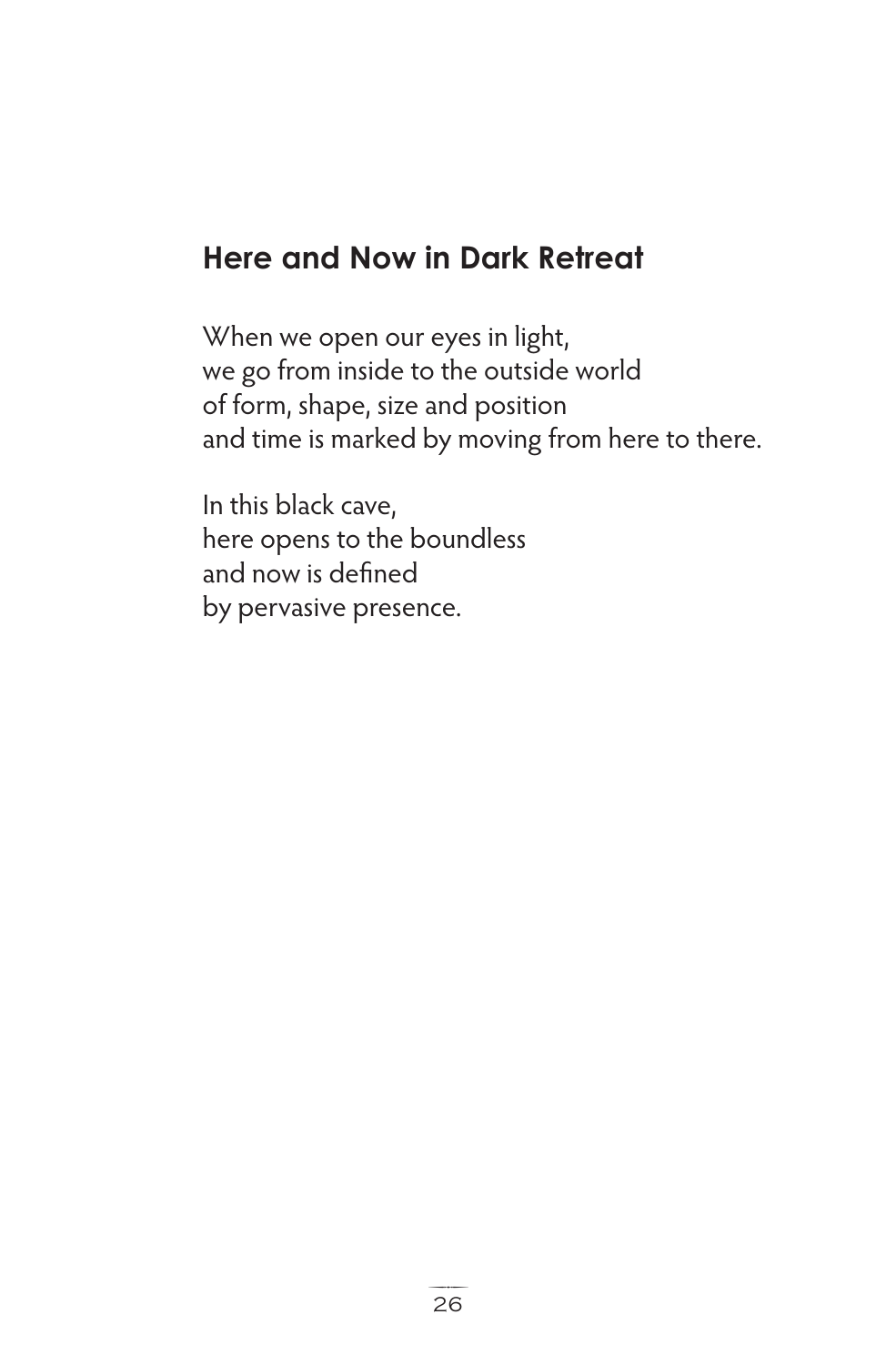## Here and Now in Dark Retreat

When we open our eyes in light,  
we go from inside to the outside world  
of form, shape, size and position  
and time is marked by moving from here to there.

In this black cave,  
here opens to the boundless  
and now is defined  
by pervasive presence.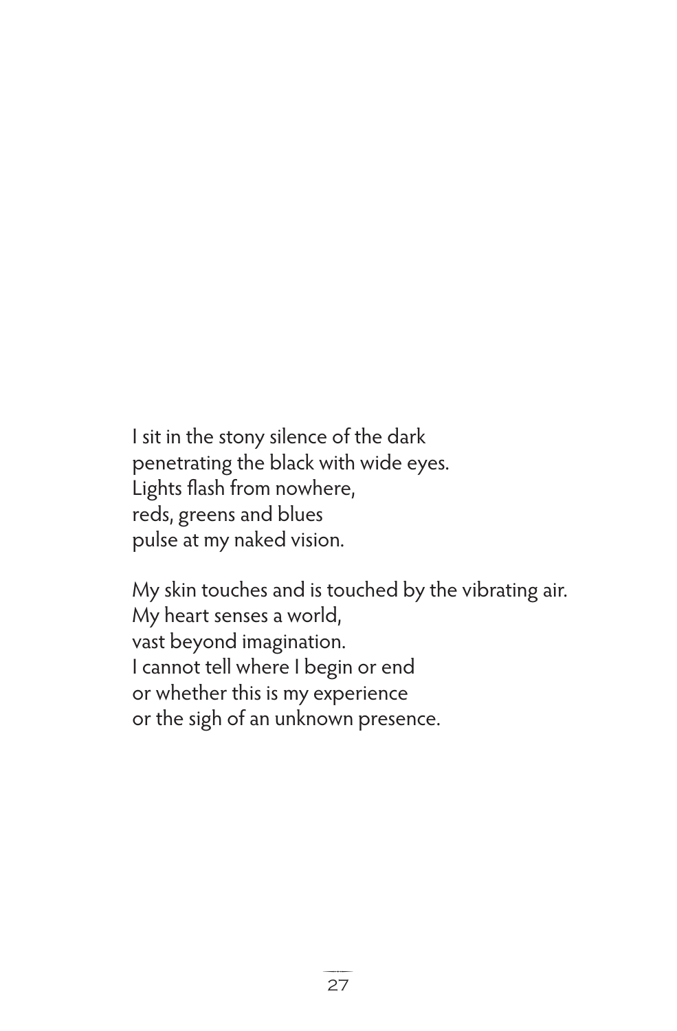I sit in the stony silence of the dark  
penetrating the black with wide eyes.  
Lights flash from nowhere,  
reds, greens and blues  
pulse at my naked vision.

My skin touches and is touched by the vibrating air.  
My heart senses a world,  
vast beyond imagination.  
I cannot tell where I begin or end  
or whether this is my experience  
or the sigh of an unknown presence.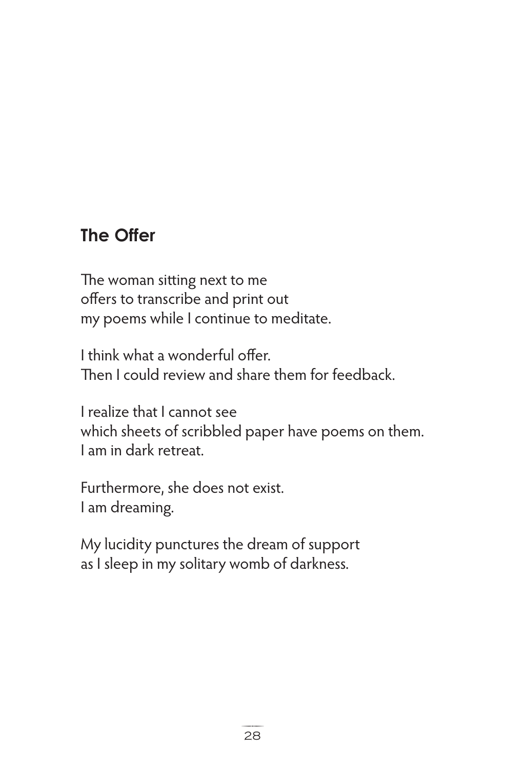## The Offer

The woman sitting next to me  
offers to transcribe and print out  
my poems while I continue to meditate.

I think what a wonderful offer.  
Then I could review and share them for feedback.

I realize that I cannot see  
which sheets of scribbled paper have poems on them.  
I am in dark retreat.

Furthermore, she does not exist.  
I am dreaming.

My lucidity punctures the dream of support  
as I sleep in my solitary womb of darkness.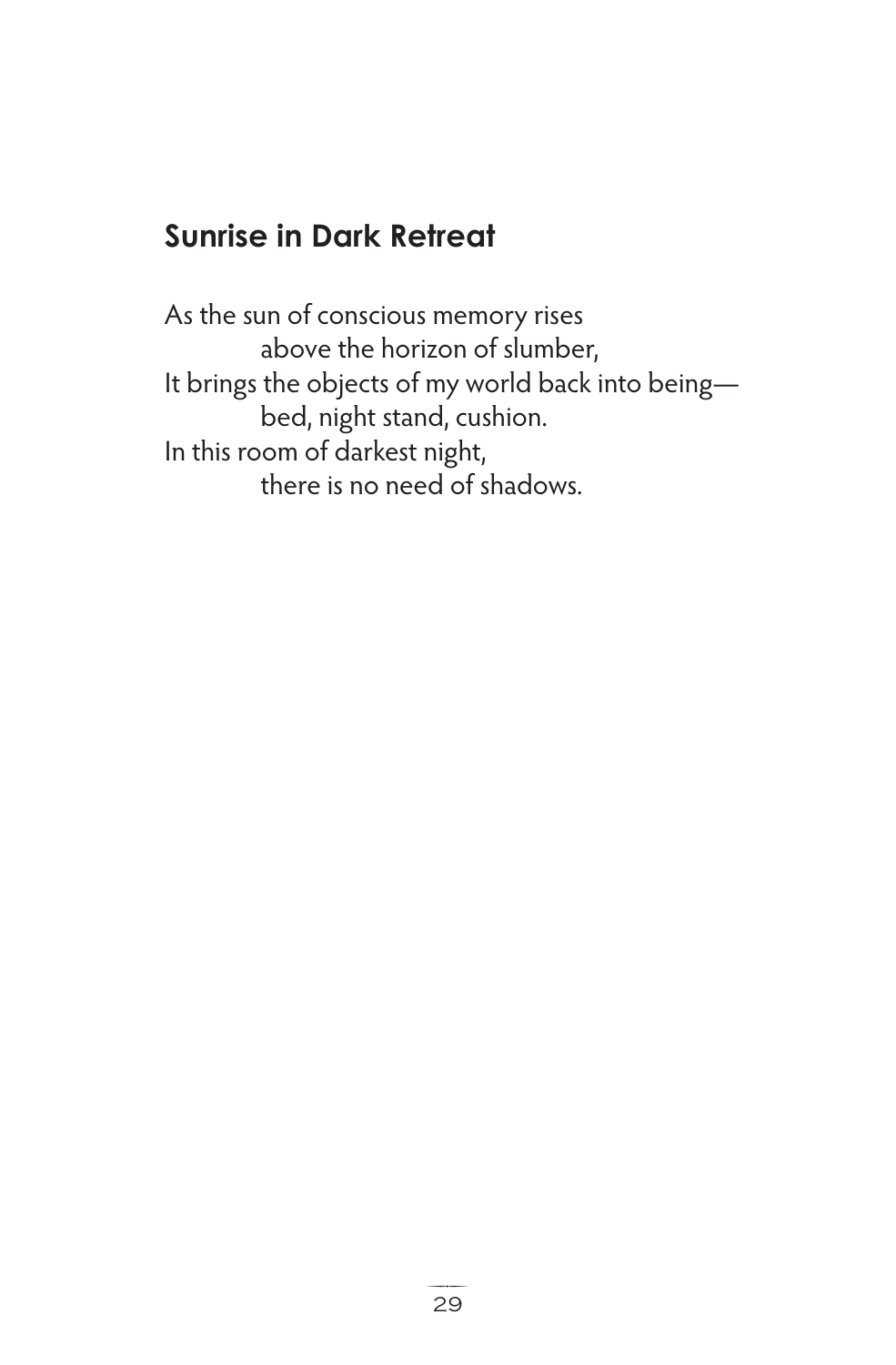## Sunrise in Dark Retreat

As the sun of conscious memory rises  
&emsp;&emsp;&emsp;above the horizon of slumber,  
It brings the objects of my world back into being—  
&emsp;&emsp;&emsp;bed, night stand, cushion.  
In this room of darkest night,  
&emsp;&emsp;&emsp;there is no need of shadows.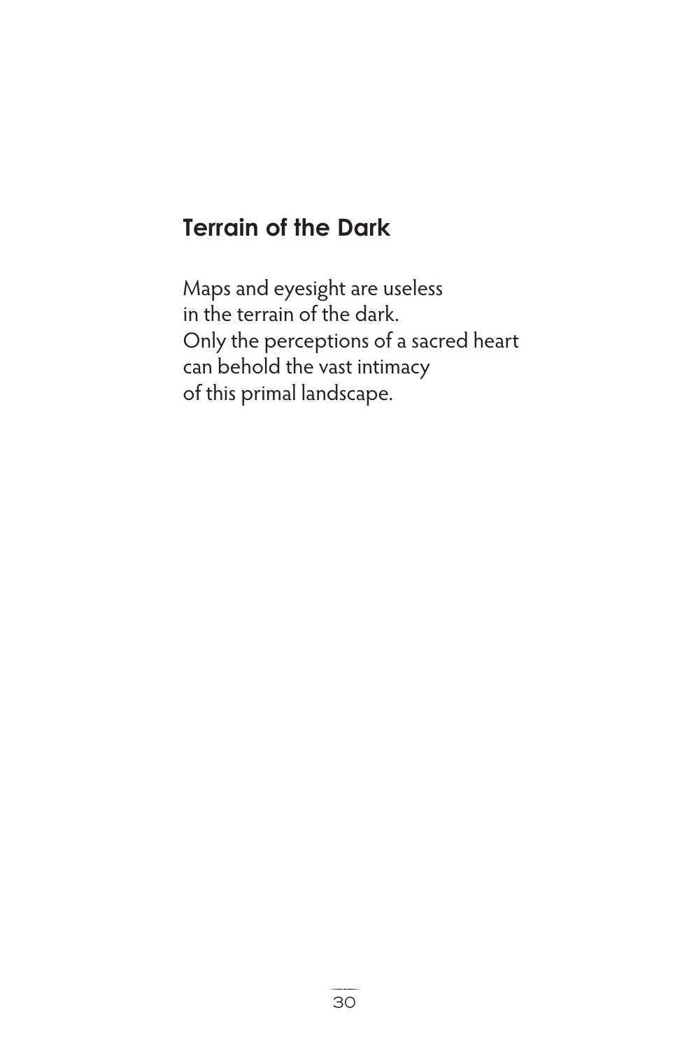## Terrain of the Dark

Maps and eyesight are useless  
in the terrain of the dark.  
Only the perceptions of a sacred heart  
can behold the vast intimacy  
of this primal landscape.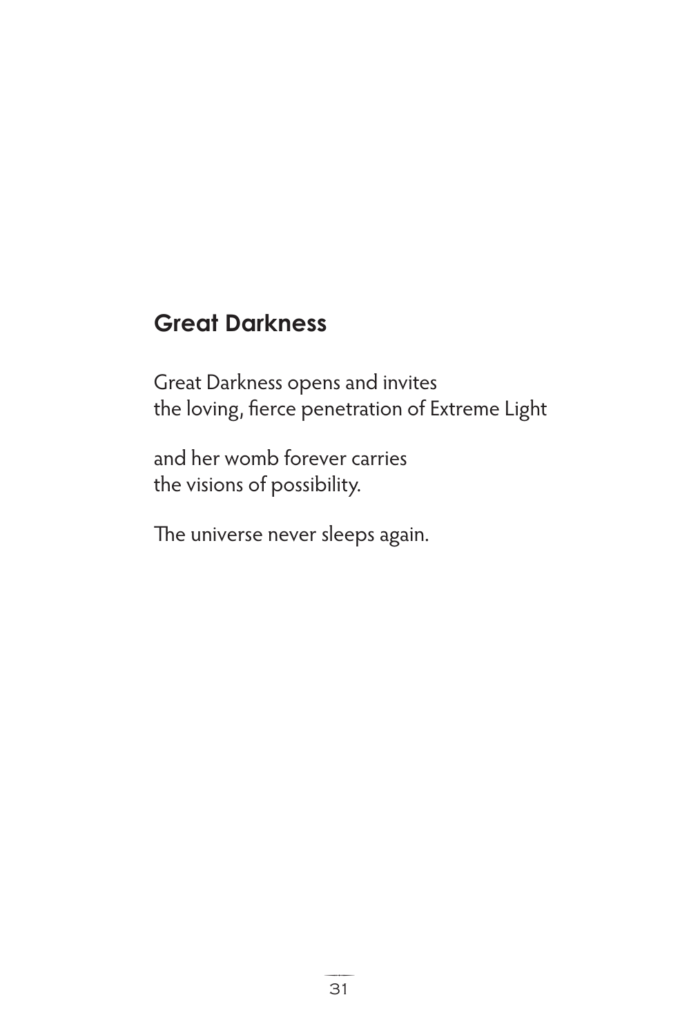## Great Darkness

Great Darkness opens and invites
the loving, fierce penetration of Extreme Light

and her womb forever carries
the visions of possibility.

The universe never sleeps again.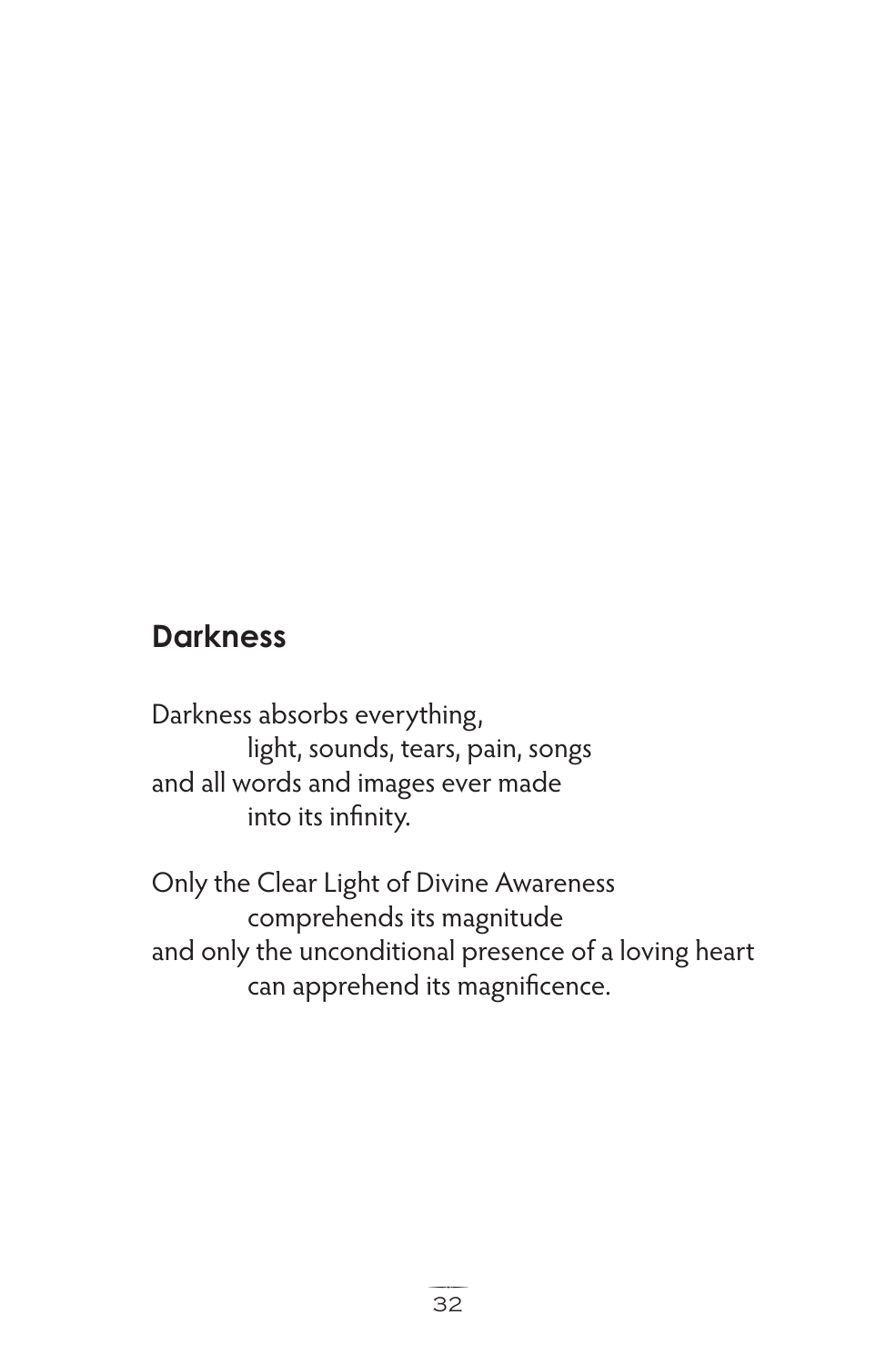## Darkness

Darkness absorbs everything,
light, sounds, tears, pain, songs
and all words and images ever made
into its infinity.

Only the Clear Light of Divine Awareness
comprehends its magnitude
and only the unconditional presence of a loving heart
can apprehend its magnificence.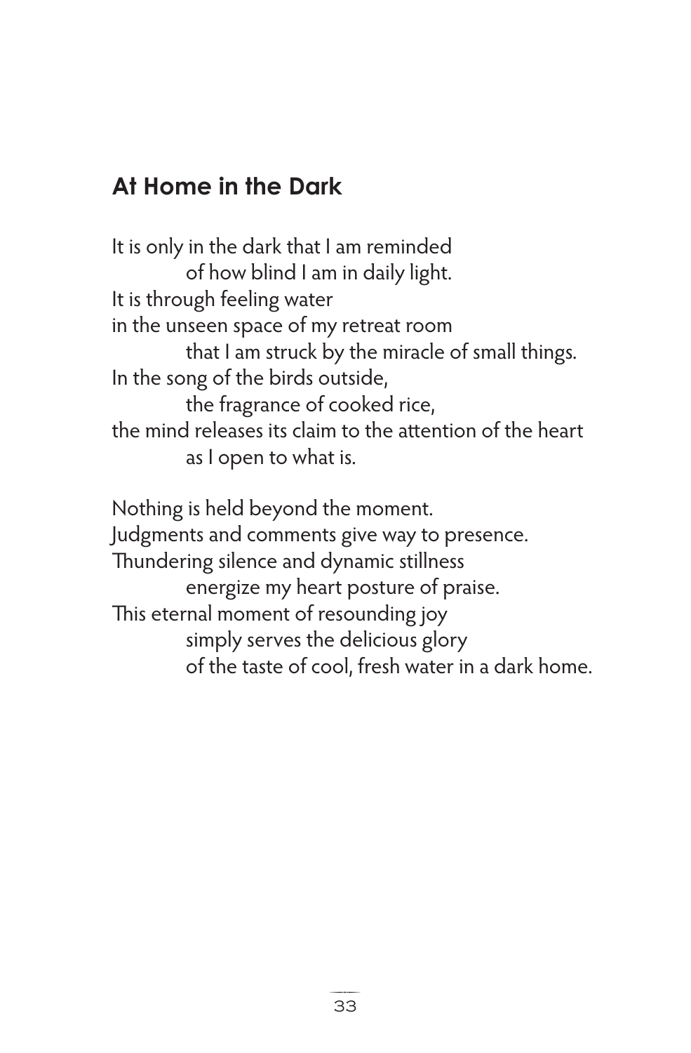## At Home in the Dark

It is only in the dark that I am reminded  
&emsp;&emsp;&emsp;of how blind I am in daily light.  
It is through feeling water  
in the unseen space of my retreat room  
&emsp;&emsp;&emsp;that I am struck by the miracle of small things.  
In the song of the birds outside,  
&emsp;&emsp;&emsp;the fragrance of cooked rice,  
the mind releases its claim to the attention of the heart  
&emsp;&emsp;&emsp;as I open to what is.

Nothing is held beyond the moment.  
Judgments and comments give way to presence.  
Thundering silence and dynamic stillness  
&emsp;&emsp;&emsp;energize my heart posture of praise.  
This eternal moment of resounding joy  
&emsp;&emsp;&emsp;simply serves the delicious glory  
&emsp;&emsp;&emsp;of the taste of cool, fresh water in a dark home.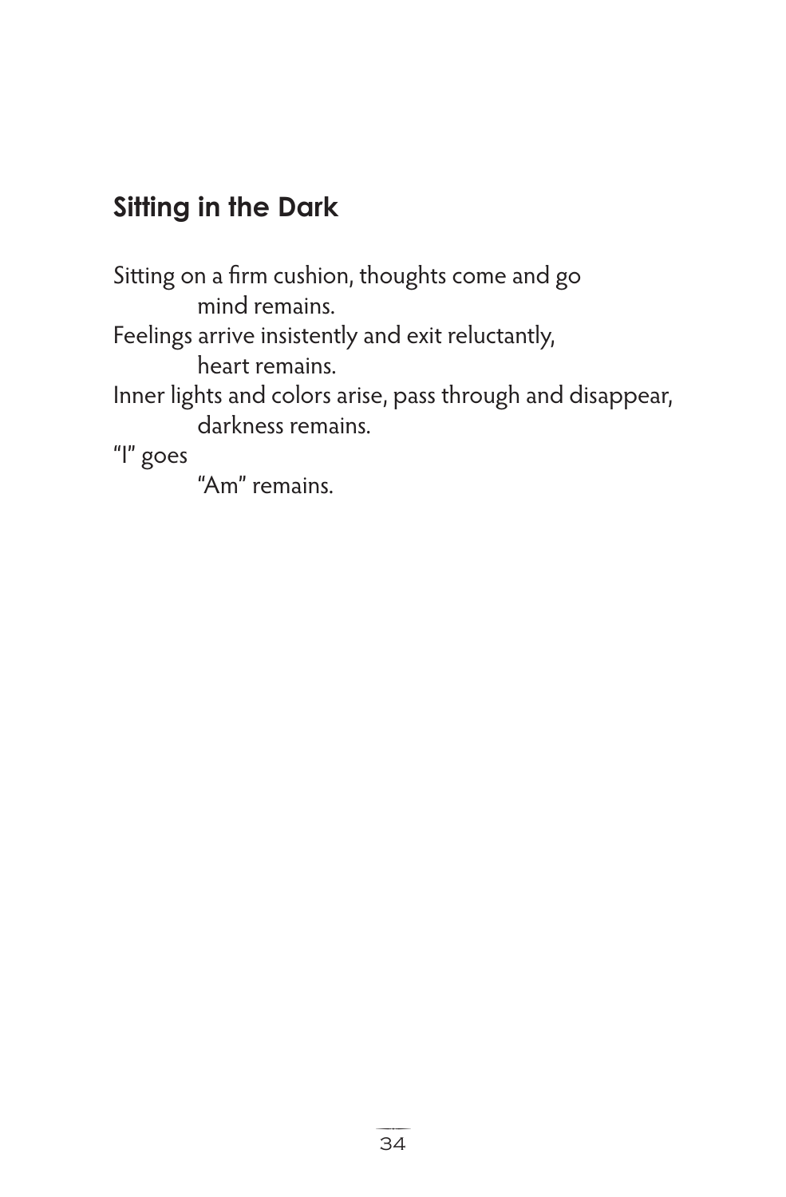## Sitting in the Dark

Sitting on a firm cushion, thoughts come and go
    mind remains.
Feelings arrive insistently and exit reluctantly,
    heart remains.
Inner lights and colors arise, pass through and disappear,
    darkness remains.
“I” goes
    “Am” remains.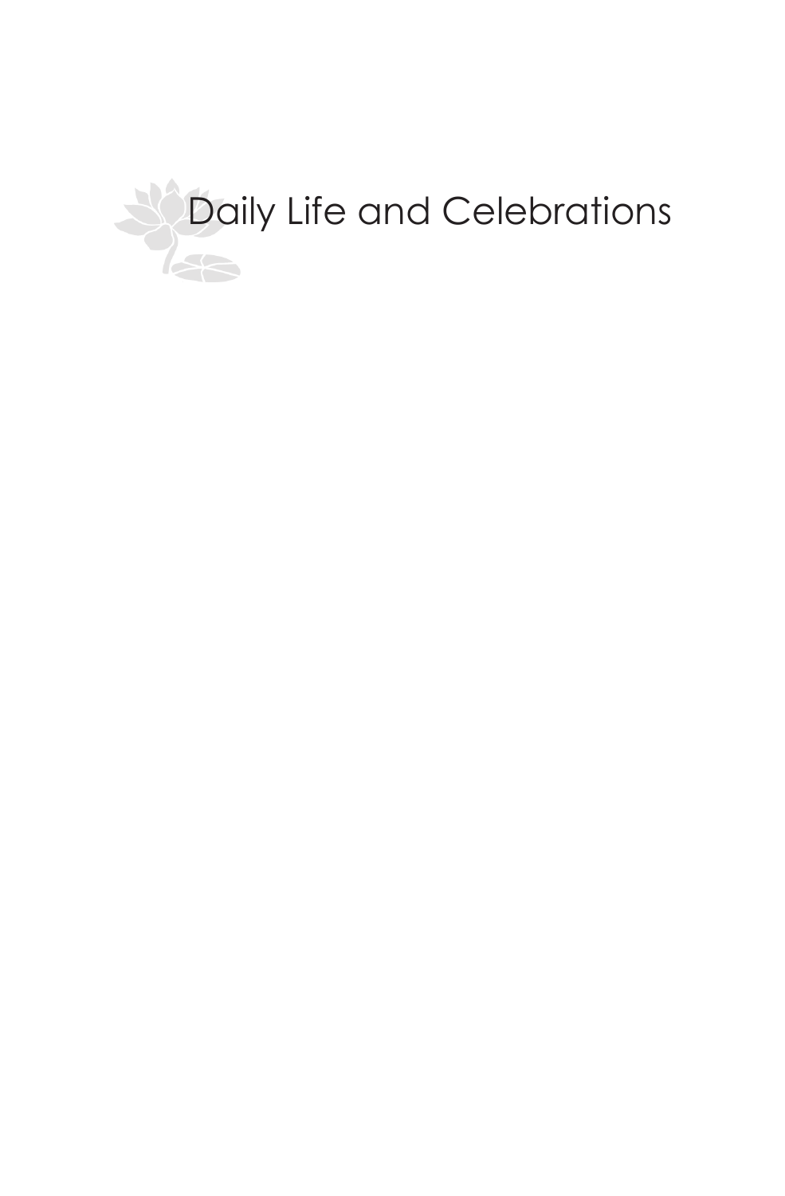# Daily Life and Celebrations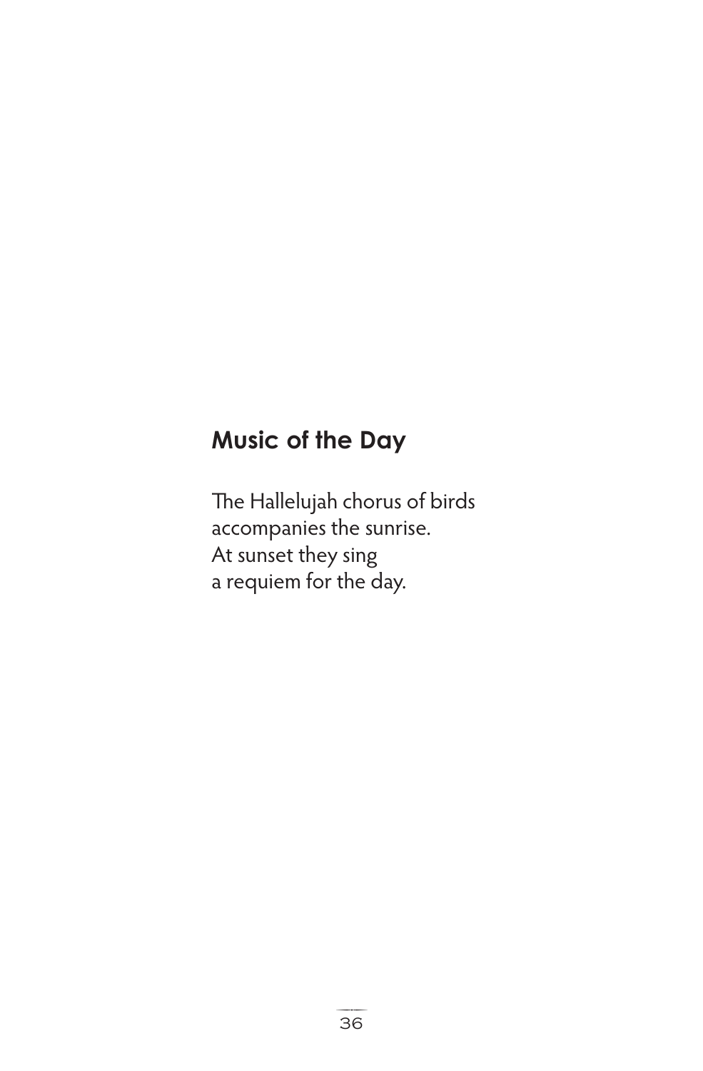## Music of the Day

The Hallelujah chorus of birds  
accompanies the sunrise.  
At sunset they sing  
a requiem for the day.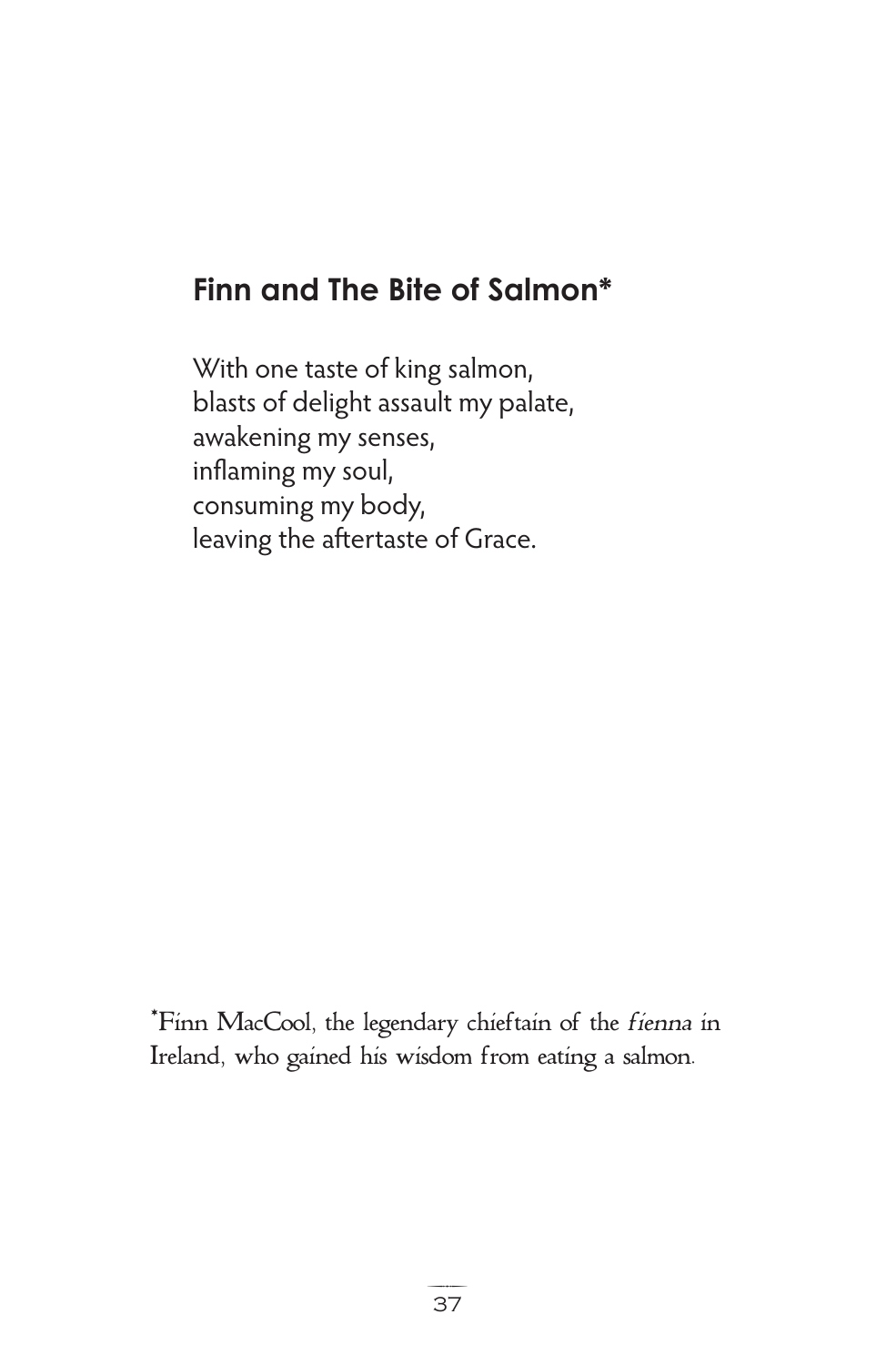## Finn and The Bite of Salmon*

With one taste of king salmon,  
blasts of delight assault my palate,  
awakening my senses,  
inflaming my soul,  
consuming my body,  
leaving the aftertaste of Grace.

*Finn MacCool, the legendary chieftain of the *fíenna* in Ireland, who gained his wisdom from eating a salmon.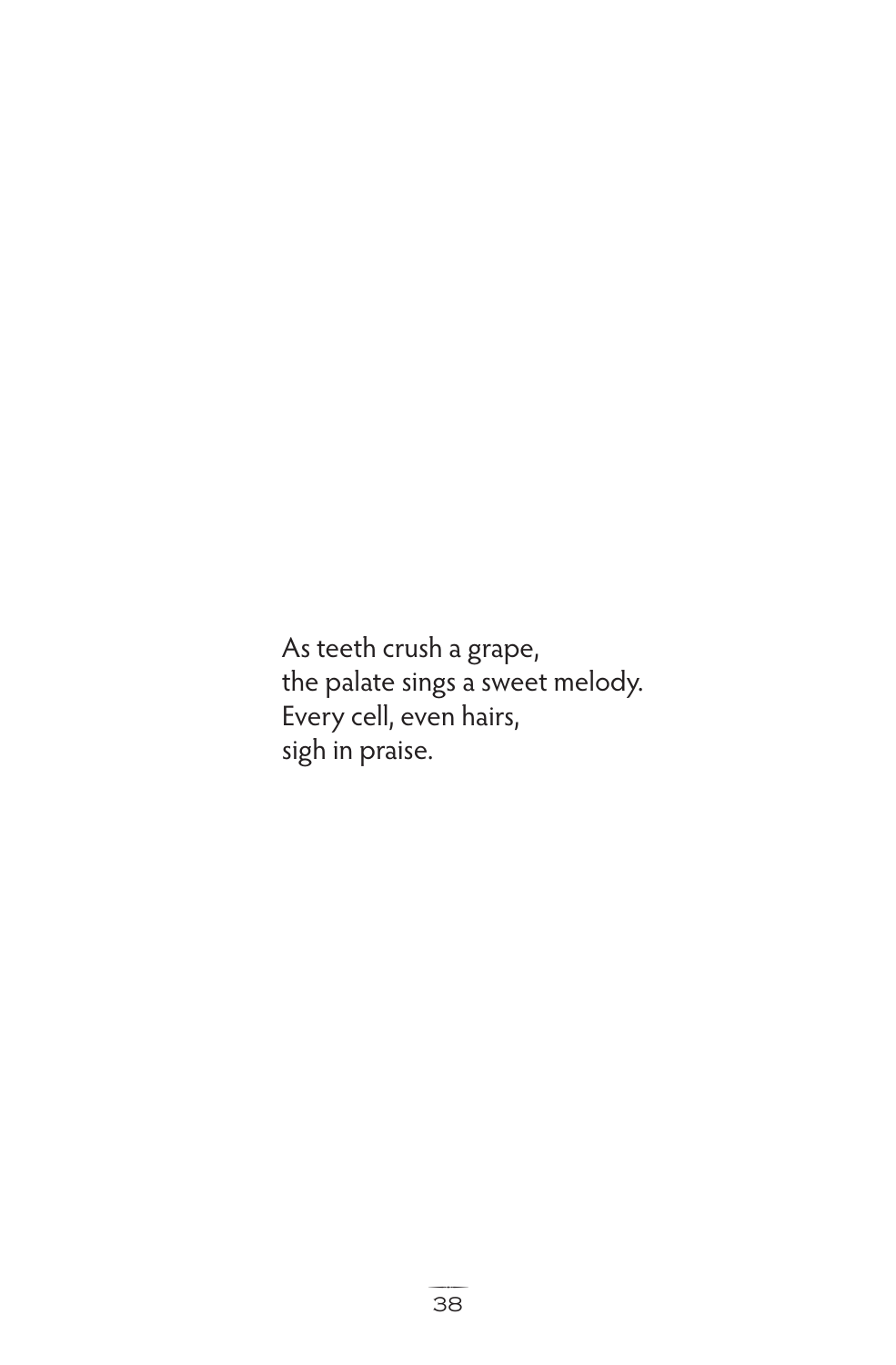As teeth crush a grape,  
the palate sings a sweet melody.  
Every cell, even hairs,  
sigh in praise.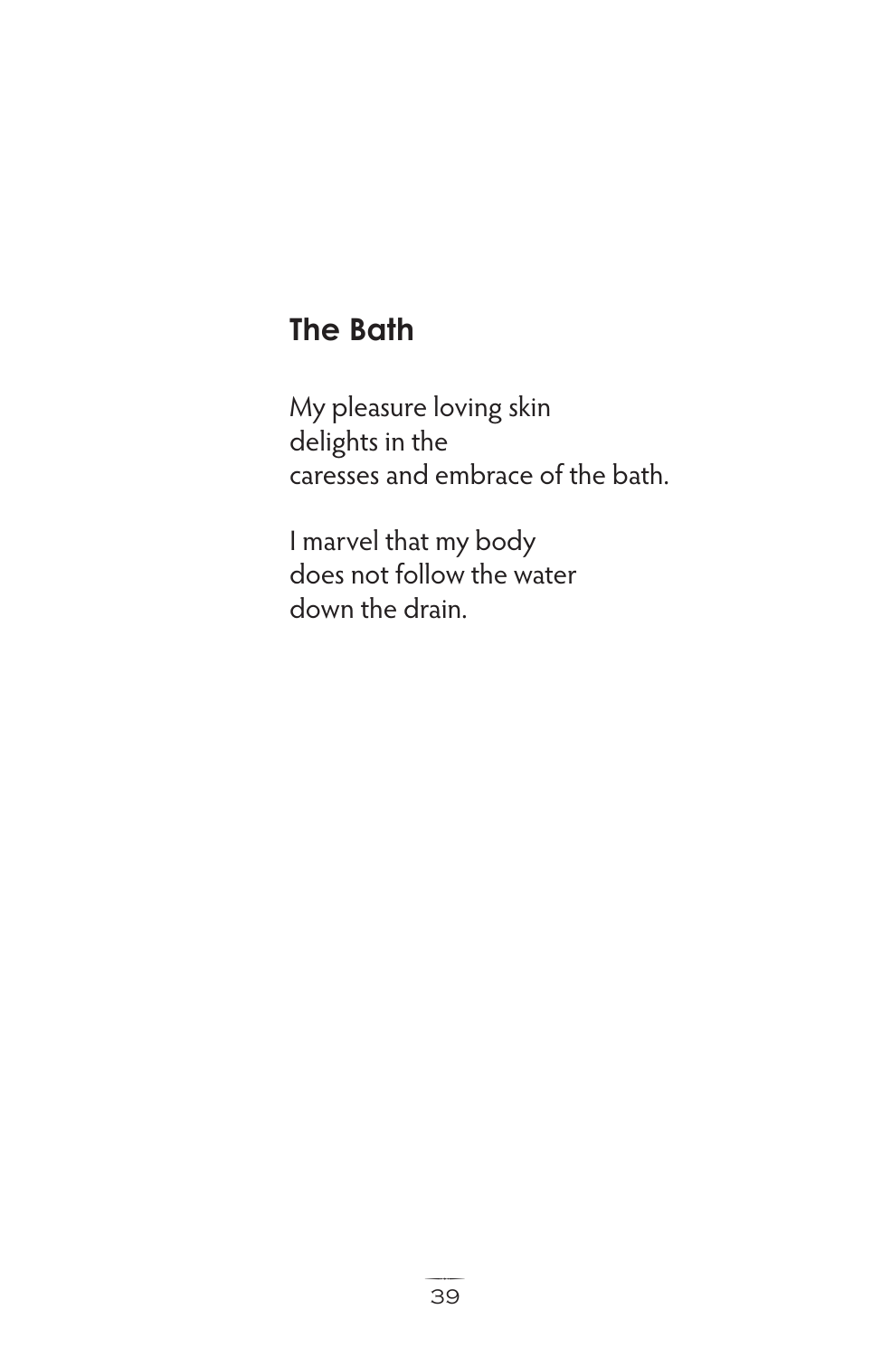## The Bath

My pleasure loving skin  
delights in the  
caresses and embrace of the bath.

I marvel that my body  
does not follow the water  
down the drain.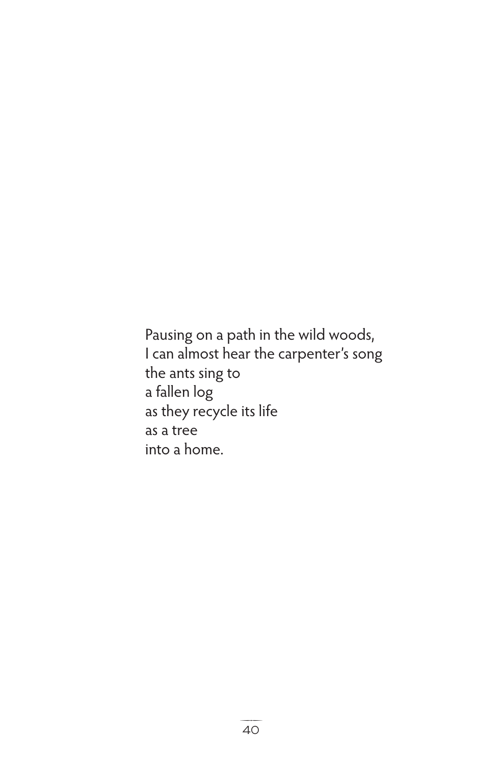Pausing on a path in the wild woods,
I can almost hear the carpenter's song
the ants sing to
a fallen log
as they recycle its life
as a tree
into a home.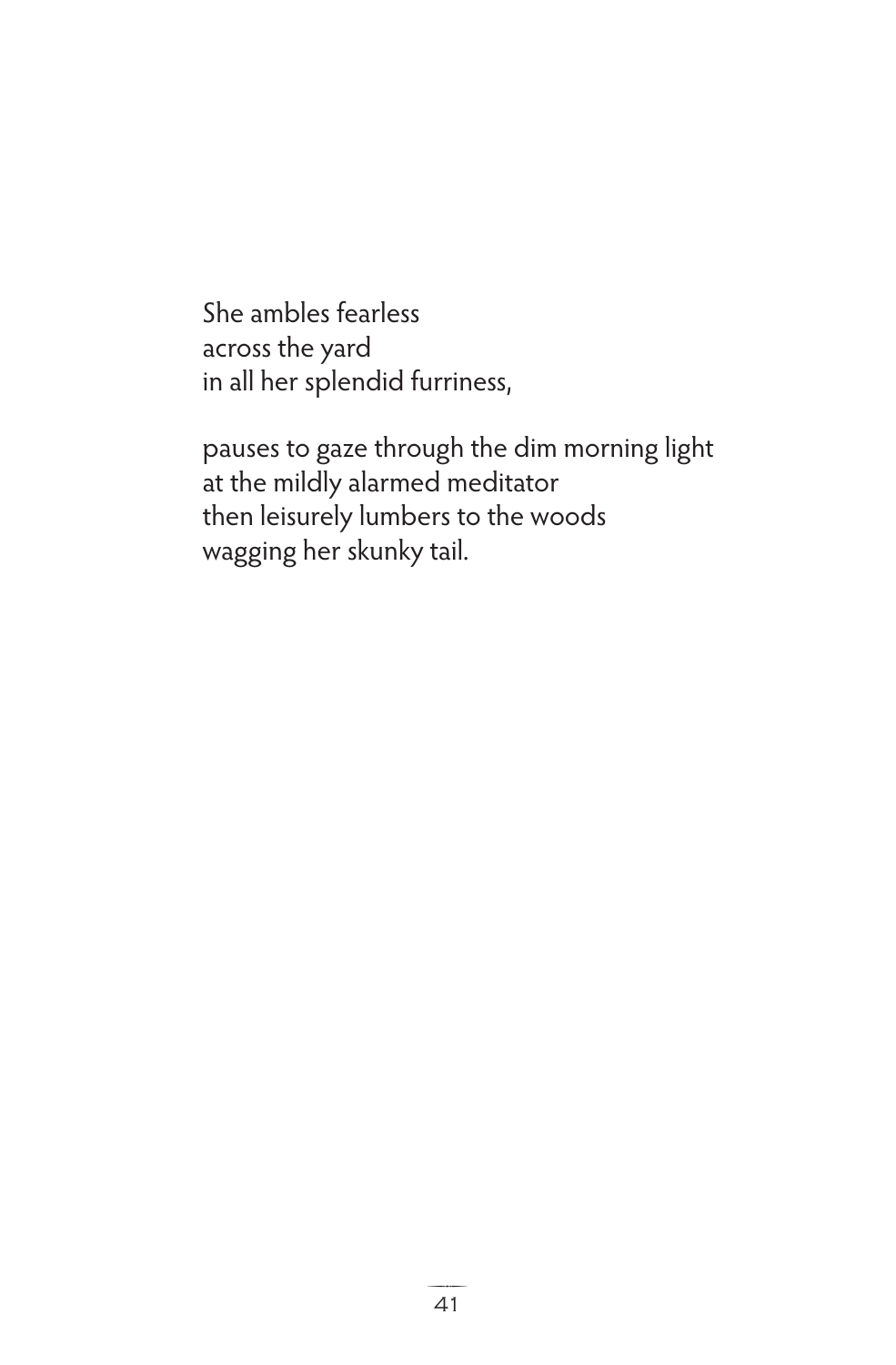She ambles fearless  
across the yard  
in all her splendid furriness,

pauses to gaze through the dim morning light  
at the mildly alarmed meditator  
then leisurely lumbers to the woods  
wagging her skunky tail.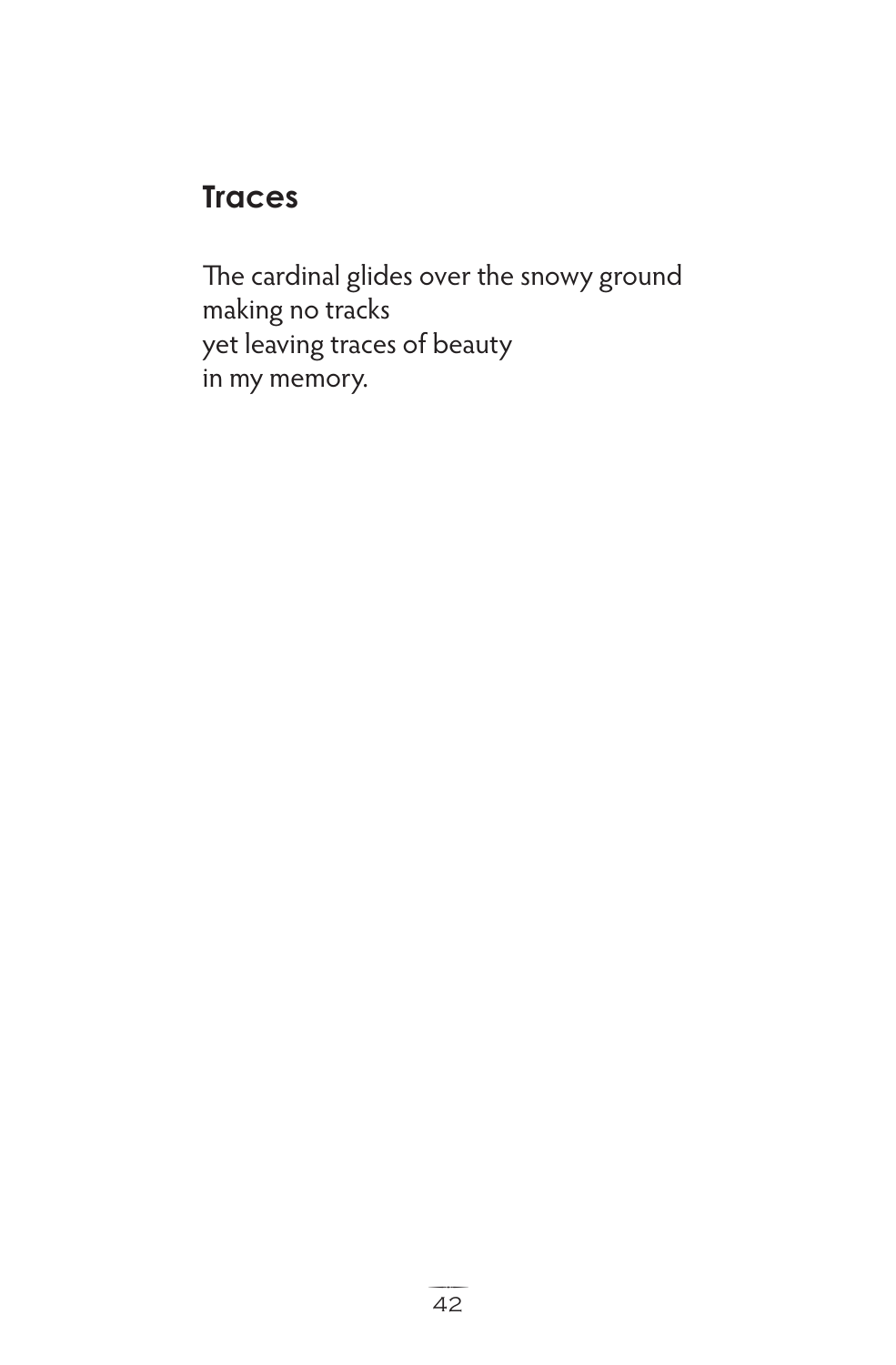## Traces

The cardinal glides over the snowy ground
making no tracks
yet leaving traces of beauty
in my memory.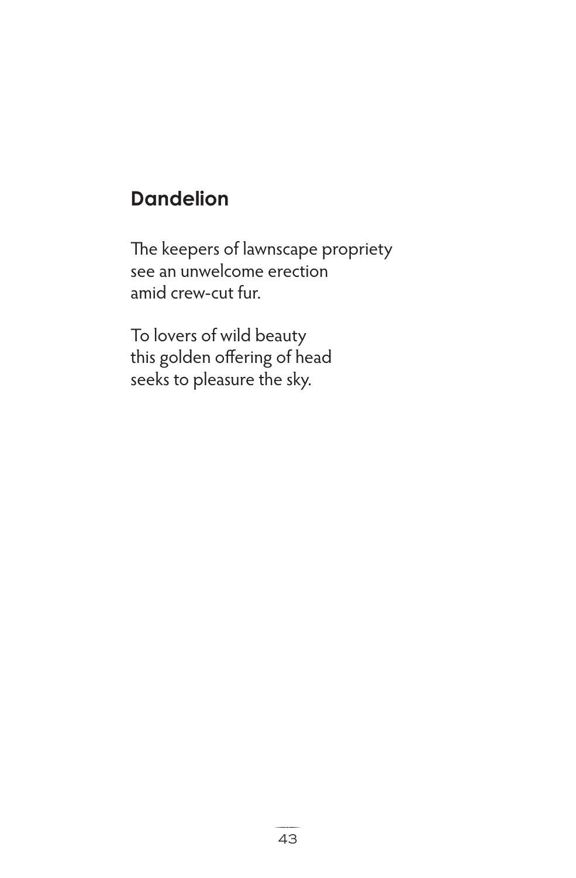## Dandelion

The keepers of lawnscape propriety  
see an unwelcome erection  
amid crew-cut fur.

To lovers of wild beauty  
this golden offering of head  
seeks to pleasure the sky.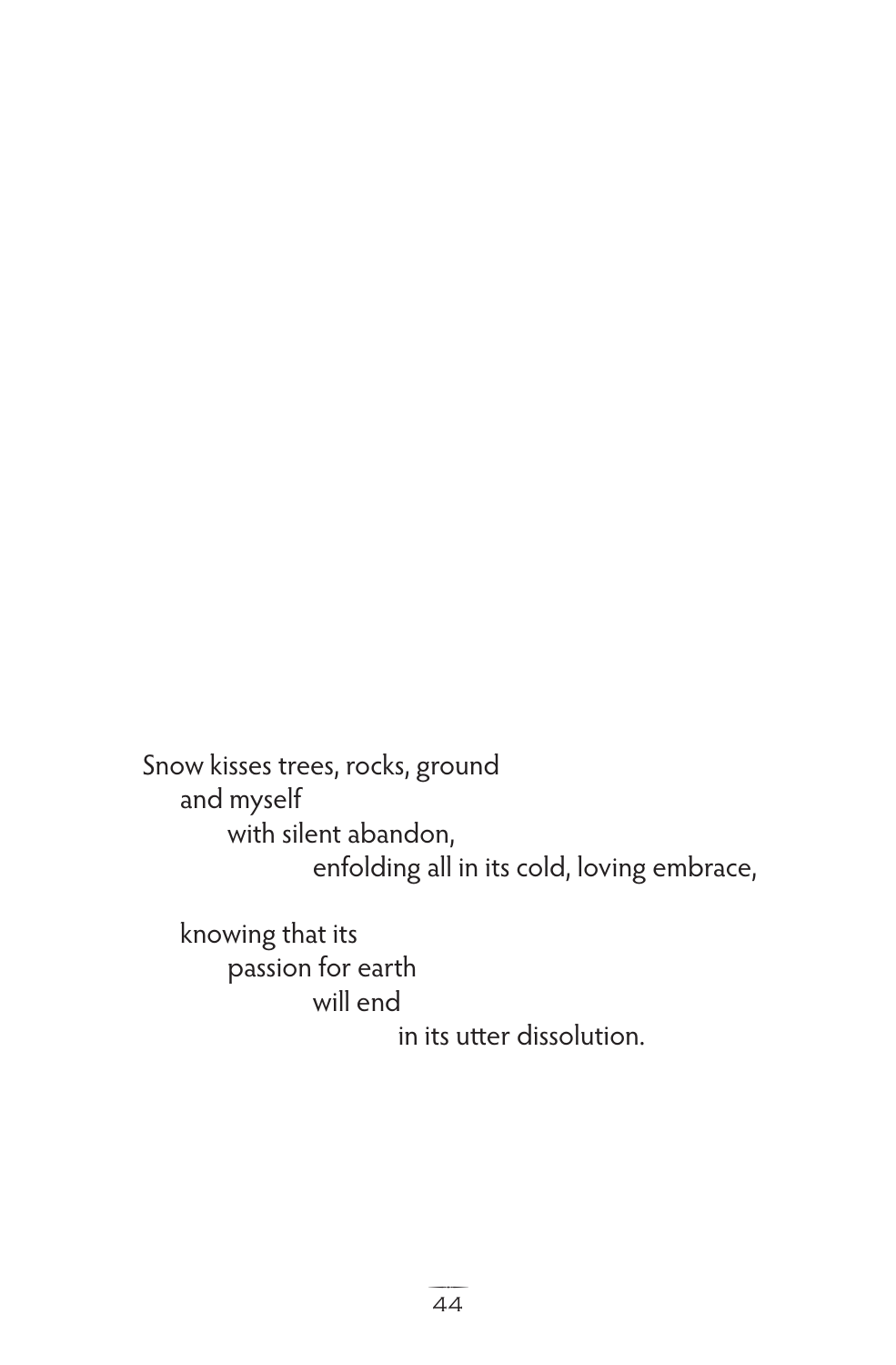Snow kisses trees, rocks, ground  
    and myself  
        with silent abandon,  
            enfolding all in its cold, loving embrace,

    knowing that its  
        passion for earth  
            will end  
                in its utter dissolution.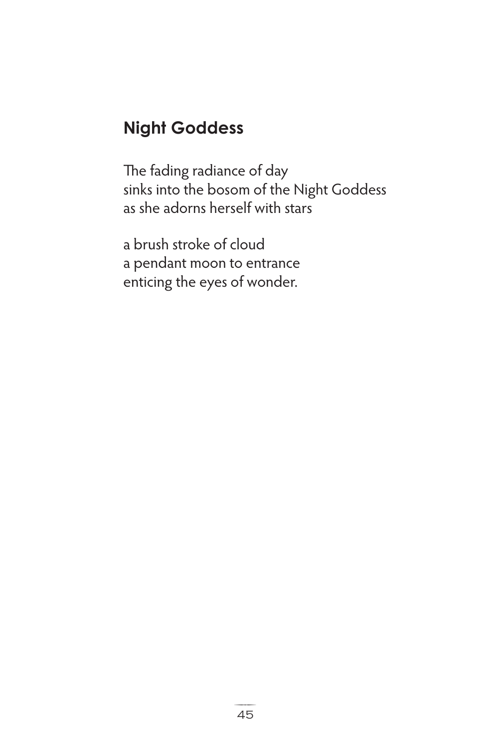## Night Goddess

The fading radiance of day  
sinks into the bosom of the Night Goddess  
as she adorns herself with stars

a brush stroke of cloud  
a pendant moon to entrance  
enticing the eyes of wonder.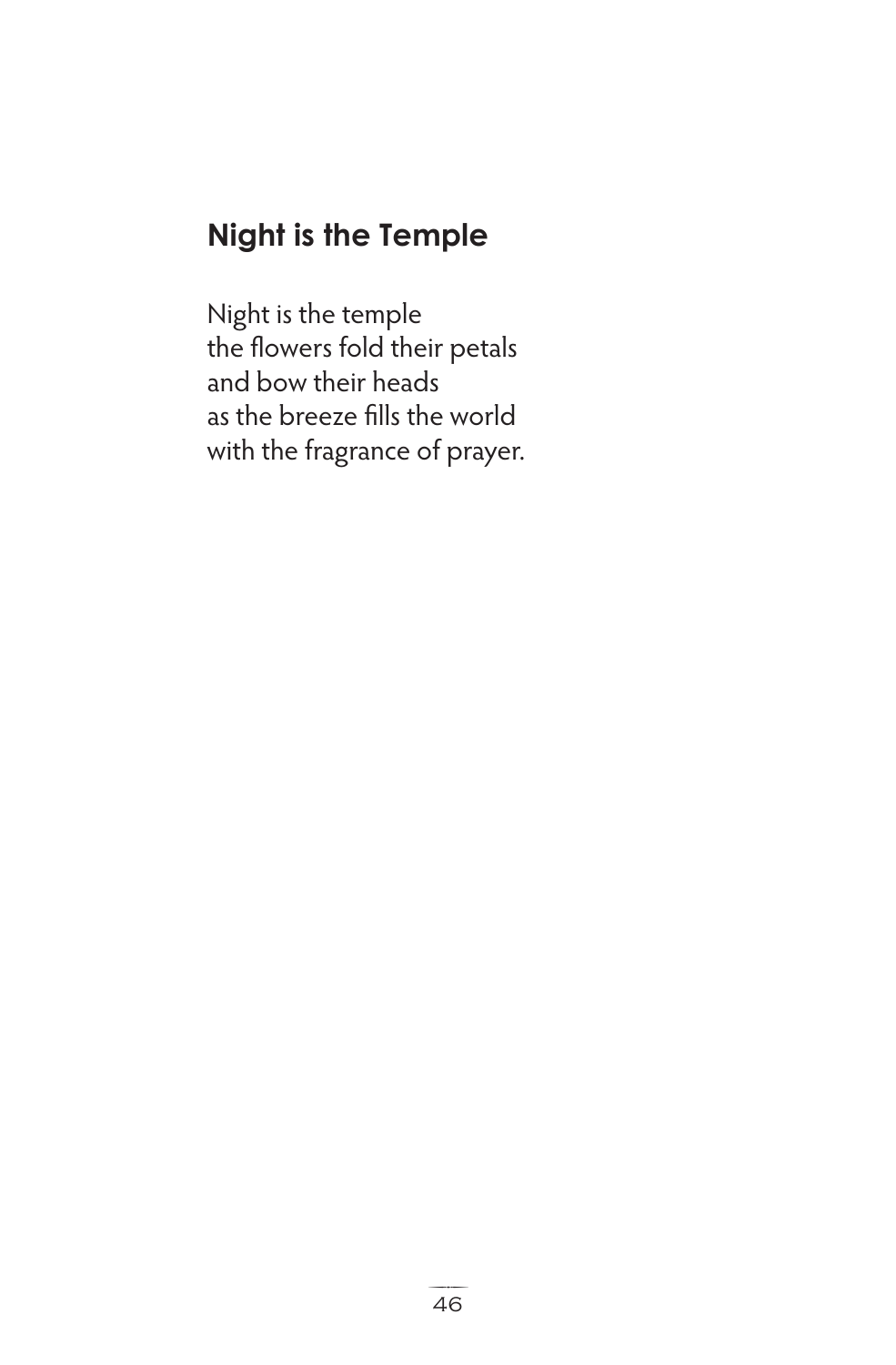## Night is the Temple

Night is the temple  
the flowers fold their petals  
and bow their heads  
as the breeze fills the world  
with the fragrance of prayer.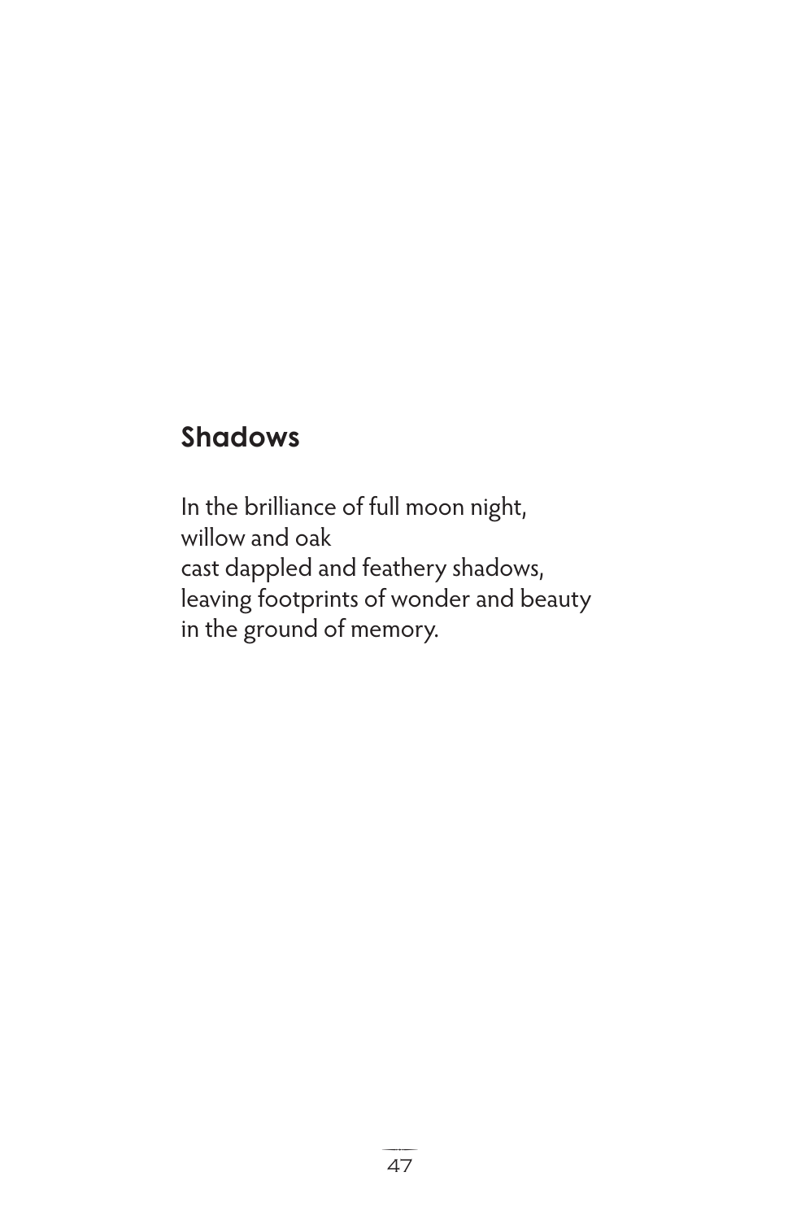## Shadows

In the brilliance of full moon night,  
willow and oak  
cast dappled and feathery shadows,  
leaving footprints of wonder and beauty  
in the ground of memory.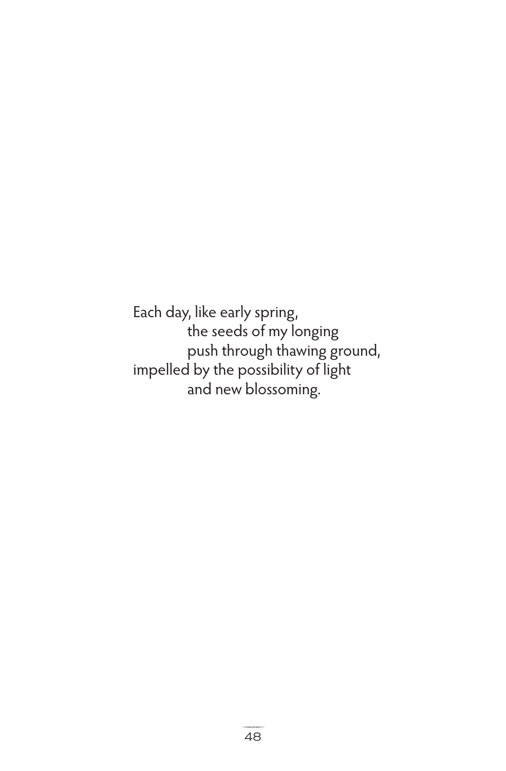Each day, like early spring,  
&nbsp;&nbsp;&nbsp;&nbsp;&nbsp;&nbsp;&nbsp;&nbsp;the seeds of my longing  
&nbsp;&nbsp;&nbsp;&nbsp;&nbsp;&nbsp;&nbsp;&nbsp;push through thawing ground,  
impelled by the possibility of light  
&nbsp;&nbsp;&nbsp;&nbsp;&nbsp;&nbsp;&nbsp;&nbsp;and new blossoming.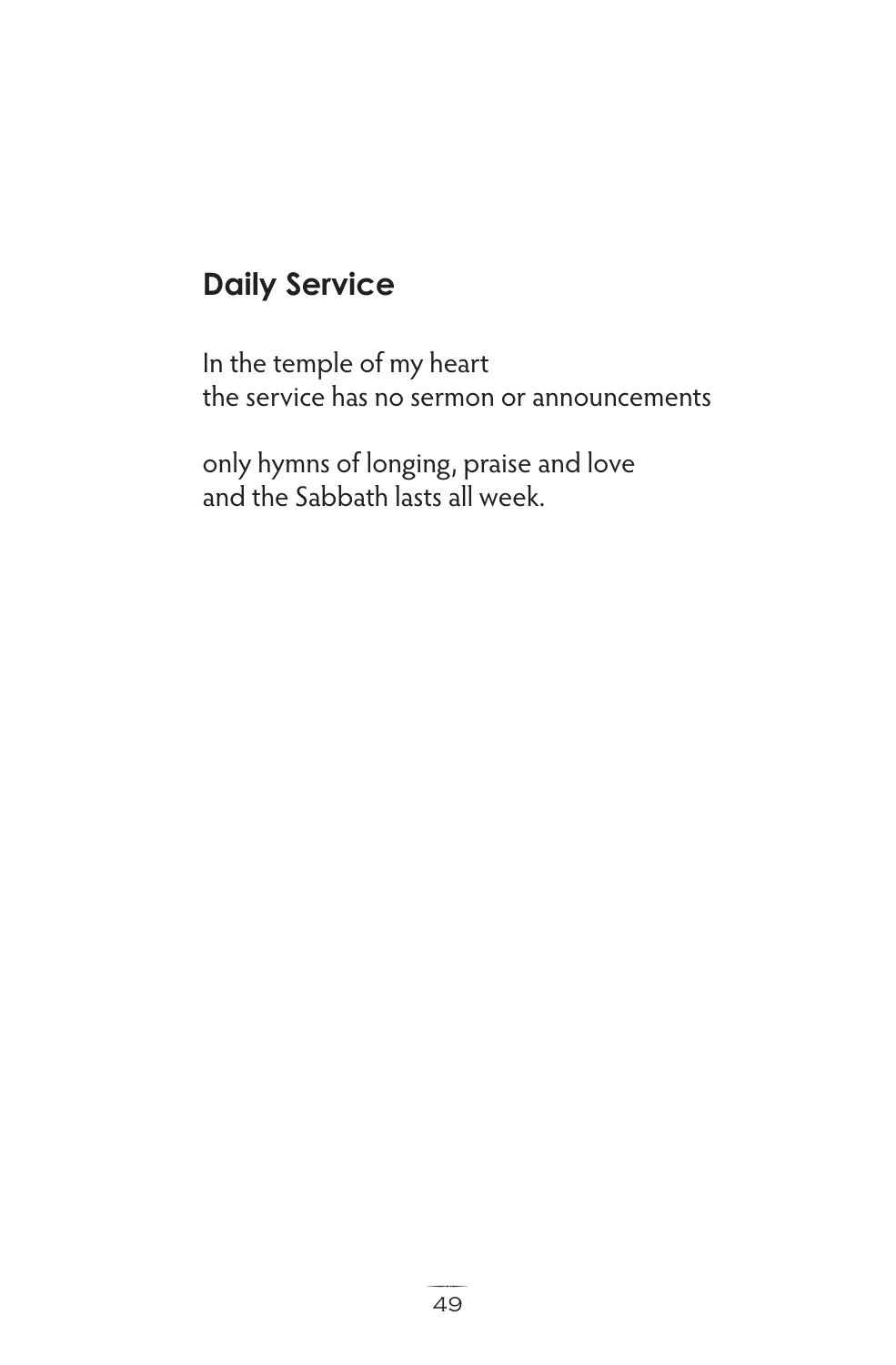## Daily Service

In the temple of my heart  
the service has no sermon or announcements

only hymns of longing, praise and love  
and the Sabbath lasts all week.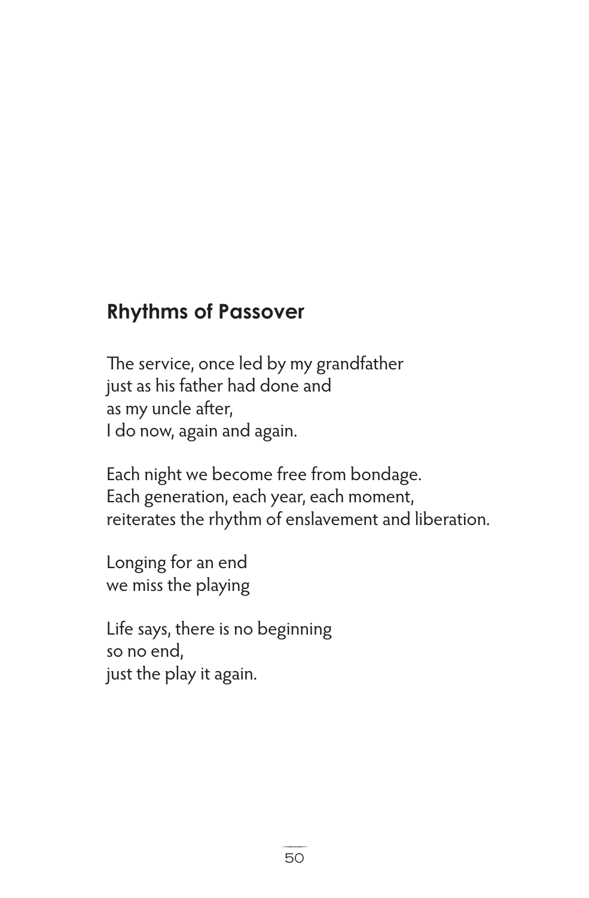## Rhythms of Passover

The service, once led by my grandfather  
just as his father had done and  
as my uncle after,  
I do now, again and again.

Each night we become free from bondage.  
Each generation, each year, each moment,  
reiterates the rhythm of enslavement and liberation.

Longing for an end  
we miss the playing

Life says, there is no beginning  
so no end,  
just the play it again.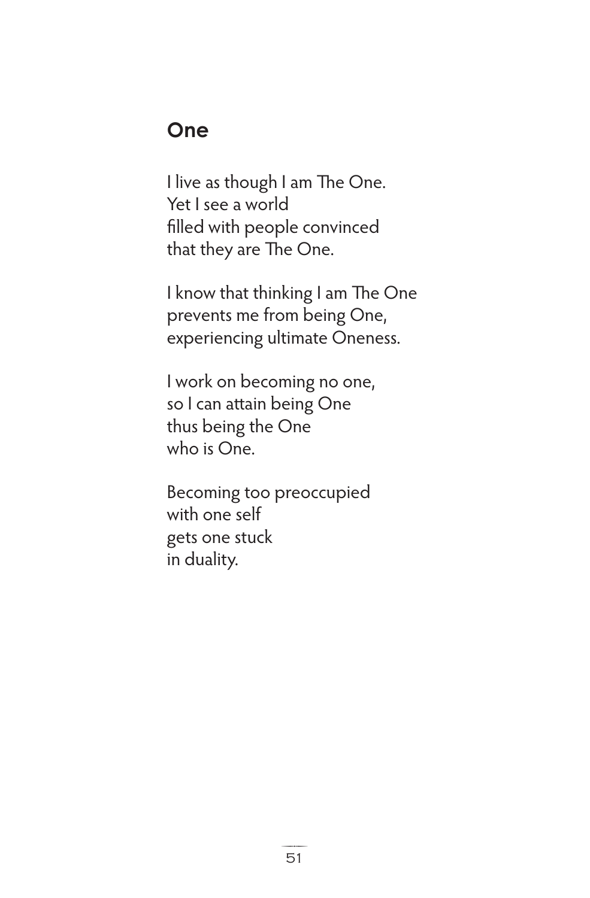## One

I live as though I am The One.
Yet I see a world
filled with people convinced
that they are The One.

I know that thinking I am The One
prevents me from being One,
experiencing ultimate Oneness.

I work on becoming no one,
so I can attain being One
thus being the One
who is One.

Becoming too preoccupied
with one self
gets one stuck
in duality.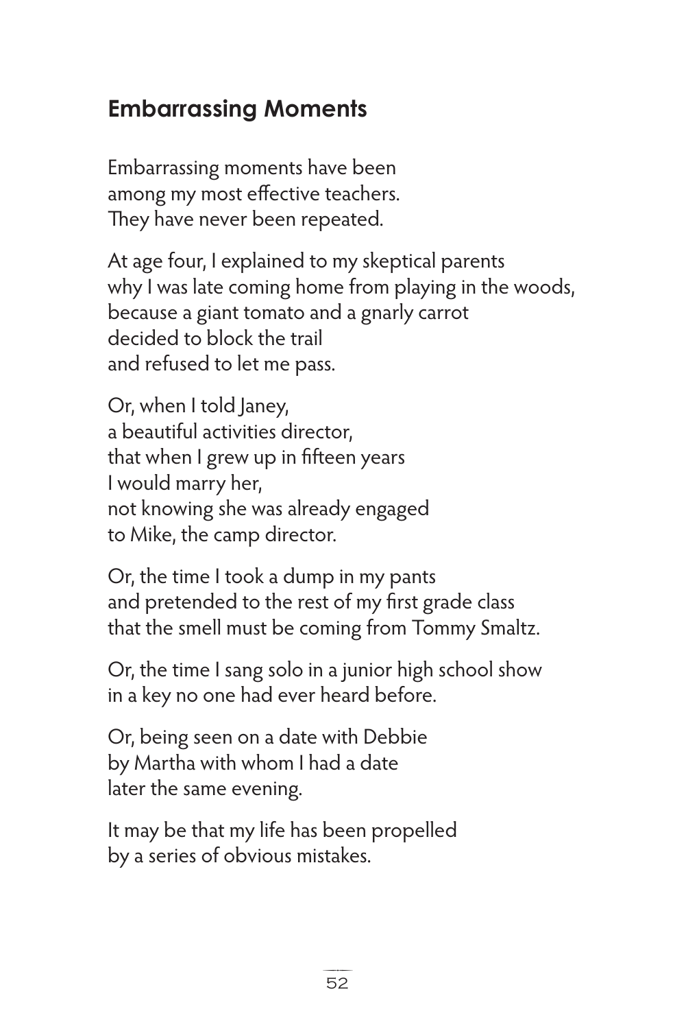## Embarrassing Moments

Embarrassing moments have been  
among my most effective teachers.  
They have never been repeated.

At age four, I explained to my skeptical parents  
why I was late coming home from playing in the woods,  
because a giant tomato and a gnarly carrot  
decided to block the trail  
and refused to let me pass.

Or, when I told Janey,  
a beautiful activities director,  
that when I grew up in fifteen years  
I would marry her,  
not knowing she was already engaged  
to Mike, the camp director.

Or, the time I took a dump in my pants  
and pretended to the rest of my first grade class  
that the smell must be coming from Tommy Smaltz.

Or, the time I sang solo in a junior high school show  
in a key no one had ever heard before.

Or, being seen on a date with Debbie  
by Martha with whom I had a date  
later the same evening.

It may be that my life has been propelled  
by a series of obvious mistakes.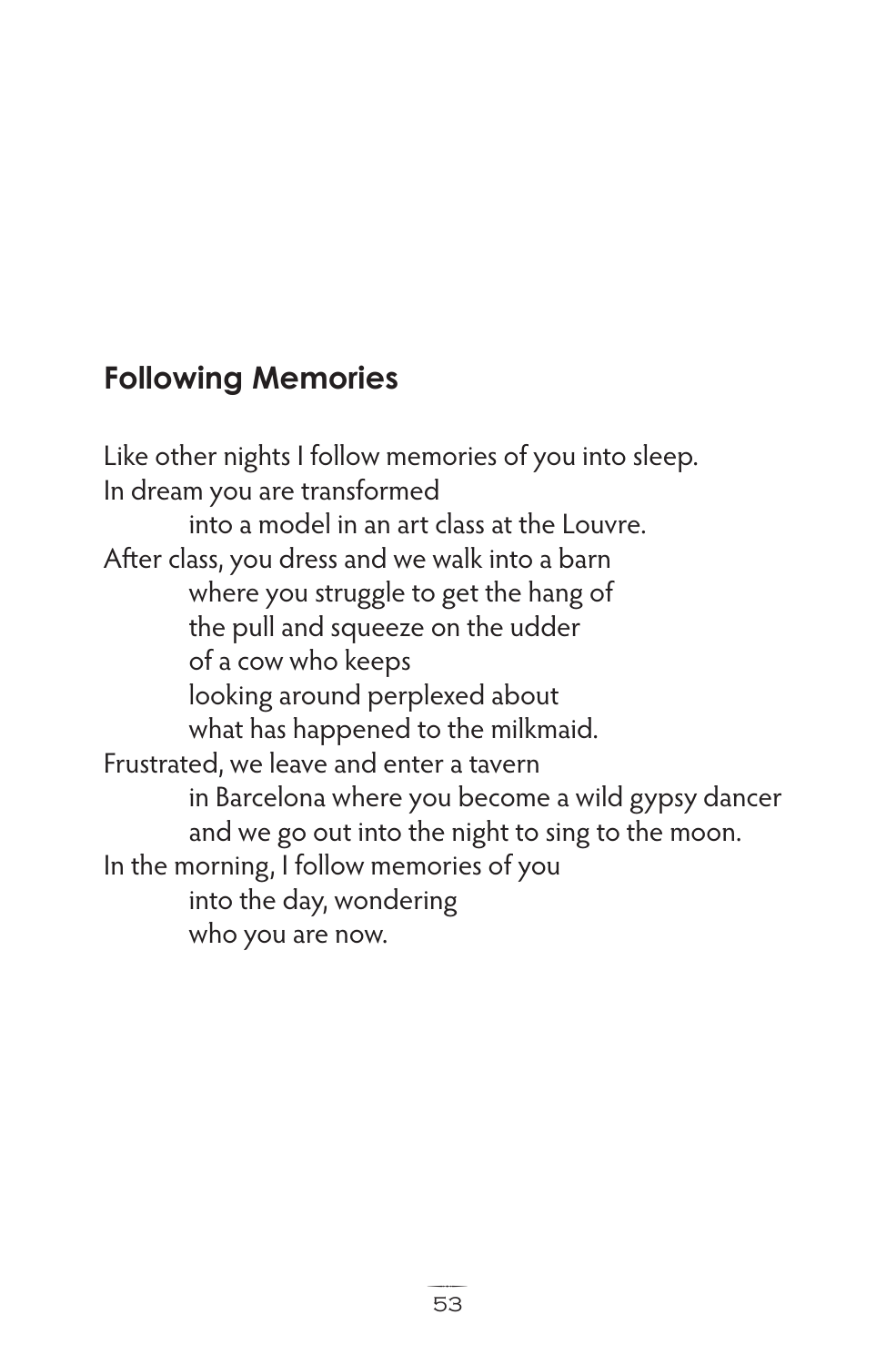## Following Memories

Like other nights I follow memories of you into sleep.  
In dream you are transformed  
&nbsp;&nbsp;&nbsp;&nbsp;&nbsp;&nbsp;&nbsp;&nbsp;into a model in an art class at the Louvre.  
After class, you dress and we walk into a barn  
&nbsp;&nbsp;&nbsp;&nbsp;&nbsp;&nbsp;&nbsp;&nbsp;where you struggle to get the hang of  
&nbsp;&nbsp;&nbsp;&nbsp;&nbsp;&nbsp;&nbsp;&nbsp;the pull and squeeze on the udder  
&nbsp;&nbsp;&nbsp;&nbsp;&nbsp;&nbsp;&nbsp;&nbsp;of a cow who keeps  
&nbsp;&nbsp;&nbsp;&nbsp;&nbsp;&nbsp;&nbsp;&nbsp;looking around perplexed about  
&nbsp;&nbsp;&nbsp;&nbsp;&nbsp;&nbsp;&nbsp;&nbsp;what has happened to the milkmaid.  
Frustrated, we leave and enter a tavern  
&nbsp;&nbsp;&nbsp;&nbsp;&nbsp;&nbsp;&nbsp;&nbsp;in Barcelona where you become a wild gypsy dancer  
&nbsp;&nbsp;&nbsp;&nbsp;&nbsp;&nbsp;&nbsp;&nbsp;and we go out into the night to sing to the moon.  
In the morning, I follow memories of you  
&nbsp;&nbsp;&nbsp;&nbsp;&nbsp;&nbsp;&nbsp;&nbsp;into the day, wondering  
&nbsp;&nbsp;&nbsp;&nbsp;&nbsp;&nbsp;&nbsp;&nbsp;who you are now.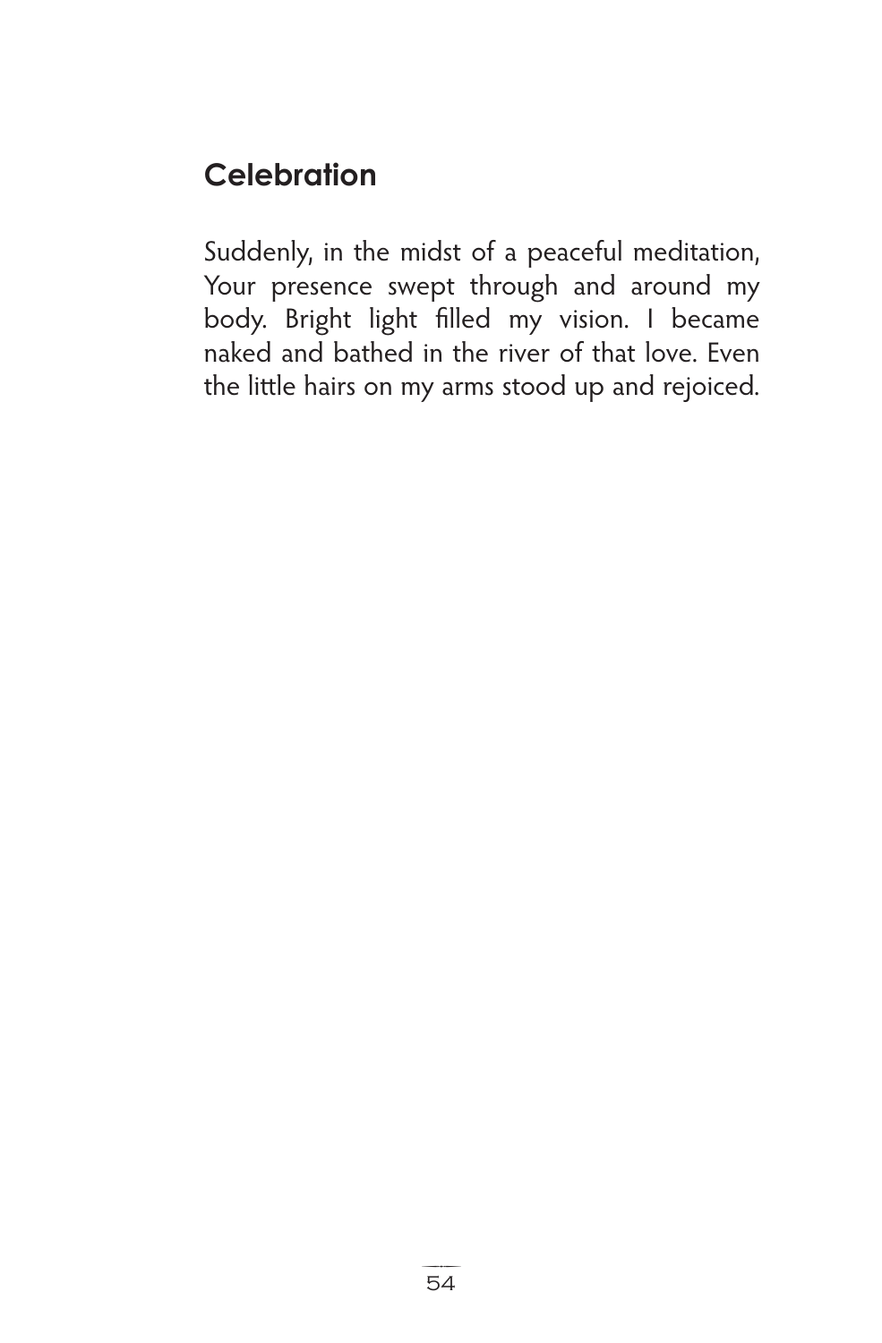## Celebration

Suddenly, in the midst of a peaceful meditation, Your presence swept through and around my body. Bright light filled my vision. I became naked and bathed in the river of that love. Even the little hairs on my arms stood up and rejoiced.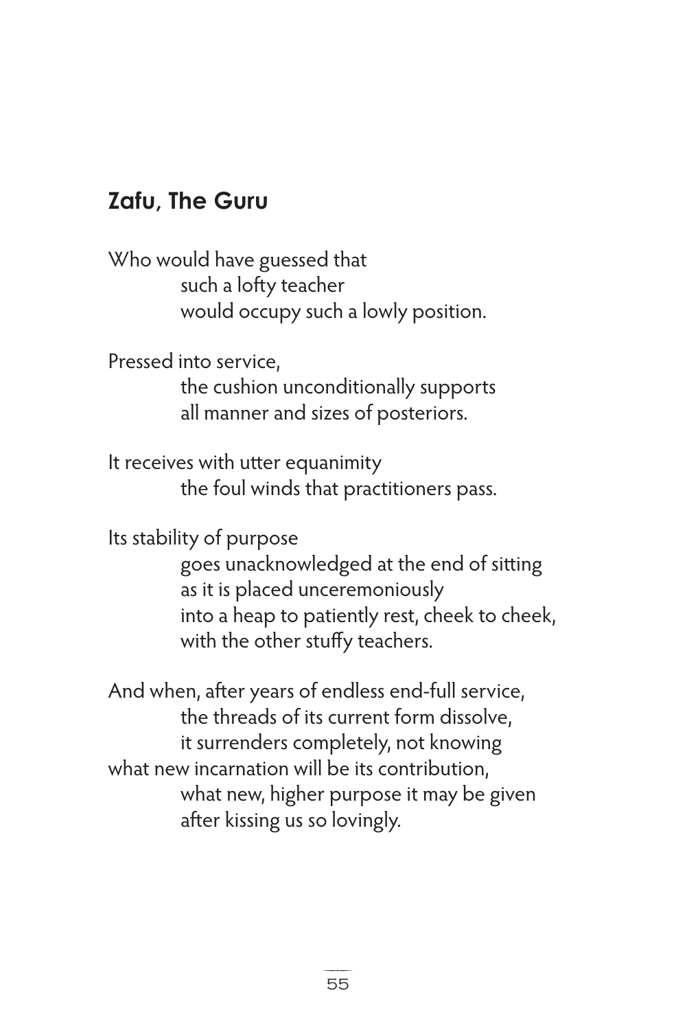## Zafu, The Guru

Who would have guessed that
such a lofty teacher
would occupy such a lowly position.

Pressed into service,
the cushion unconditionally supports
all manner and sizes of posteriors.

It receives with utter equanimity
the foul winds that practitioners pass.

Its stability of purpose
goes unacknowledged at the end of sitting
as it is placed unceremoniously
into a heap to patiently rest, cheek to cheek,
with the other stuffy teachers.

And when, after years of endless end-full service,
the threads of its current form dissolve,
it surrenders completely, not knowing
what new incarnation will be its contribution,
what new, higher purpose it may be given
after kissing us so lovingly.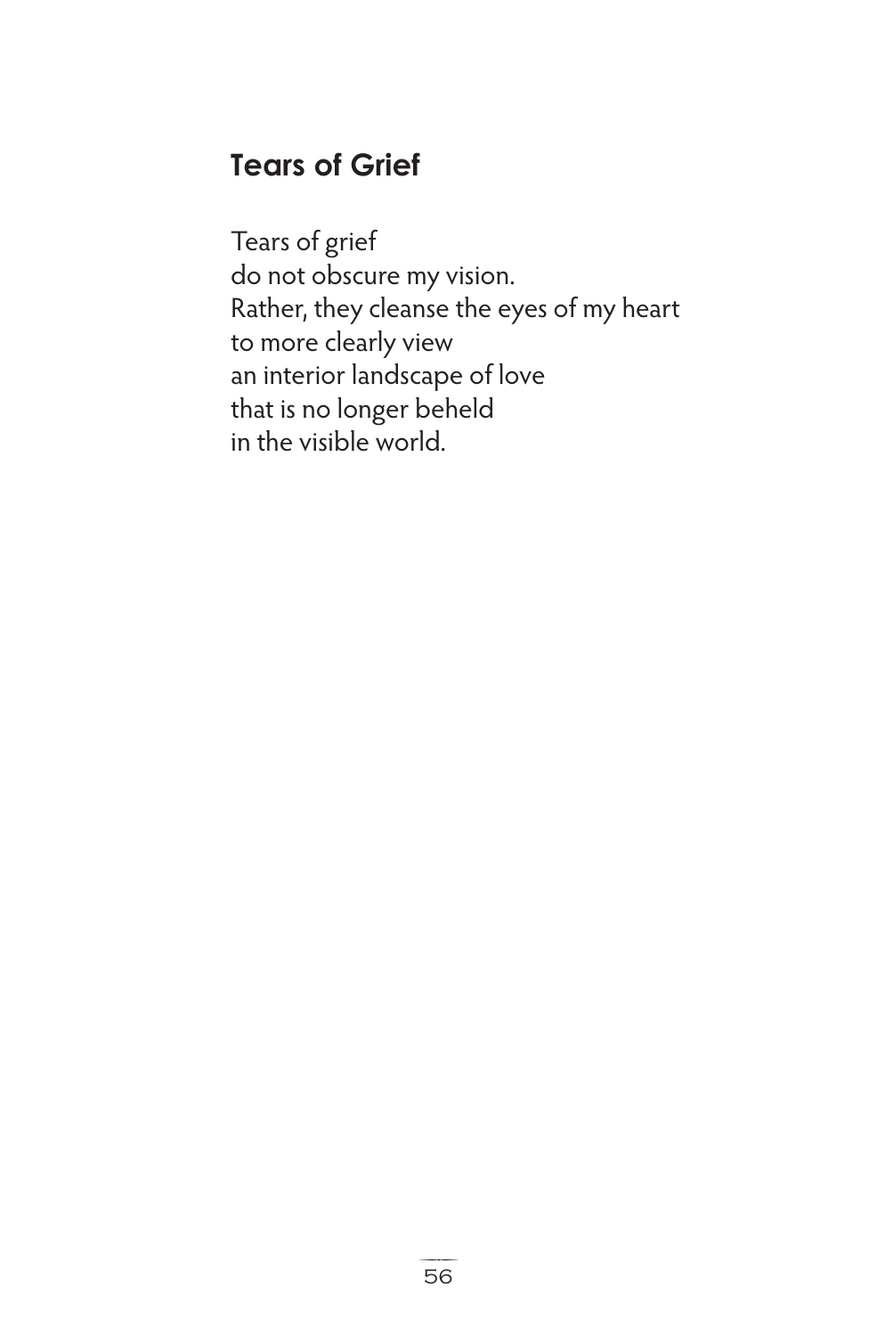## Tears of Grief

Tears of grief  
do not obscure my vision.  
Rather, they cleanse the eyes of my heart  
to more clearly view  
an interior landscape of love  
that is no longer beheld  
in the visible world.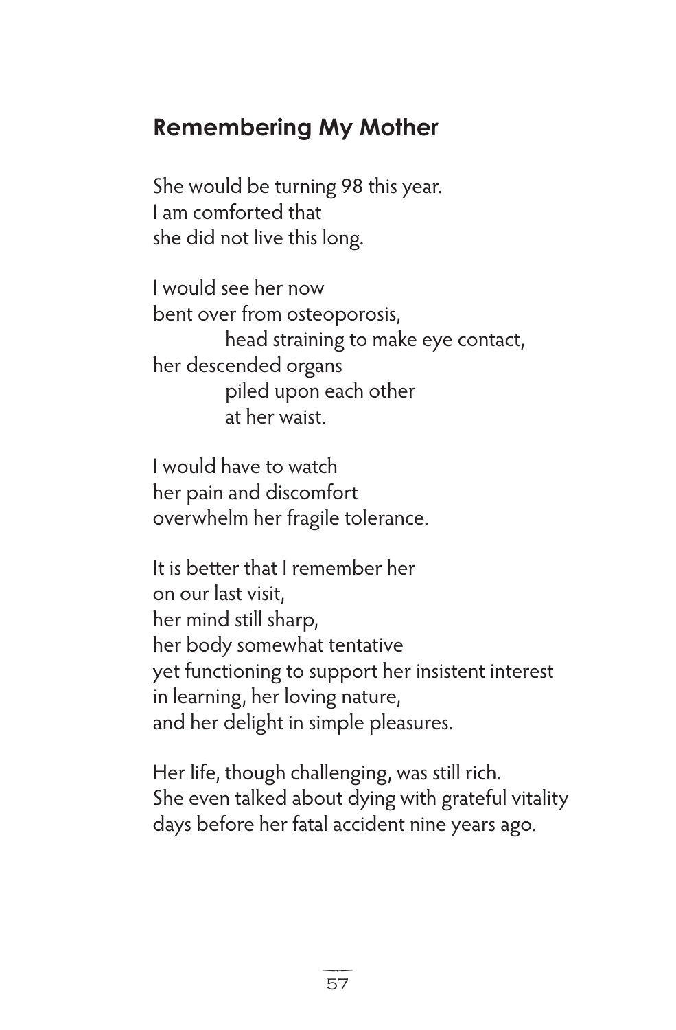## Remembering My Mother

She would be turning 98 this year.  
I am comforted that  
she did not live this long.

I would see her now  
bent over from osteoporosis,  
&nbsp;&nbsp;&nbsp;&nbsp;&nbsp;&nbsp;&nbsp;&nbsp;head straining to make eye contact,  
her descended organs  
&nbsp;&nbsp;&nbsp;&nbsp;&nbsp;&nbsp;&nbsp;&nbsp;piled upon each other  
&nbsp;&nbsp;&nbsp;&nbsp;&nbsp;&nbsp;&nbsp;&nbsp;at her waist.

I would have to watch  
her pain and discomfort  
overwhelm her fragile tolerance.

It is better that I remember her  
on our last visit,  
her mind still sharp,  
her body somewhat tentative  
yet functioning to support her insistent interest  
in learning, her loving nature,  
and her delight in simple pleasures.

Her life, though challenging, was still rich.  
She even talked about dying with grateful vitality  
days before her fatal accident nine years ago.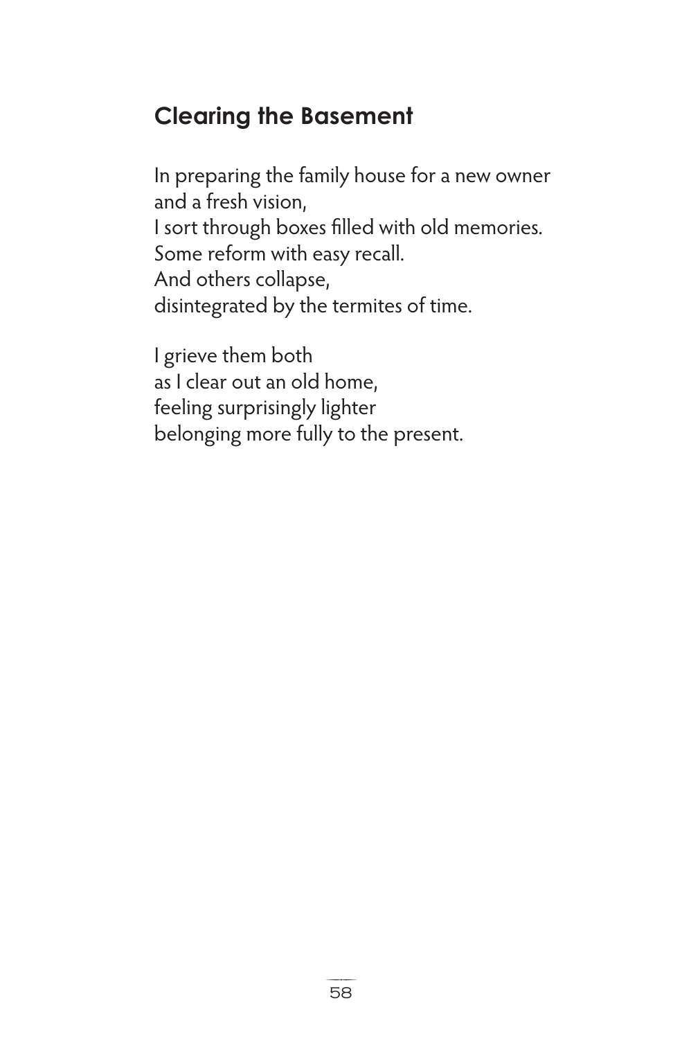## Clearing the Basement

In preparing the family house for a new owner  
and a fresh vision,  
I sort through boxes filled with old memories.  
Some reform with easy recall.  
And others collapse,  
disintegrated by the termites of time.

I grieve them both  
as I clear out an old home,  
feeling surprisingly lighter  
belonging more fully to the present.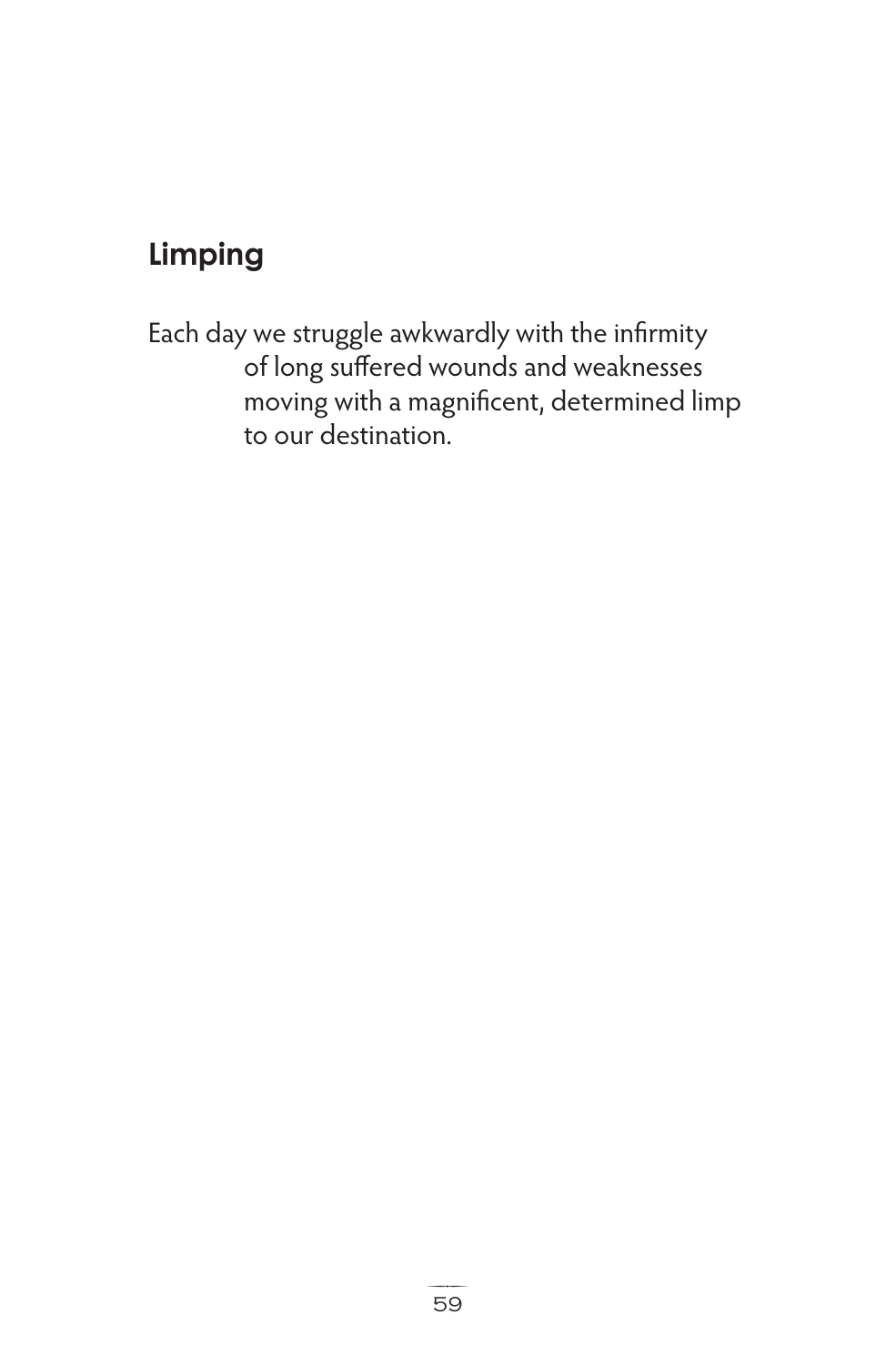## Limping

Each day we struggle awkwardly with the infirmity
of long suffered wounds and weaknesses
moving with a magnificent, determined limp
to our destination.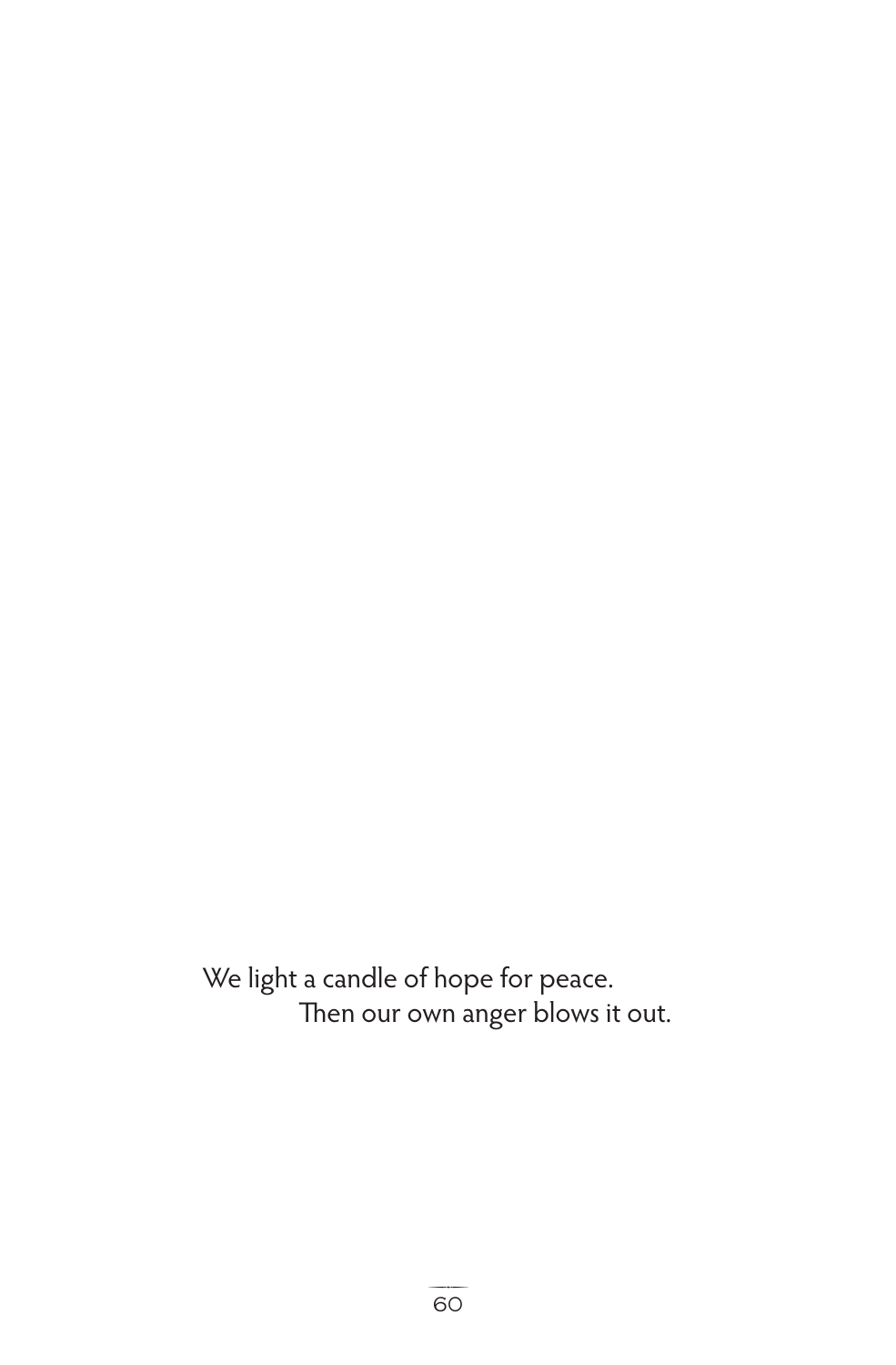We light a candle of hope for peace.
Then our own anger blows it out.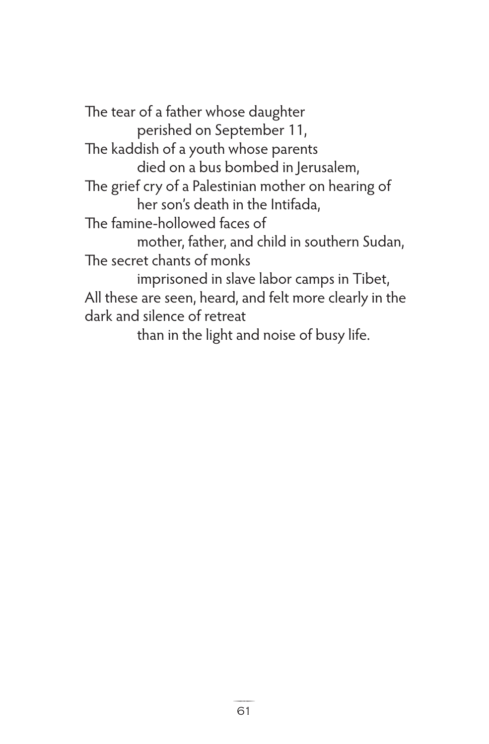The tear of a father whose daughter
 perished on September 11,
The kaddish of a youth whose parents
 died on a bus bombed in Jerusalem,
The grief cry of a Palestinian mother on hearing of
 her son's death in the Intifada,
The famine-hollowed faces of
 mother, father, and child in southern Sudan,
The secret chants of monks
 imprisoned in slave labor camps in Tibet,
All these are seen, heard, and felt more clearly in the dark and silence of retreat
 than in the light and noise of busy life.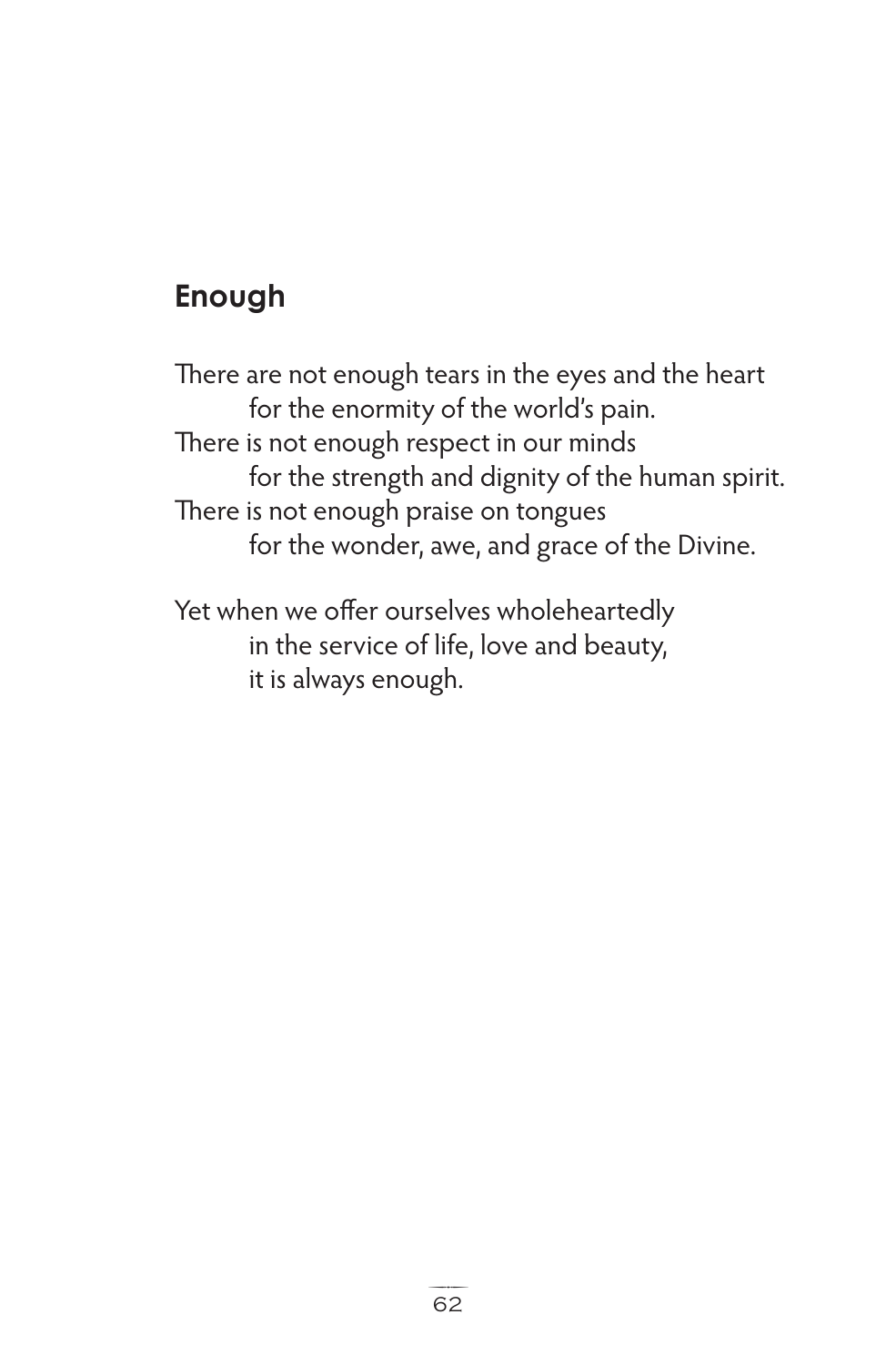## Enough

There are not enough tears in the eyes and the heart
for the enormity of the world's pain.
There is not enough respect in our minds
for the strength and dignity of the human spirit.
There is not enough praise on tongues
for the wonder, awe, and grace of the Divine.

Yet when we offer ourselves wholeheartedly
in the service of life, love and beauty,
it is always enough.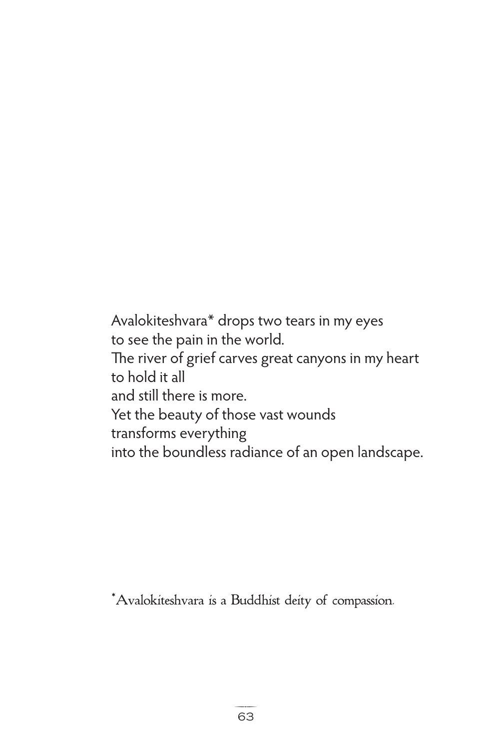Avalokiteshvara* drops two tears in my eyes  
to see the pain in the world.  
The river of grief carves great canyons in my heart  
to hold it all  
and still there is more.  
Yet the beauty of those vast wounds  
transforms everything  
into the boundless radiance of an open landscape.

*Avalokiteshvara is a Buddhist deity of compassion.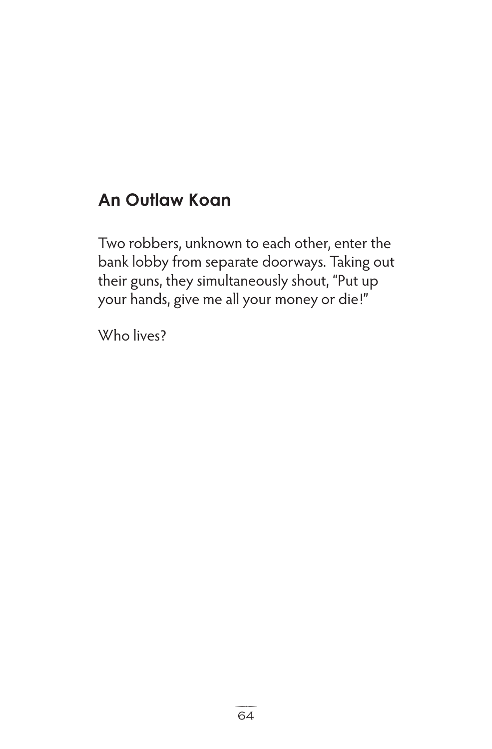## An Outlaw Koan

Two robbers, unknown to each other, enter the bank lobby from separate doorways. Taking out their guns, they simultaneously shout, "Put up your hands, give me all your money or die!"

Who lives?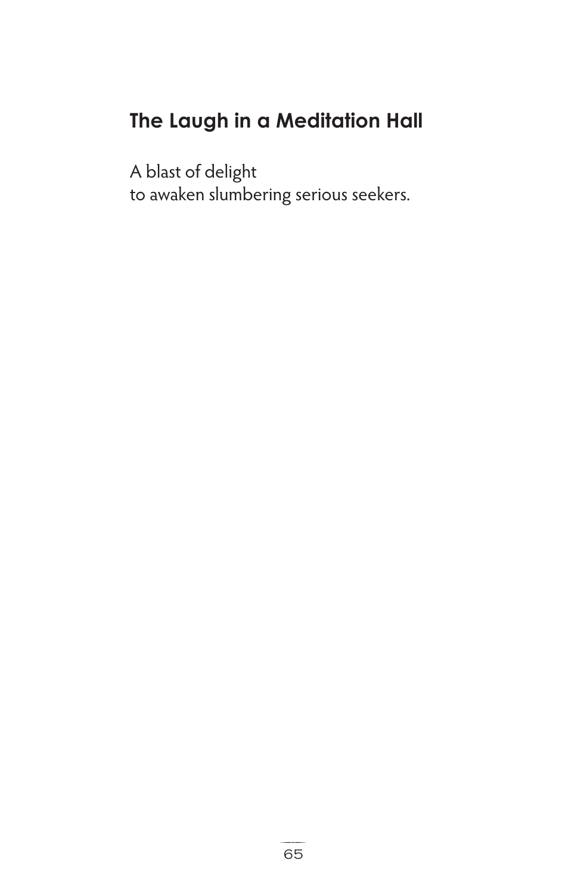## The Laugh in a Meditation Hall

A blast of delight  
to awaken slumbering serious seekers.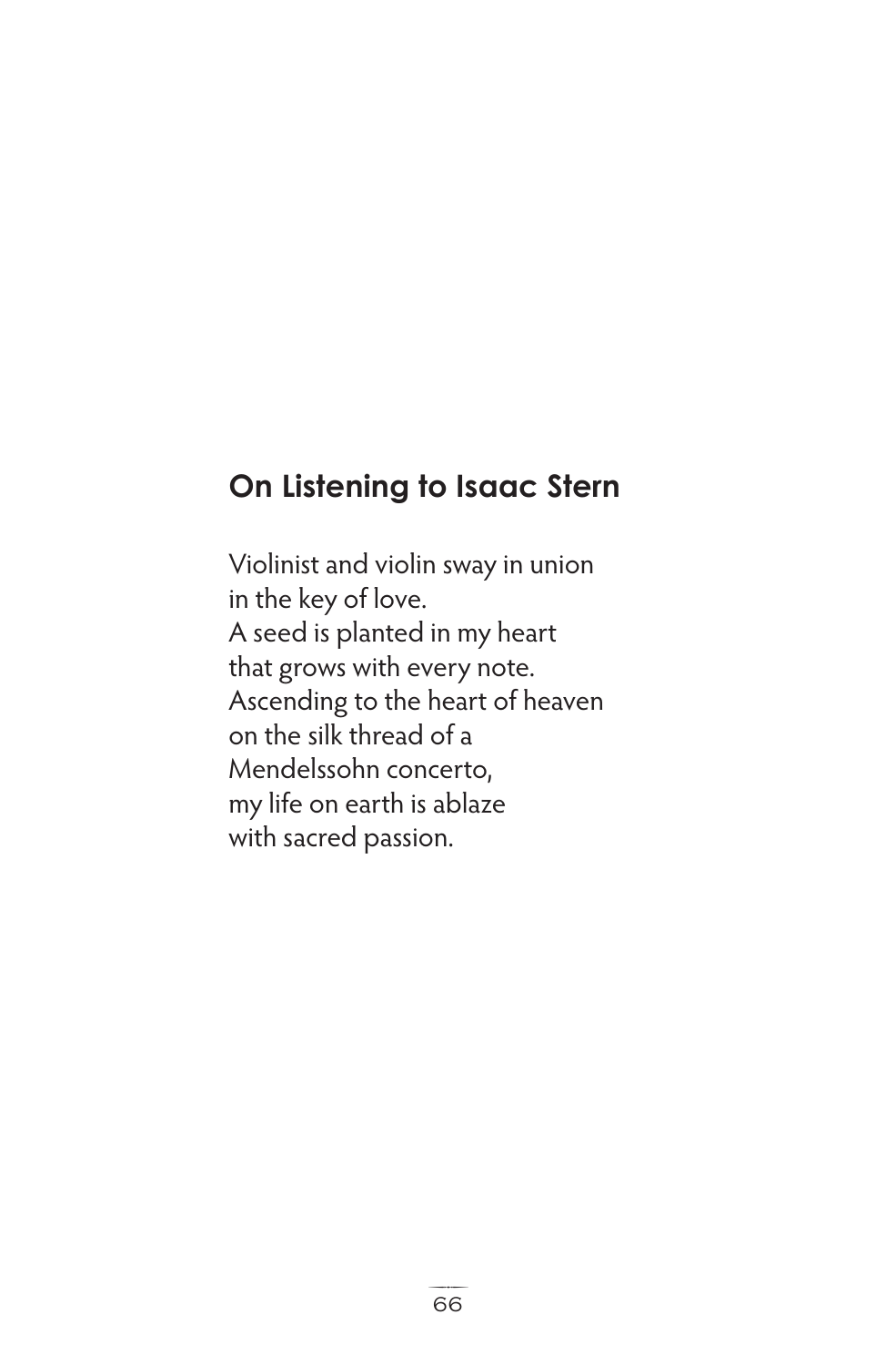## On Listening to Isaac Stern

Violinist and violin sway in union
in the key of love.
A seed is planted in my heart
that grows with every note.
Ascending to the heart of heaven
on the silk thread of a
Mendelssohn concerto,
my life on earth is ablaze
with sacred passion.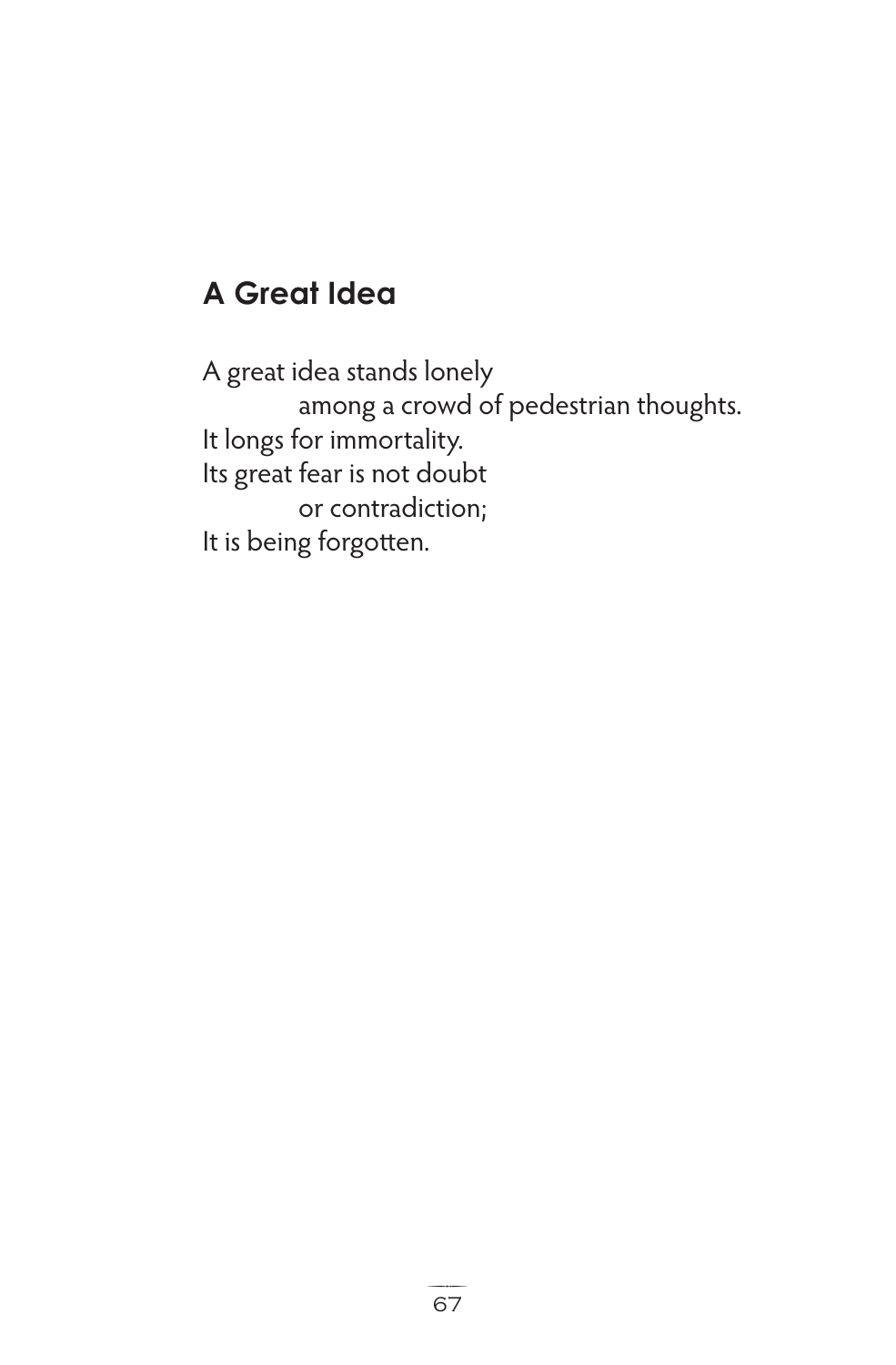## A Great Idea

A great idea stands lonely  
&emsp;&emsp;&emsp;among a crowd of pedestrian thoughts.  
It longs for immortality.  
Its great fear is not doubt  
&emsp;&emsp;&emsp;or contradiction;  
It is being forgotten.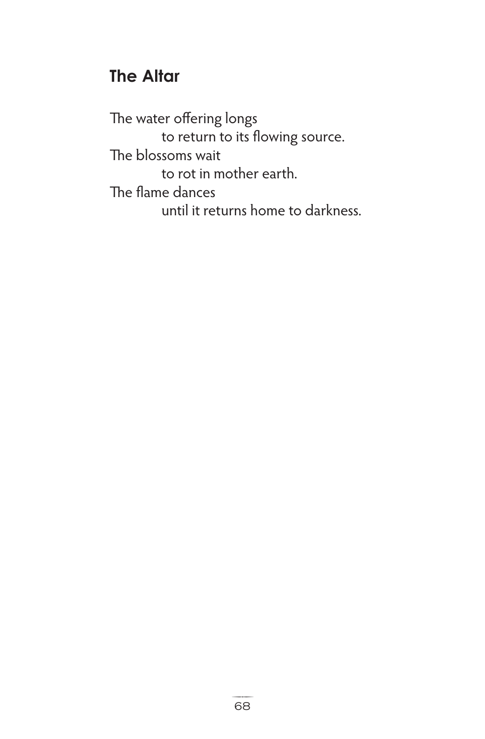## The Altar

The water offering longs
        to return to its flowing source.
The blossoms wait
        to rot in mother earth.
The flame dances
        until it returns home to darkness.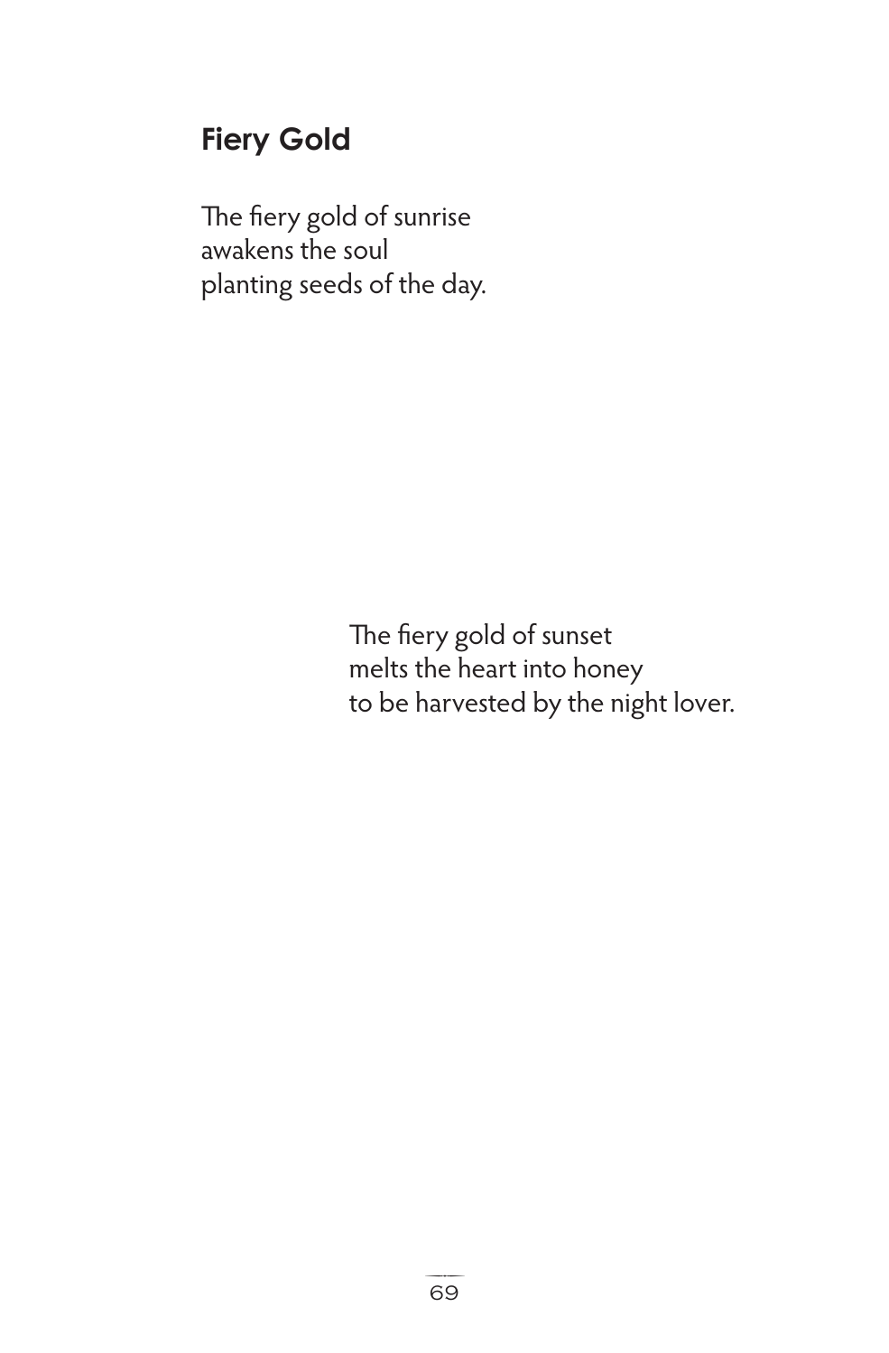## Fiery Gold

The fiery gold of sunrise
awakens the soul
planting seeds of the day.

The fiery gold of sunset
melts the heart into honey
to be harvested by the night lover.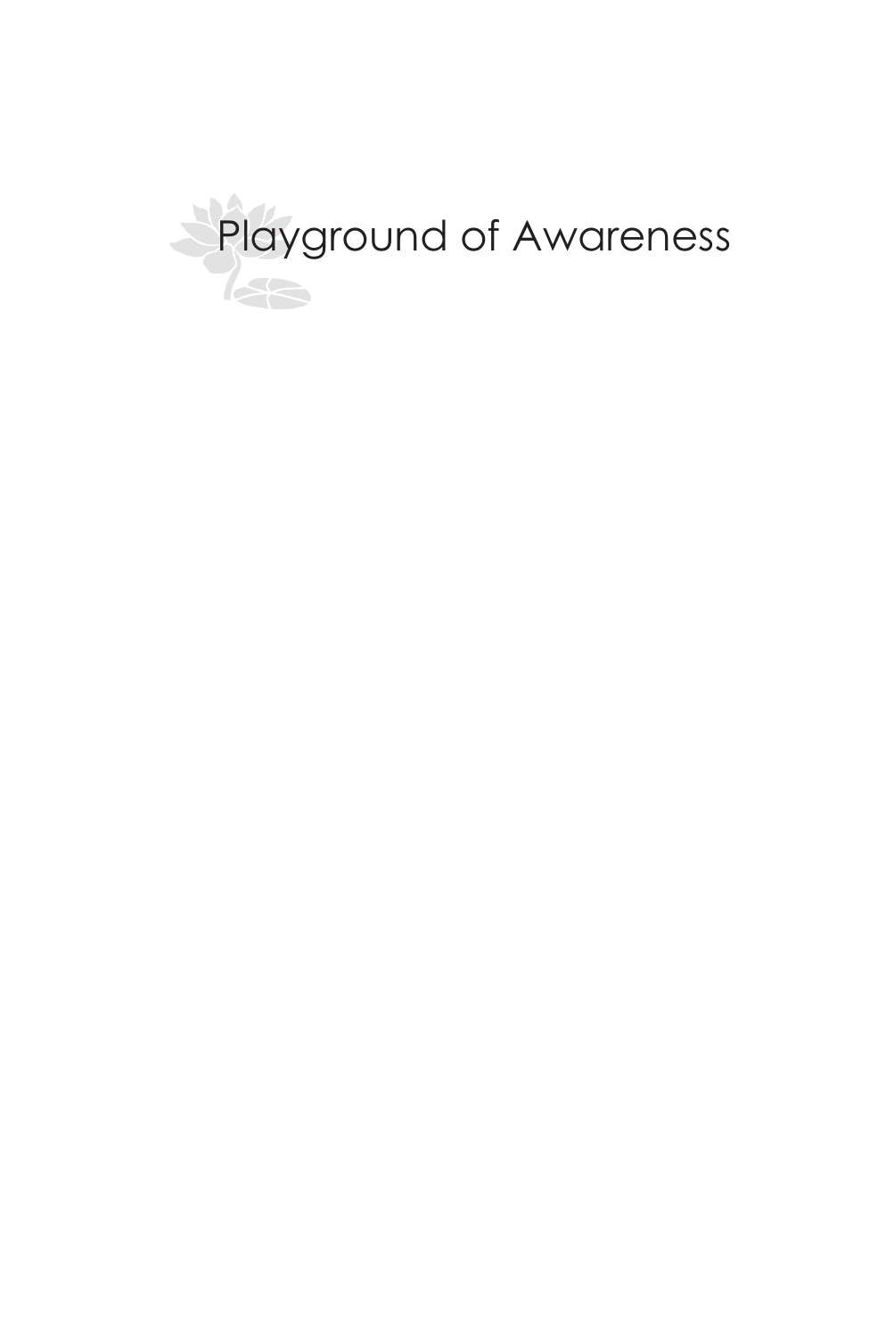# Playground of Awareness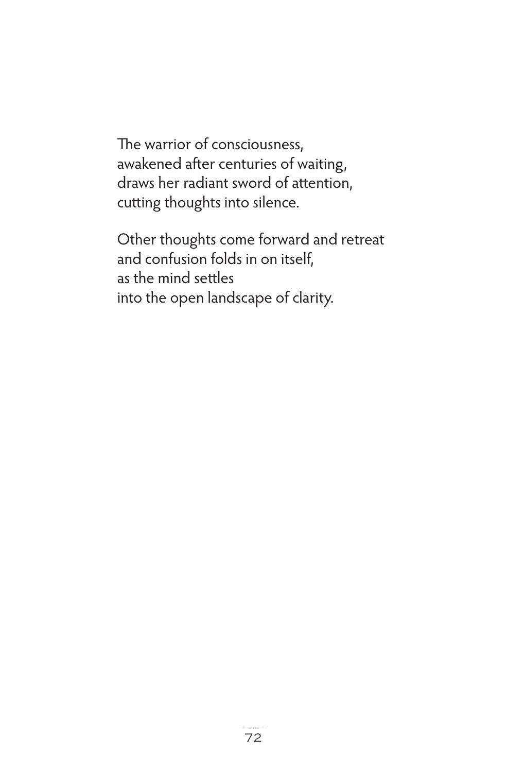The warrior of consciousness,  
awakened after centuries of waiting,  
draws her radiant sword of attention,  
cutting thoughts into silence.

Other thoughts come forward and retreat  
and confusion folds in on itself,  
as the mind settles  
into the open landscape of clarity.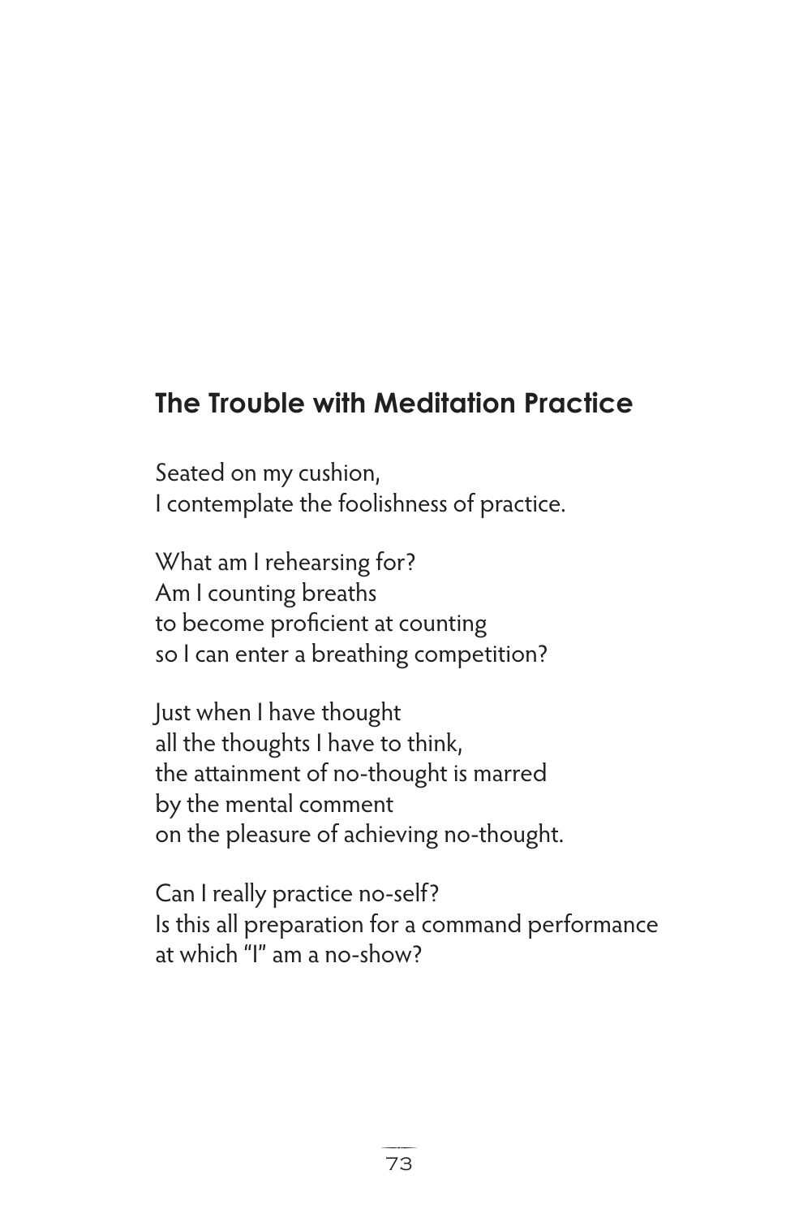## The Trouble with Meditation Practice

Seated on my cushion,
I contemplate the foolishness of practice.

What am I rehearsing for?
Am I counting breaths
to become proficient at counting
so I can enter a breathing competition?

Just when I have thought
all the thoughts I have to think,
the attainment of no-thought is marred
by the mental comment
on the pleasure of achieving no-thought.

Can I really practice no-self?
Is this all preparation for a command performance
at which "I" am a no-show?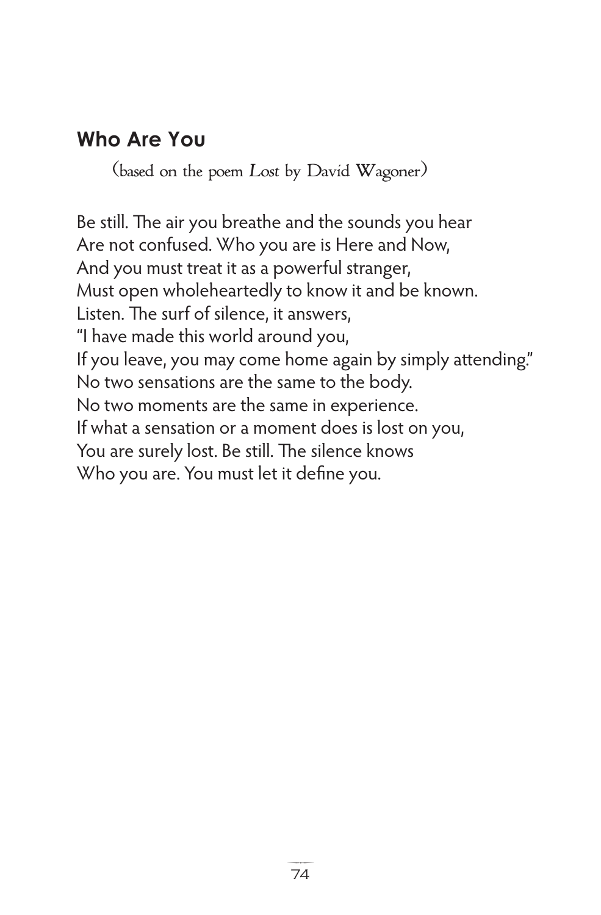## Who Are You

(based on the poem *Lost* by David Wagoner)

Be still. The air you breathe and the sounds you hear  
Are not confused. Who you are is Here and Now,  
And you must treat it as a powerful stranger,  
Must open wholeheartedly to know it and be known.  
Listen. The surf of silence, it answers,  
"I have made this world around you,  
If you leave, you may come home again by simply attending."  
No two sensations are the same to the body.  
No two moments are the same in experience.  
If what a sensation or a moment does is lost on you,  
You are surely lost. Be still. The silence knows  
Who you are. You must let it define you.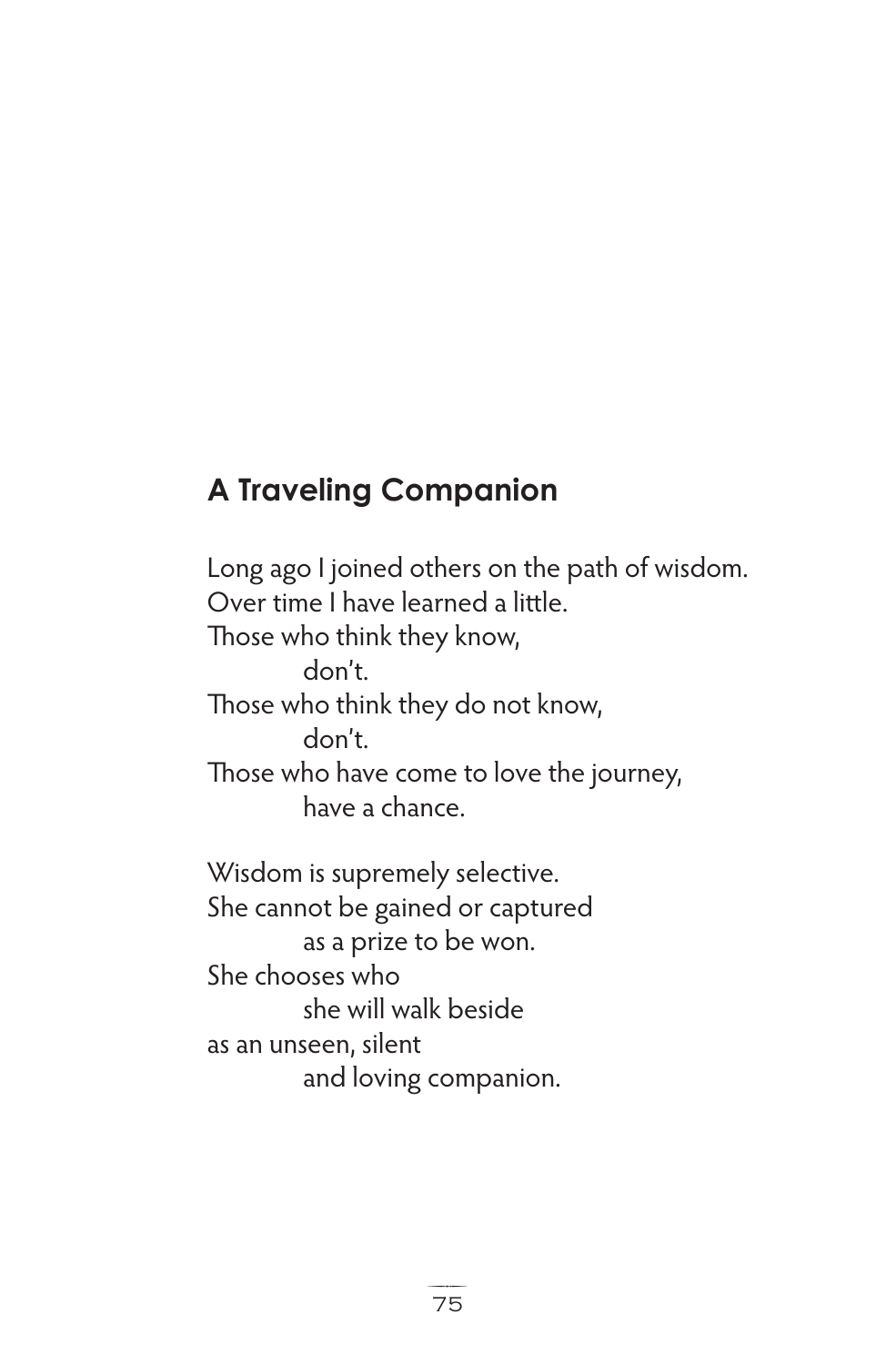## A Traveling Companion

Long ago I joined others on the path of wisdom.  
Over time I have learned a little.  
Those who think they know,  
        don't.  
Those who think they do not know,  
        don't.  
Those who have come to love the journey,  
        have a chance.

Wisdom is supremely selective.  
She cannot be gained or captured  
        as a prize to be won.  
She chooses who  
        she will walk beside  
as an unseen, silent  
        and loving companion.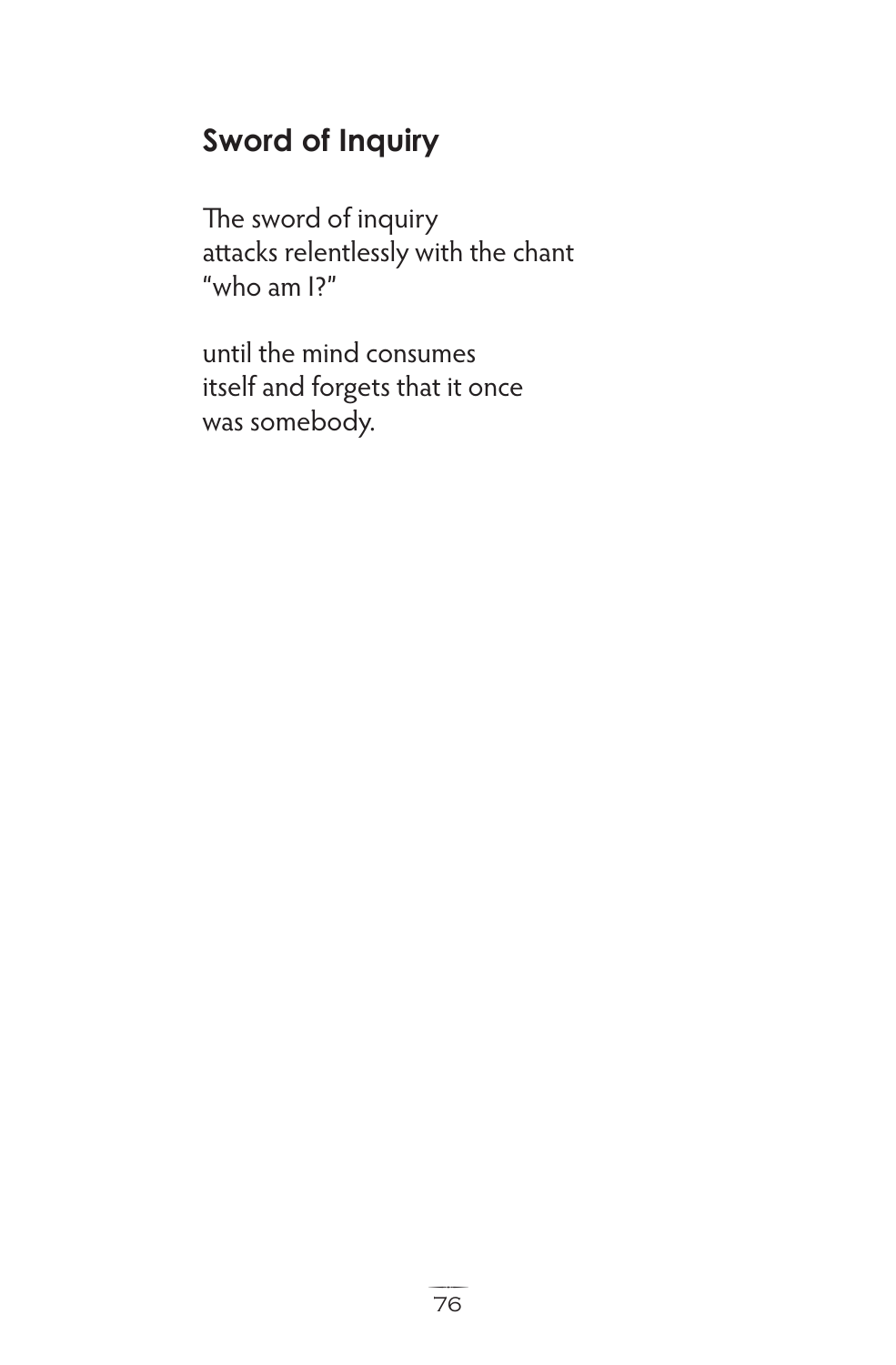## Sword of Inquiry

The sword of inquiry  
attacks relentlessly with the chant  
"who am I?"

until the mind consumes  
itself and forgets that it once  
was somebody.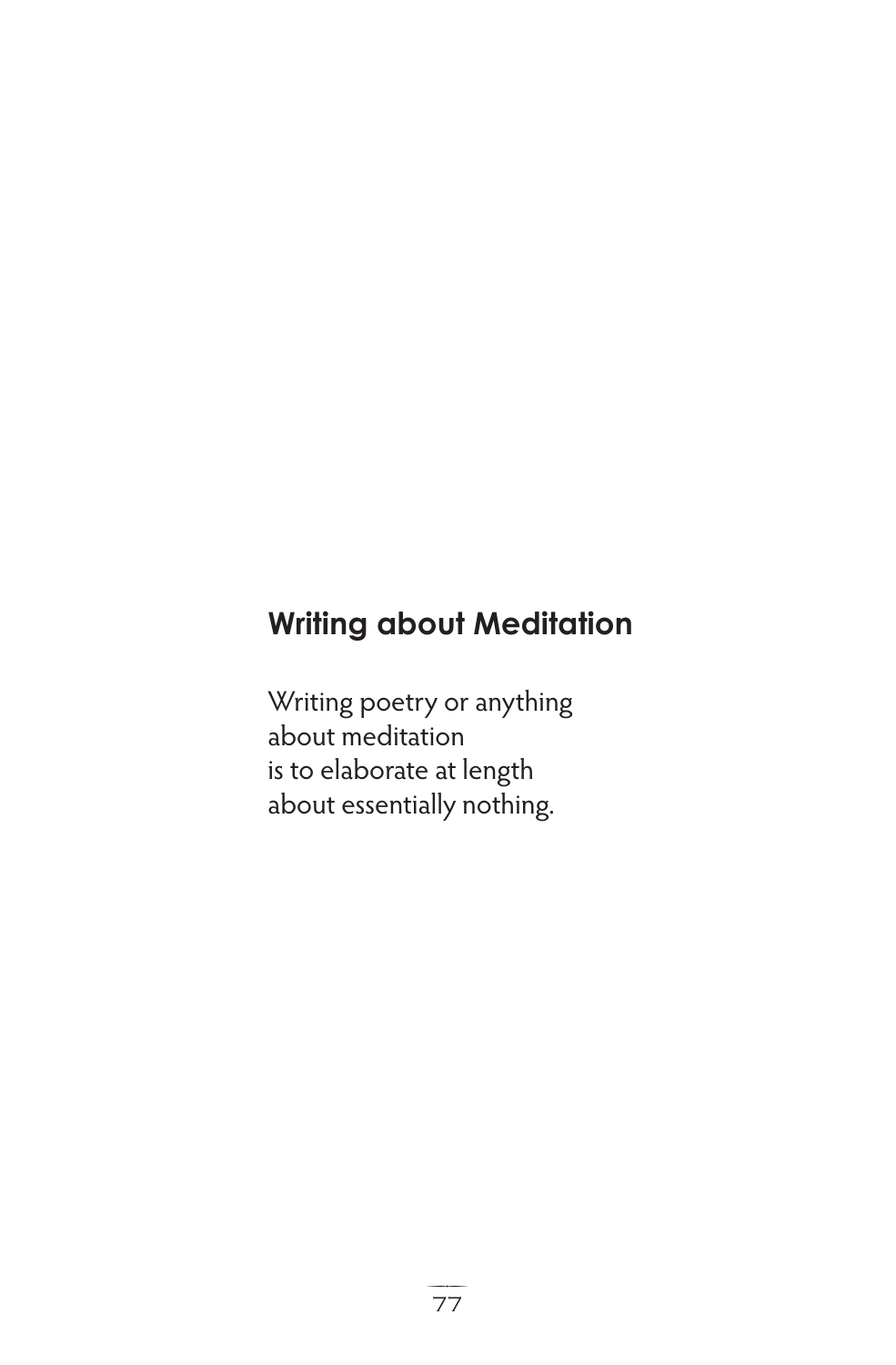## Writing about Meditation

Writing poetry or anything  
about meditation  
is to elaborate at length  
about essentially nothing.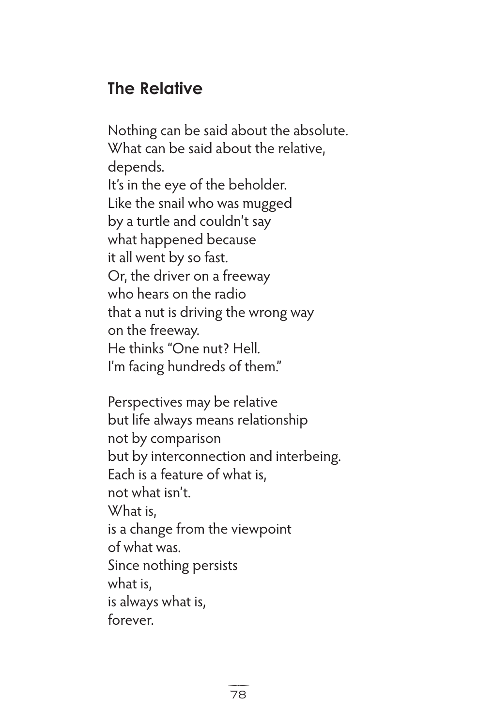## The Relative

Nothing can be said about the absolute.
What can be said about the relative,
depends.
It's in the eye of the beholder.
Like the snail who was mugged
by a turtle and couldn't say
what happened because
it all went by so fast.
Or, the driver on a freeway
who hears on the radio
that a nut is driving the wrong way
on the freeway.
He thinks "One nut? Hell.
I'm facing hundreds of them."

Perspectives may be relative
but life always means relationship
not by comparison
but by interconnection and interbeing.
Each is a feature of what is,
not what isn't.
What is,
is a change from the viewpoint
of what was.
Since nothing persists
what is,
is always what is,
forever.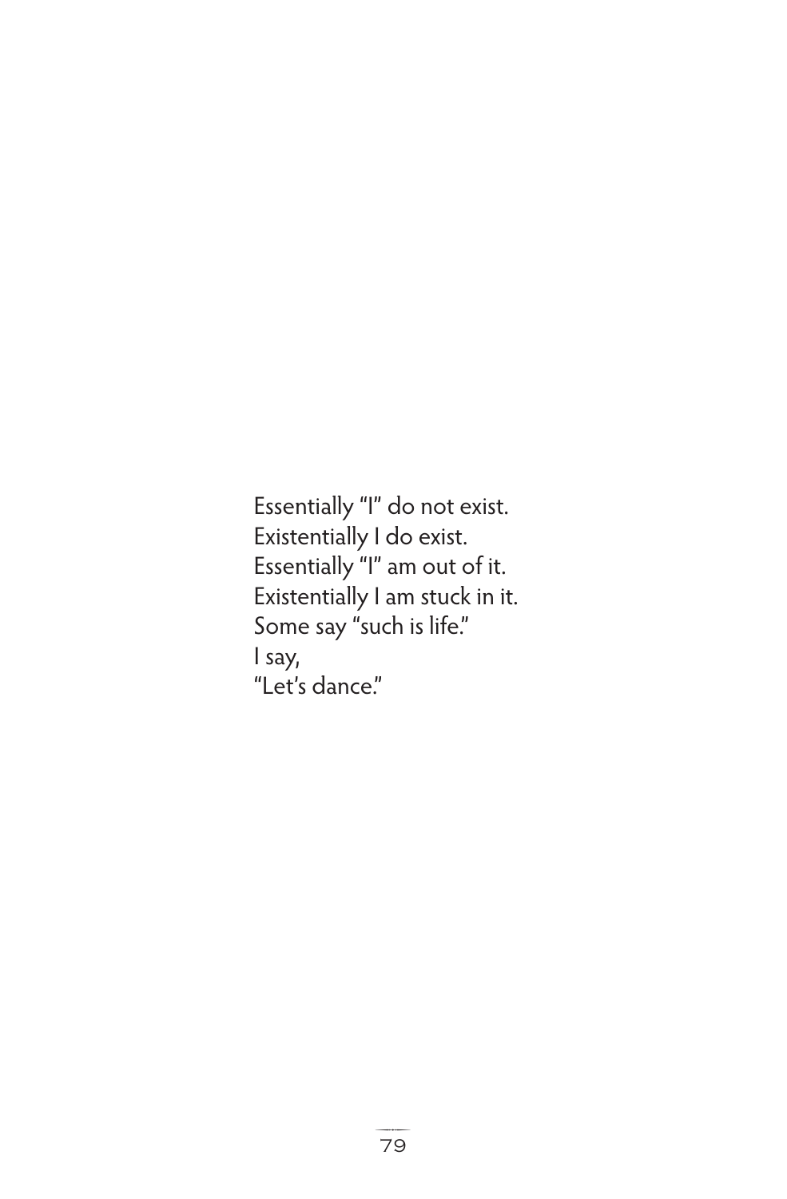Essentially “I” do not exist.
Existentially I do exist.
Essentially “I” am out of it.
Existentially I am stuck in it.
Some say “such is life.”
I say,
“Let’s dance.”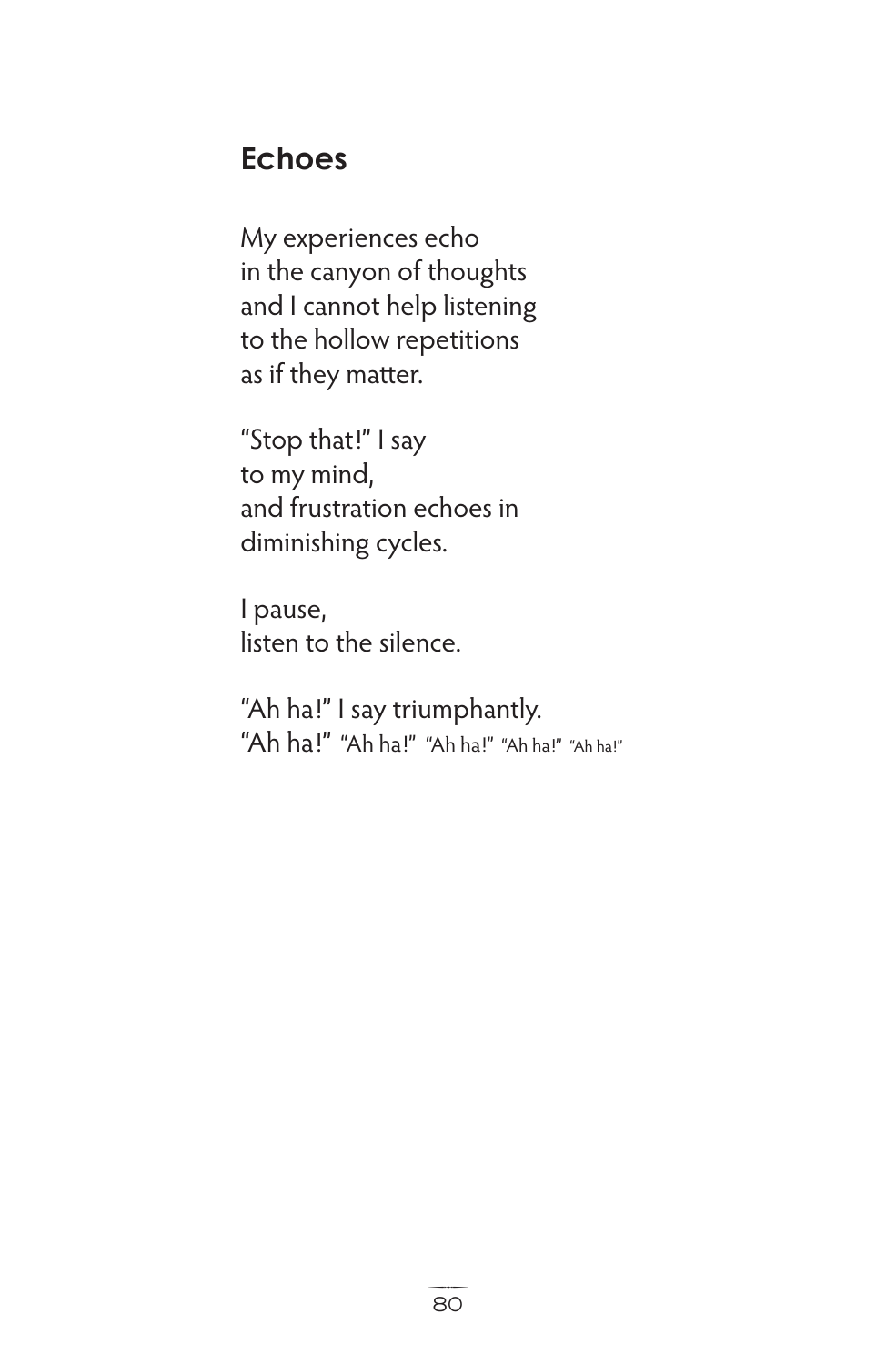## Echoes

My experiences echo  
in the canyon of thoughts  
and I cannot help listening  
to the hollow repetitions  
as if they matter.

"Stop that!" I say  
to my mind,  
and frustration echoes in  
diminishing cycles.

I pause,  
listen to the silence.

"Ah ha!" I say triumphantly.  
"Ah ha!" "Ah ha!" "Ah ha!" "Ah ha!" "Ah ha!"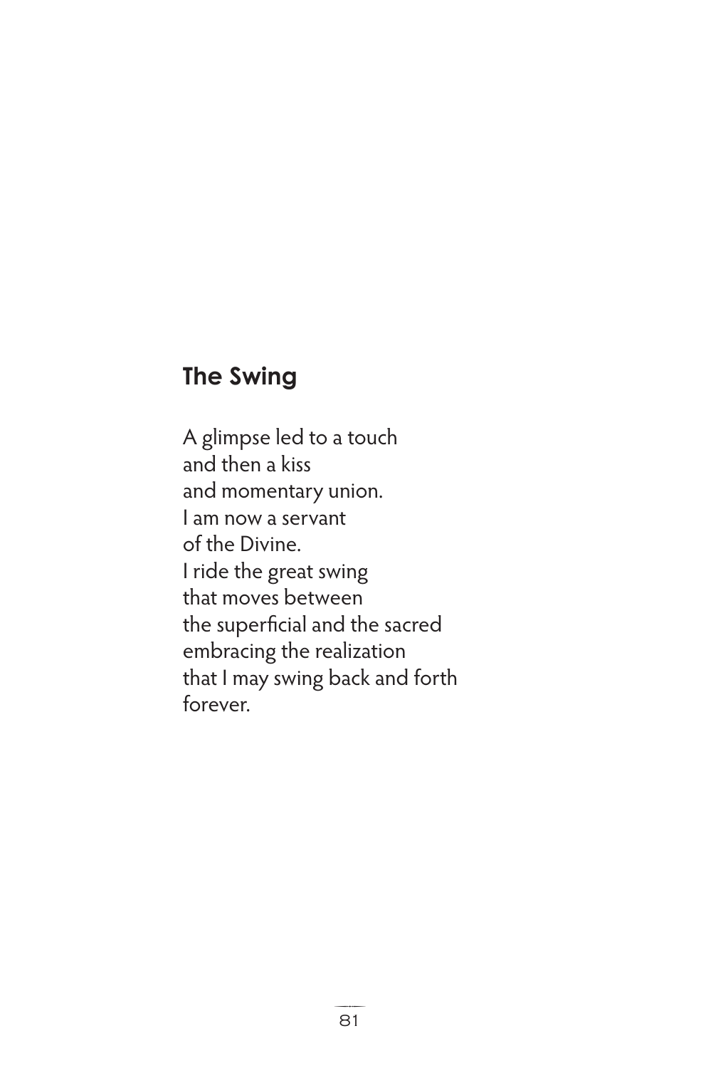## The Swing

A glimpse led to a touch  
and then a kiss  
and momentary union.  
I am now a servant  
of the Divine.  
I ride the great swing  
that moves between  
the superficial and the sacred  
embracing the realization  
that I may swing back and forth  
forever.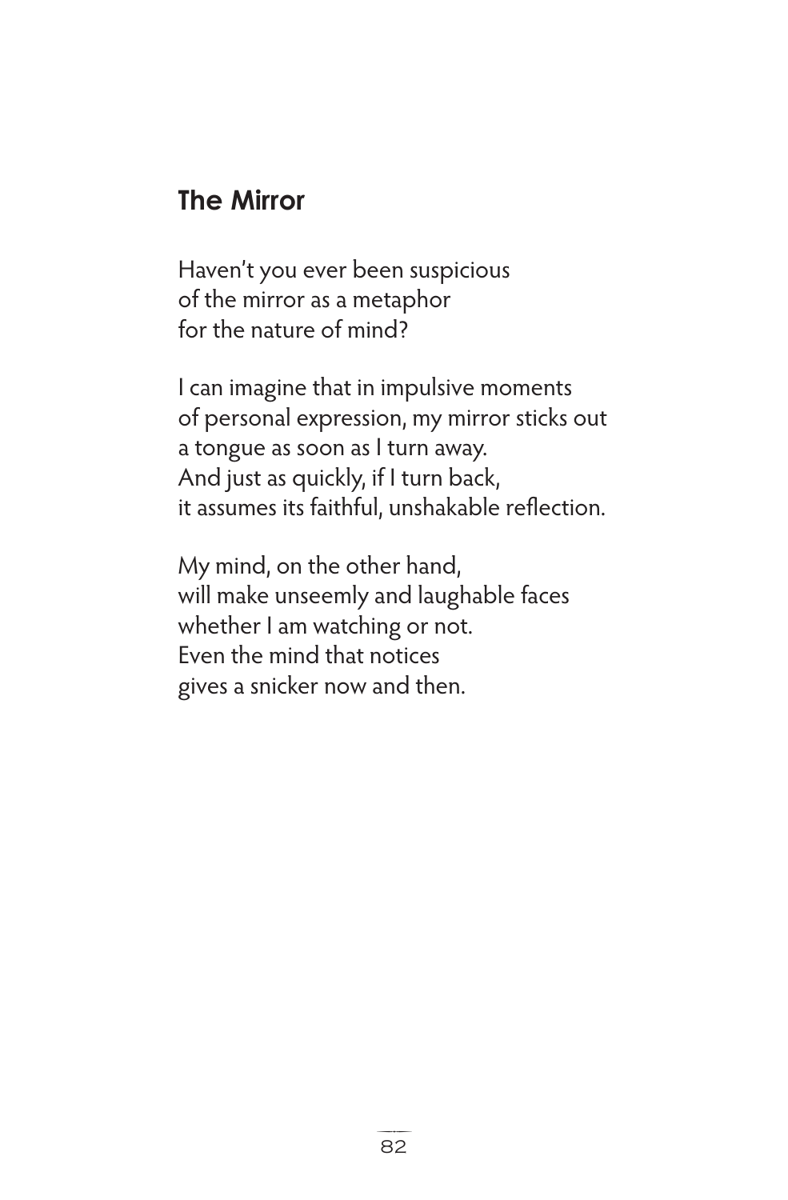## The Mirror

Haven't you ever been suspicious  
of the mirror as a metaphor  
for the nature of mind?

I can imagine that in impulsive moments  
of personal expression, my mirror sticks out  
a tongue as soon as I turn away.  
And just as quickly, if I turn back,  
it assumes its faithful, unshakable reflection.

My mind, on the other hand,  
will make unseemly and laughable faces  
whether I am watching or not.  
Even the mind that notices  
gives a snicker now and then.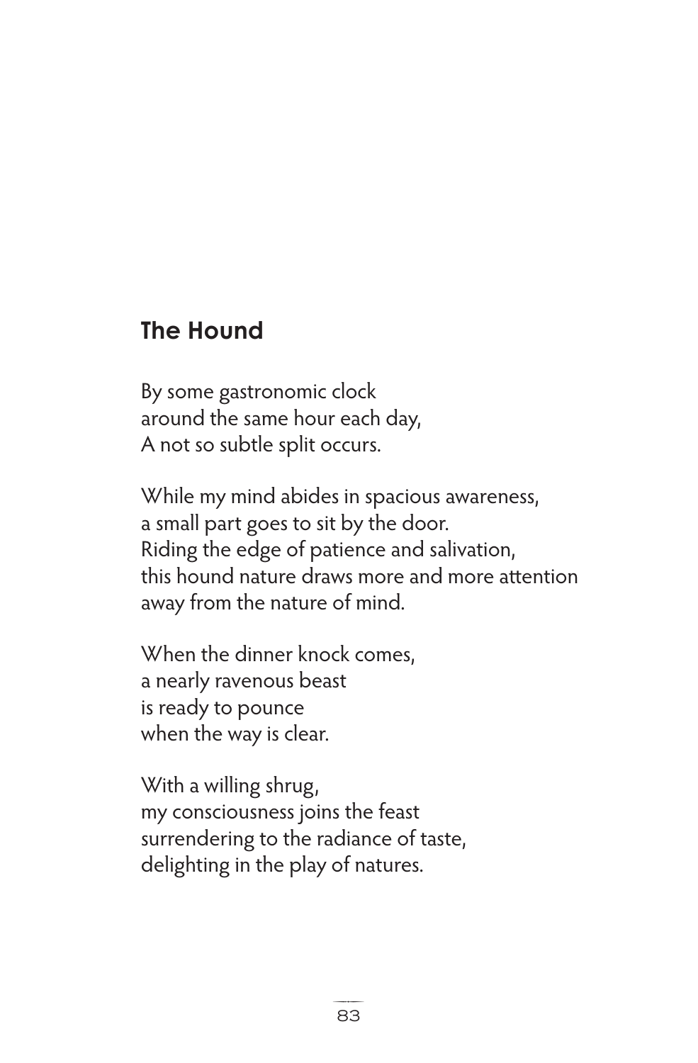## The Hound

By some gastronomic clock  
around the same hour each day,  
A not so subtle split occurs.

While my mind abides in spacious awareness,  
a small part goes to sit by the door.  
Riding the edge of patience and salivation,  
this hound nature draws more and more attention  
away from the nature of mind.

When the dinner knock comes,  
a nearly ravenous beast  
is ready to pounce  
when the way is clear.

With a willing shrug,  
my consciousness joins the feast  
surrendering to the radiance of taste,  
delighting in the play of natures.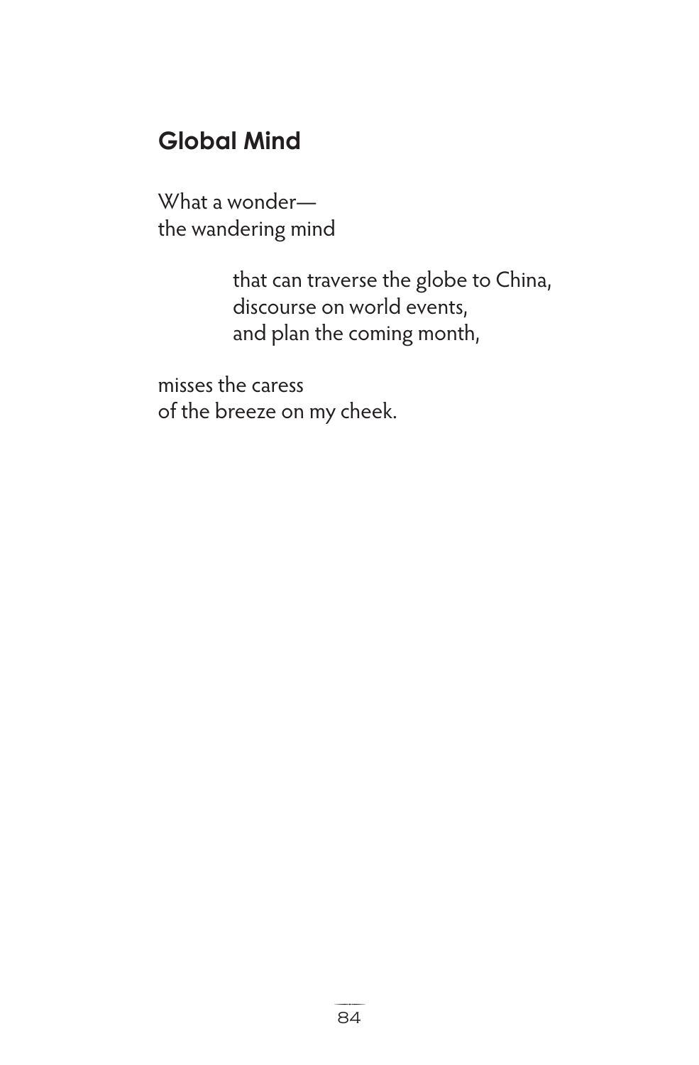## Global Mind

What a wonder—  
the wandering mind

> that can traverse the globe to China,  
> discourse on world events,  
> and plan the coming month,

misses the caress  
of the breeze on my cheek.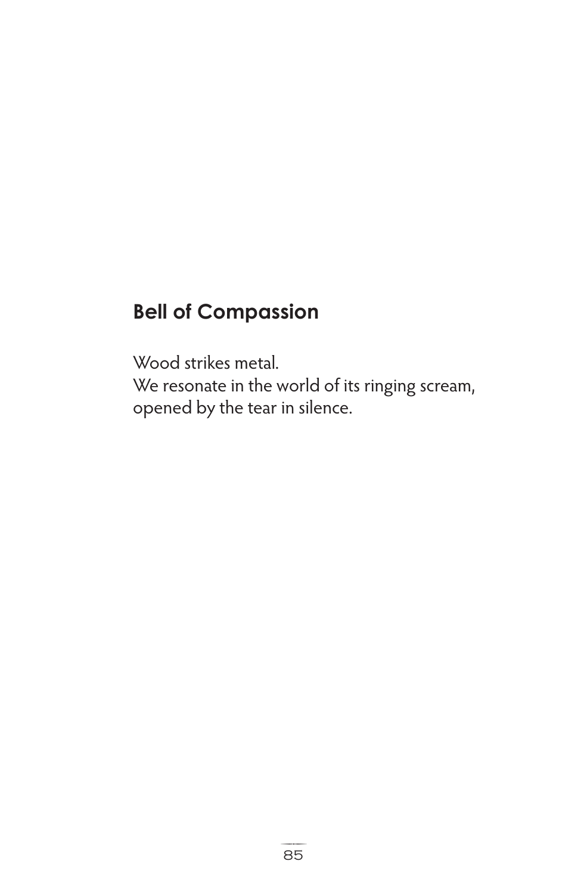## Bell of Compassion

Wood strikes metal.  
We resonate in the world of its ringing scream,  
opened by the tear in silence.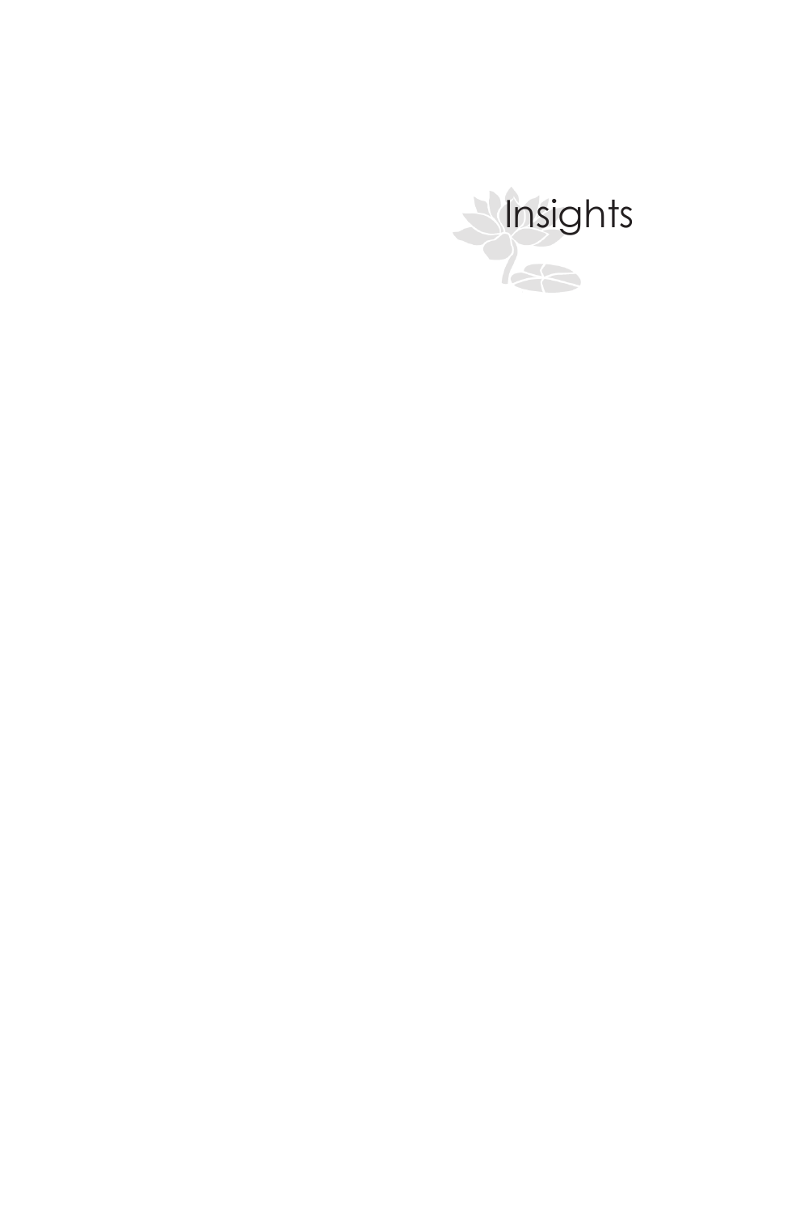# Insights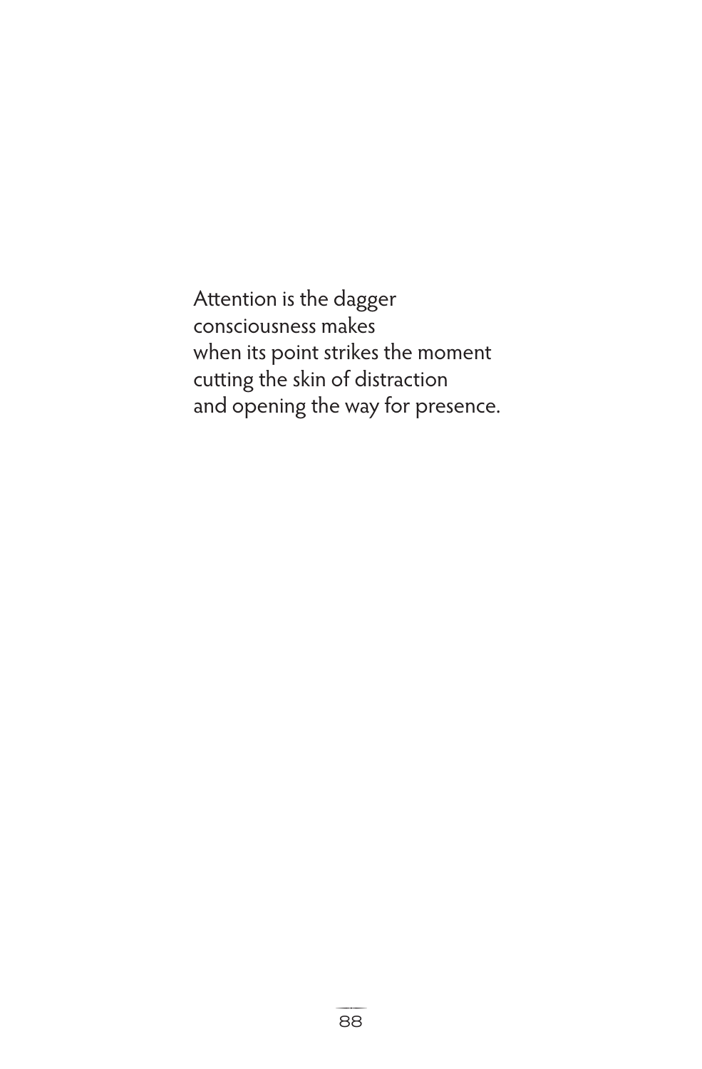Attention is the dagger  
consciousness makes  
when its point strikes the moment  
cutting the skin of distraction  
and opening the way for presence.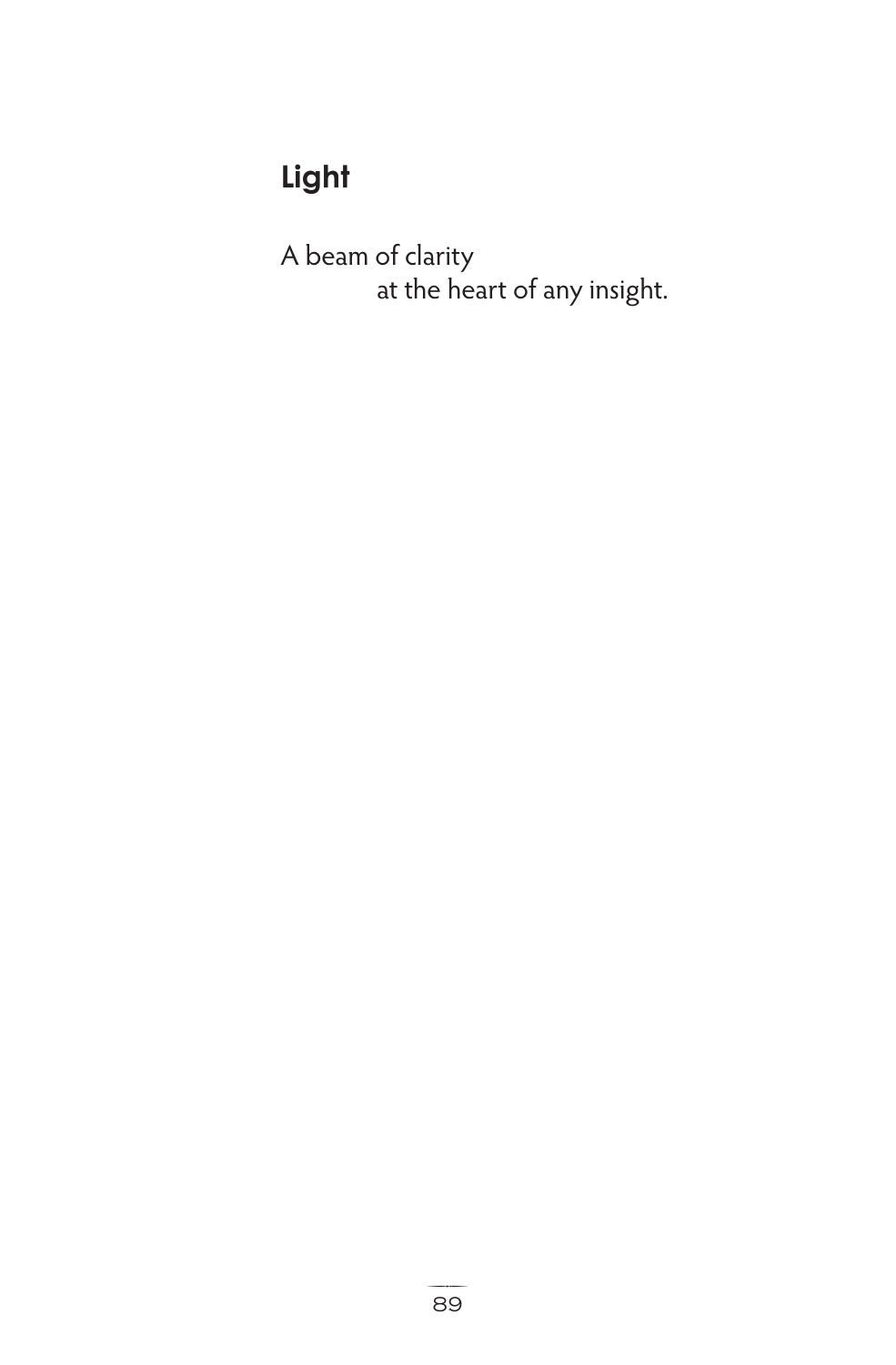## Light

A beam of clarity
at the heart of any insight.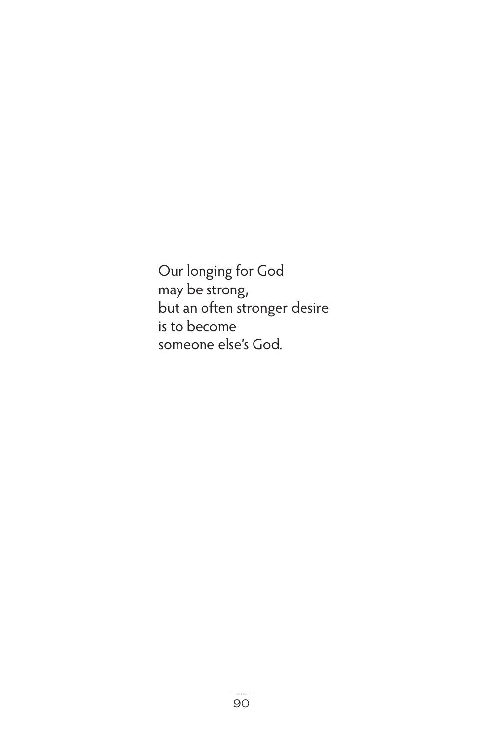Our longing for God  
may be strong,  
but an often stronger desire  
is to become  
someone else's God.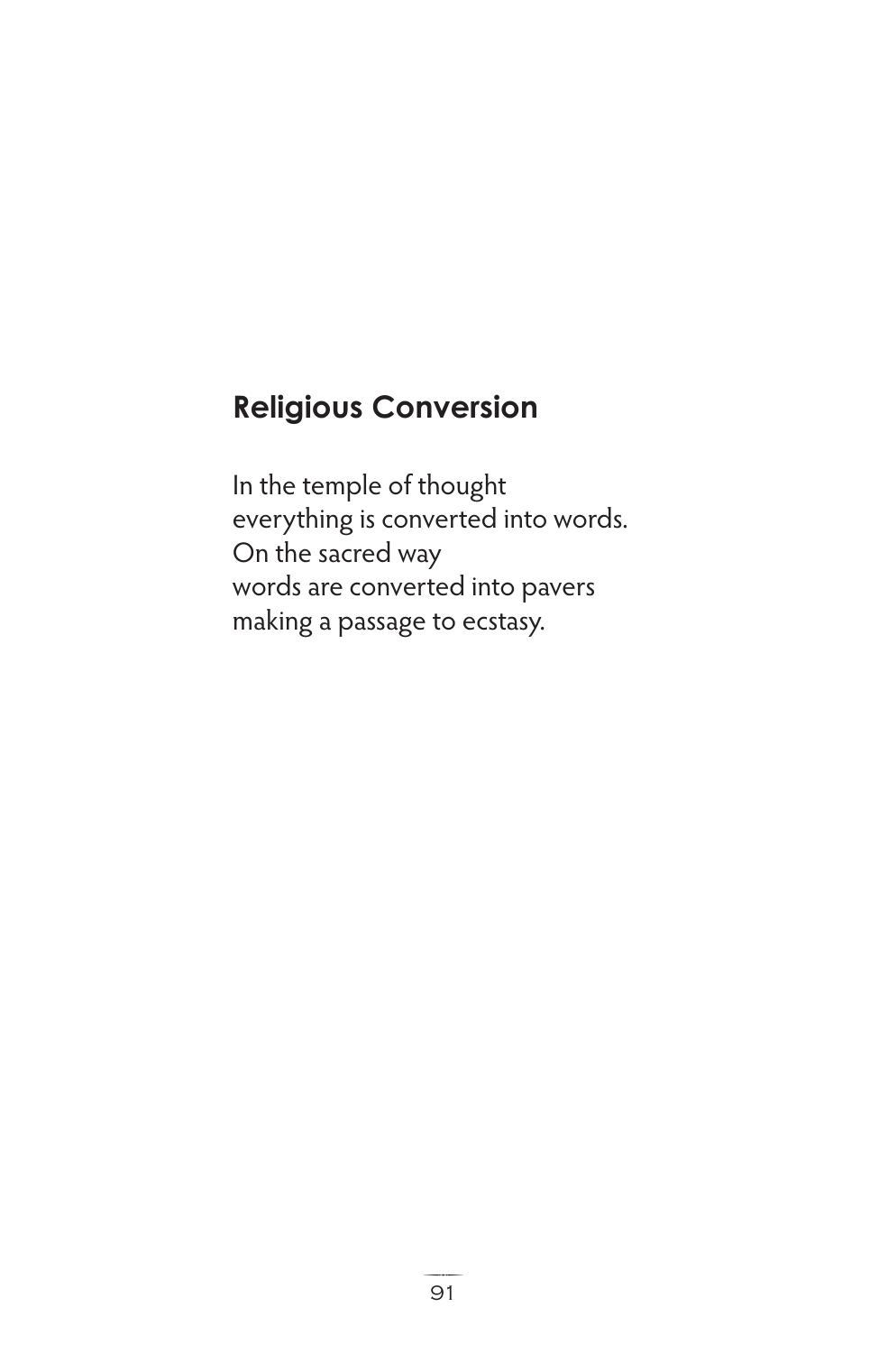## Religious Conversion

In the temple of thought  
everything is converted into words.  
On the sacred way  
words are converted into pavers  
making a passage to ecstasy.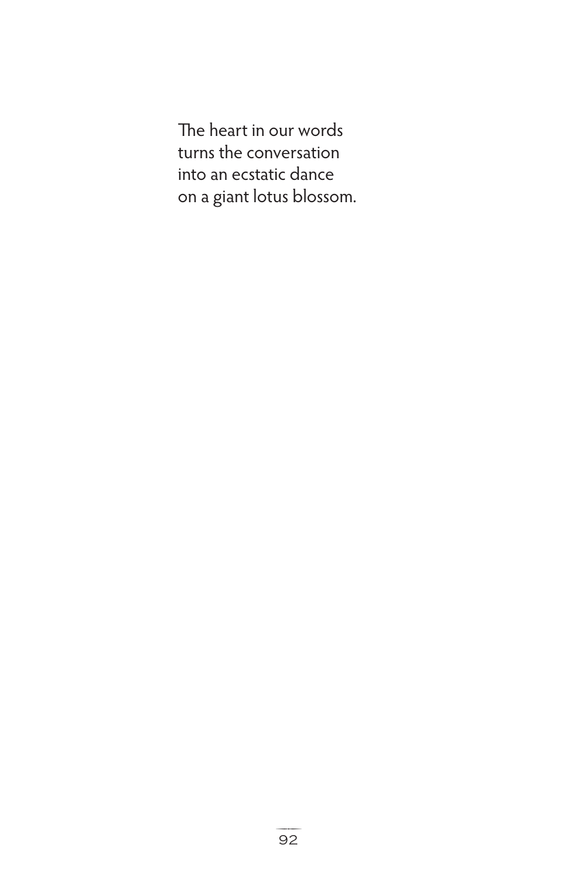The heart in our words  
turns the conversation  
into an ecstatic dance  
on a giant lotus blossom.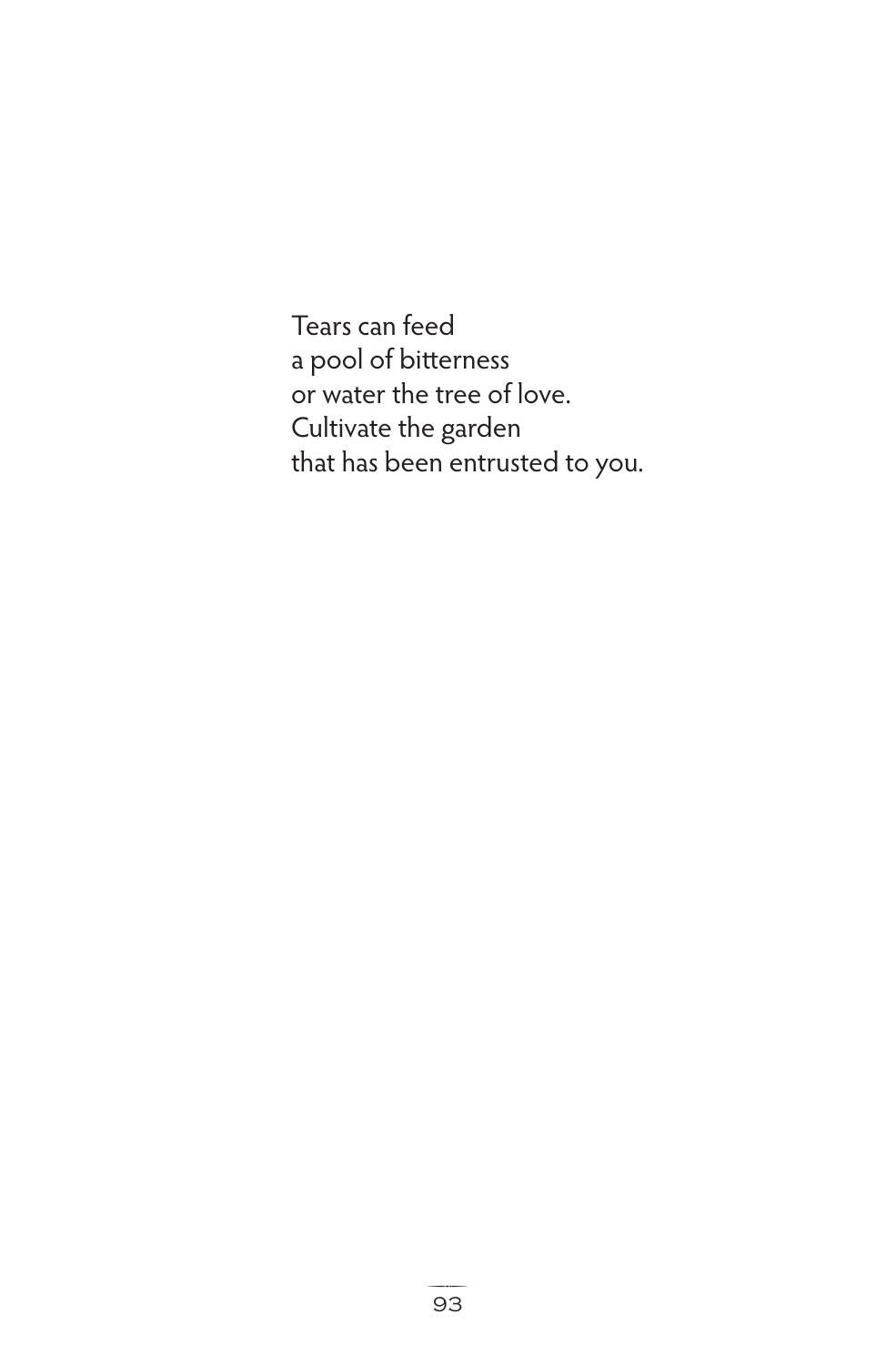Tears can feed  
a pool of bitterness  
or water the tree of love.  
Cultivate the garden  
that has been entrusted to you.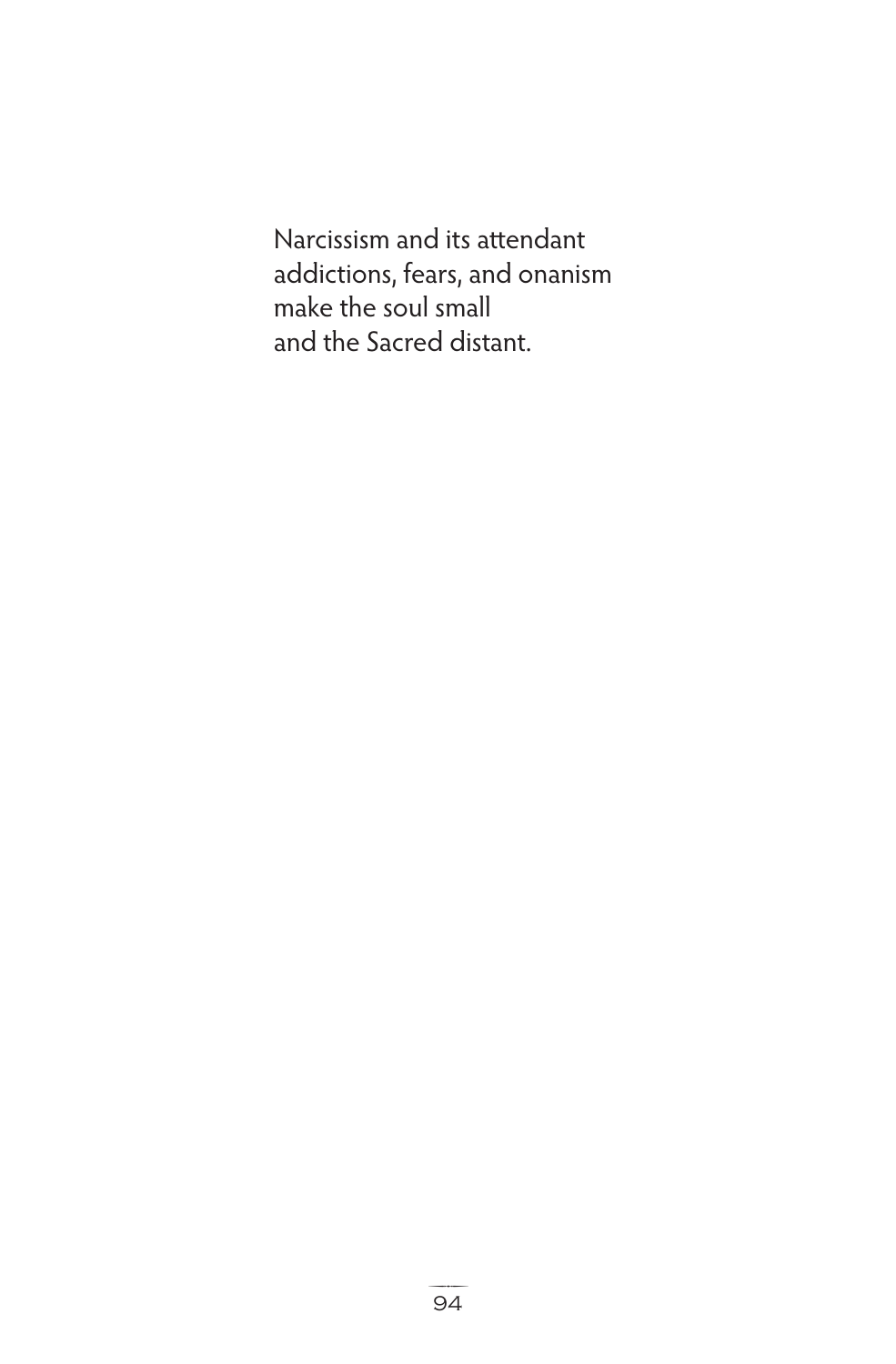Narcissism and its attendant  
addictions, fears, and onanism  
make the soul small  
and the Sacred distant.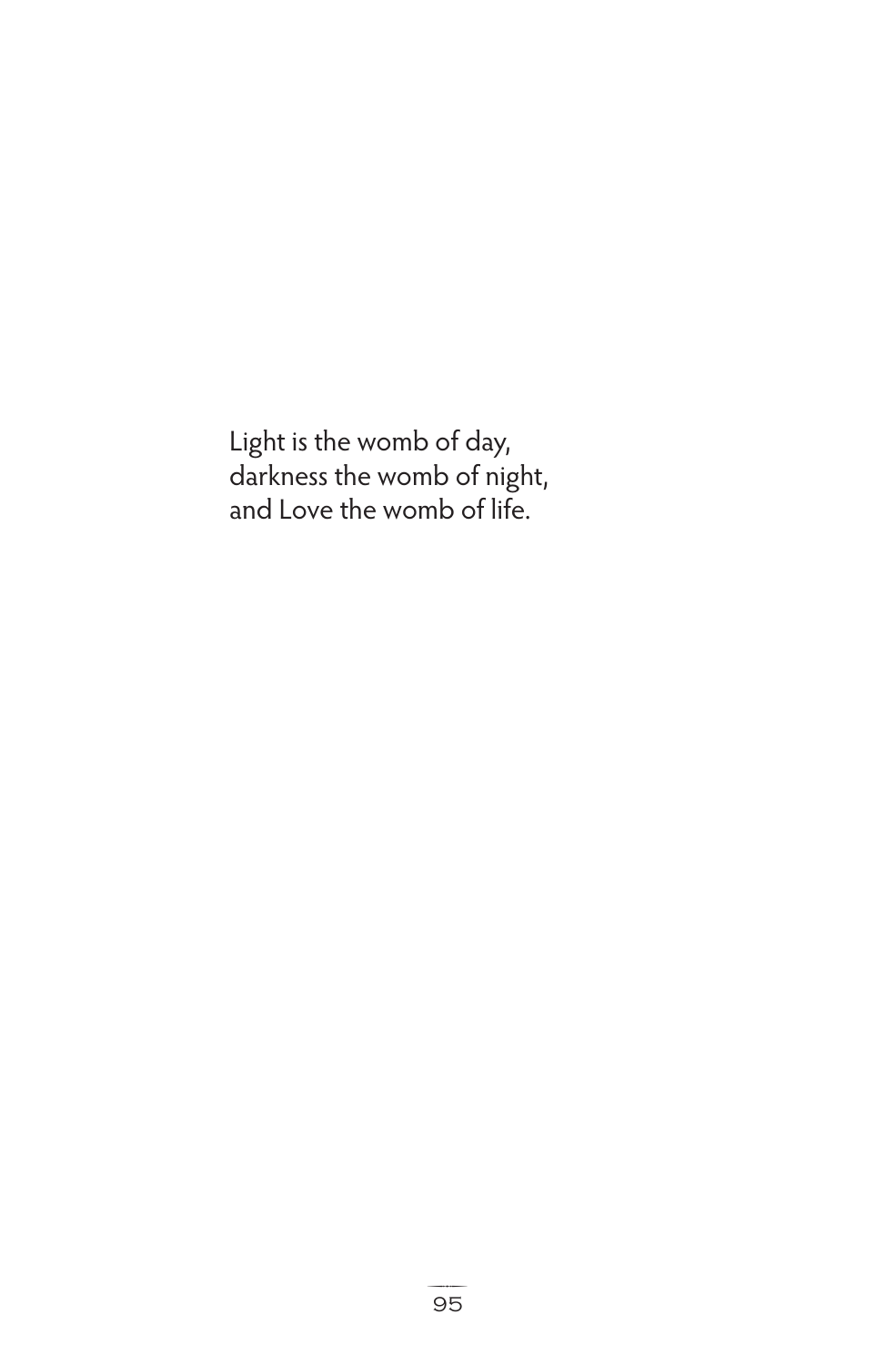Light is the womb of day,
darkness the womb of night,
and Love the womb of life.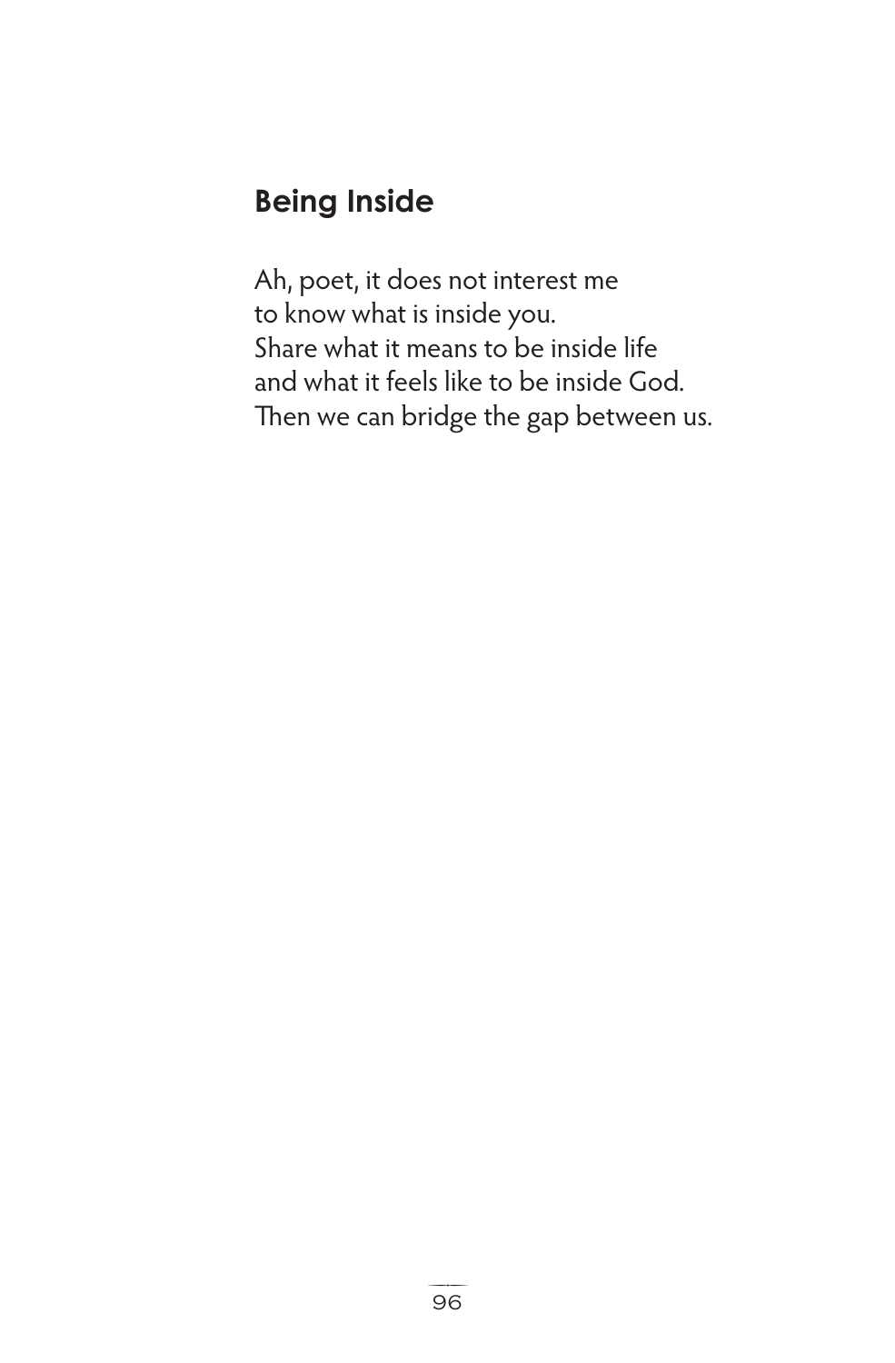## Being Inside

Ah, poet, it does not interest me  
to know what is inside you.  
Share what it means to be inside life  
and what it feels like to be inside God.  
Then we can bridge the gap between us.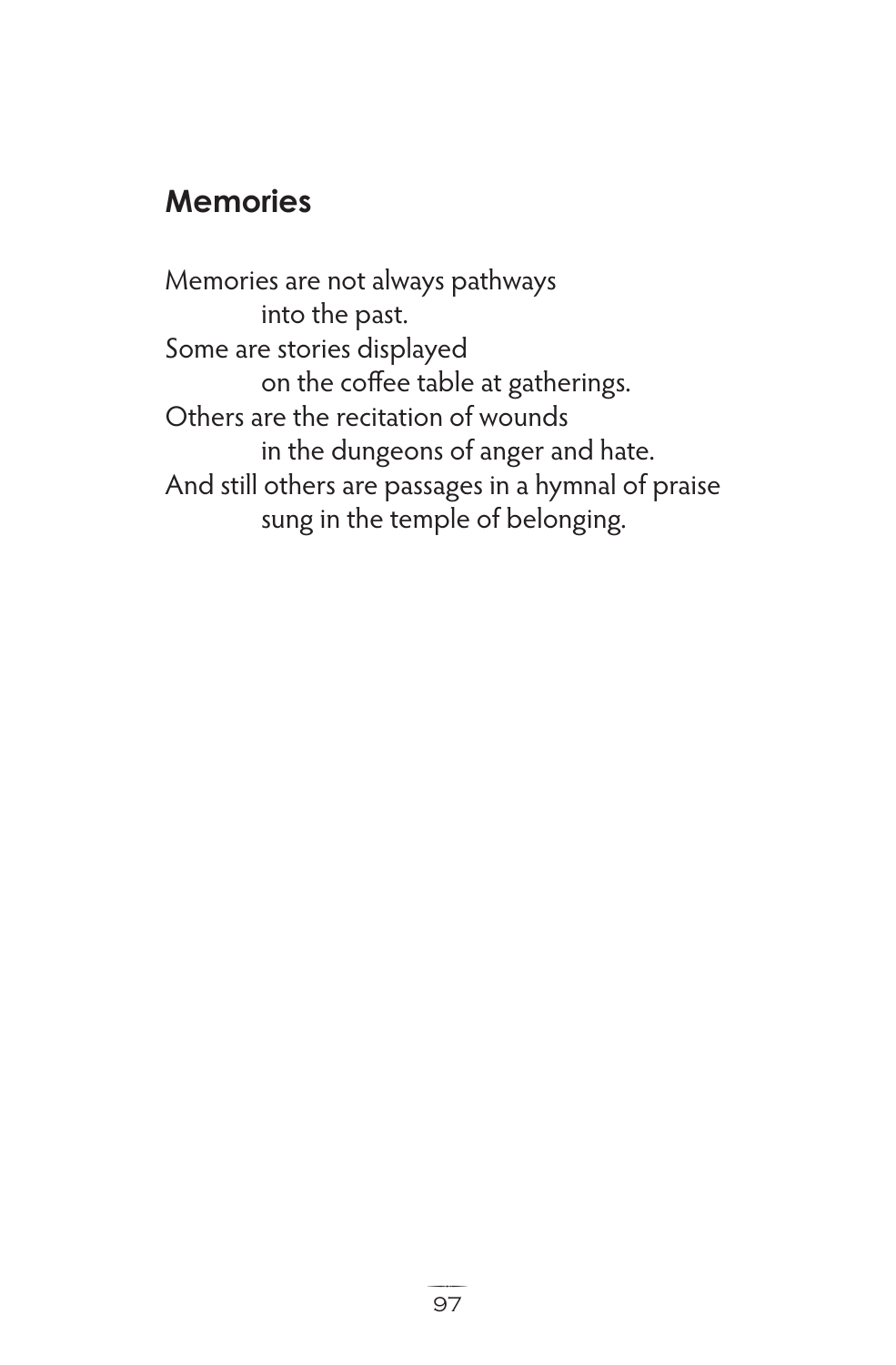## Memories

Memories are not always pathways
&nbsp;&nbsp;&nbsp;&nbsp;&nbsp;&nbsp;&nbsp;&nbsp;&nbsp;&nbsp;into the past.
Some are stories displayed
&nbsp;&nbsp;&nbsp;&nbsp;&nbsp;&nbsp;&nbsp;&nbsp;&nbsp;&nbsp;on the coffee table at gatherings.
Others are the recitation of wounds
&nbsp;&nbsp;&nbsp;&nbsp;&nbsp;&nbsp;&nbsp;&nbsp;&nbsp;&nbsp;in the dungeons of anger and hate.
And still others are passages in a hymnal of praise
&nbsp;&nbsp;&nbsp;&nbsp;&nbsp;&nbsp;&nbsp;&nbsp;&nbsp;&nbsp;sung in the temple of belonging.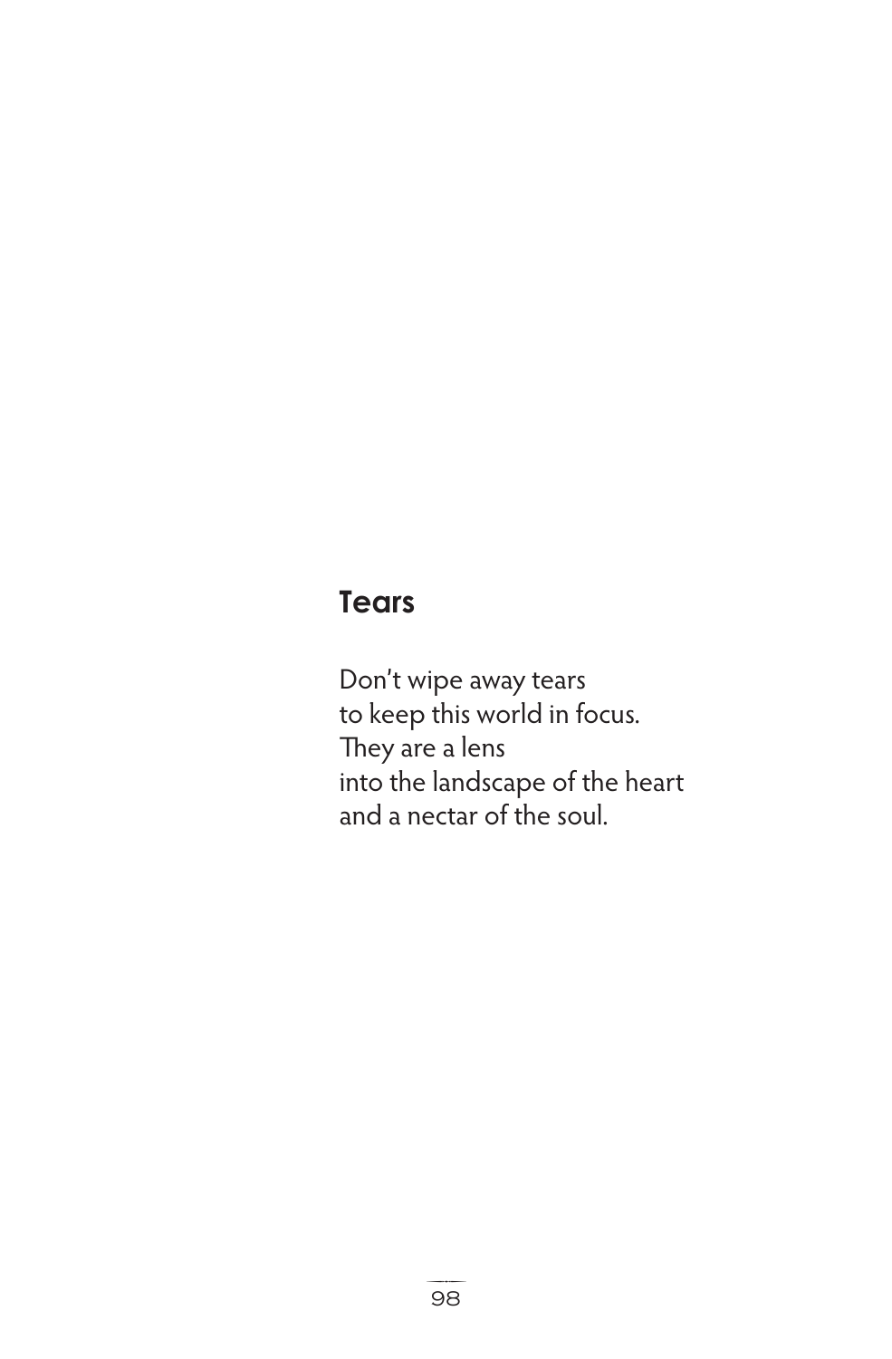## Tears

Don't wipe away tears  
to keep this world in focus.  
They are a lens  
into the landscape of the heart  
and a nectar of the soul.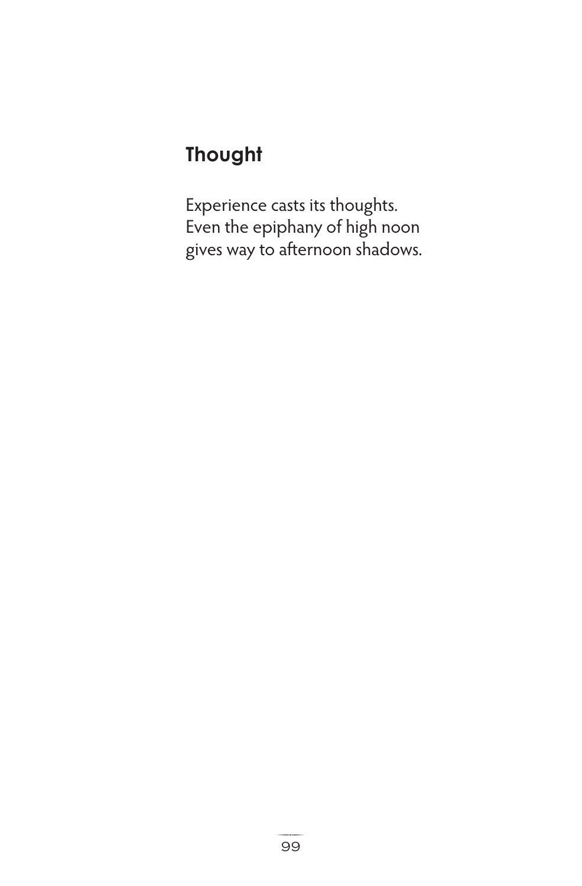## Thought

Experience casts its thoughts.
Even the epiphany of high noon
gives way to afternoon shadows.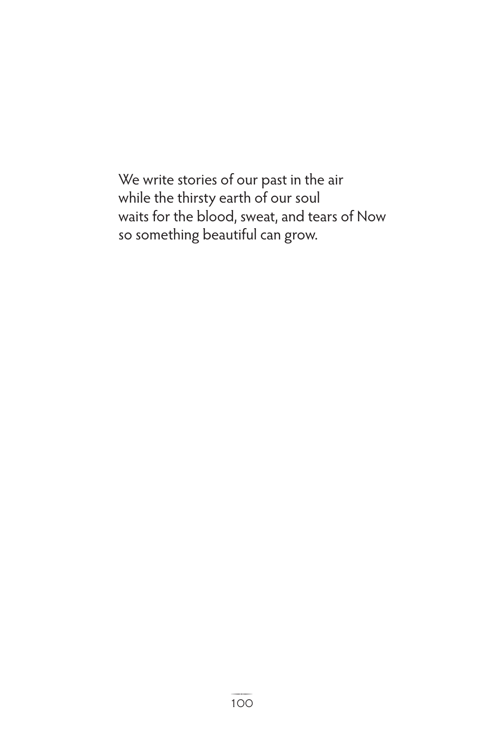We write stories of our past in the air  
while the thirsty earth of our soul  
waits for the blood, sweat, and tears of Now  
so something beautiful can grow.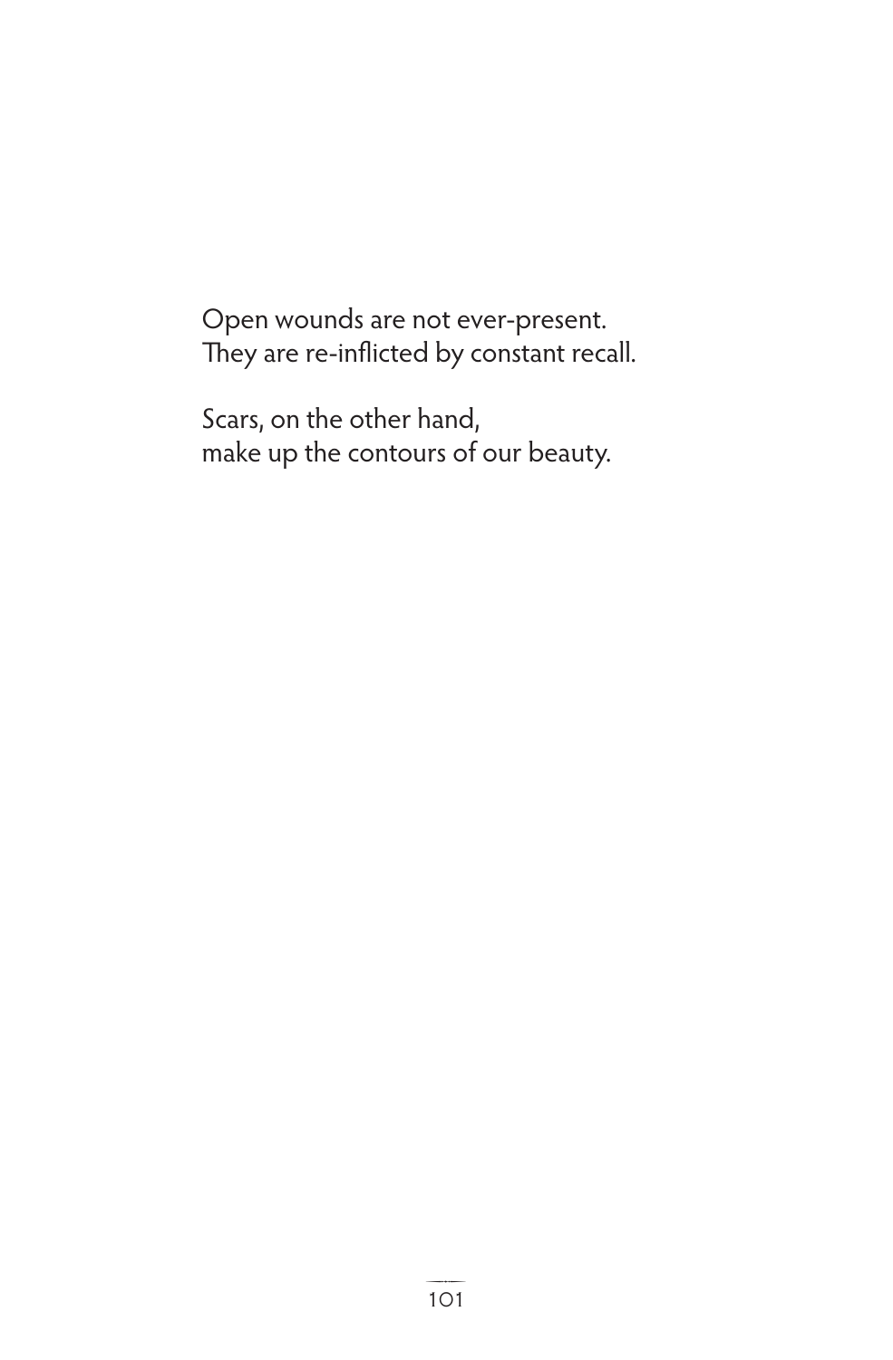Open wounds are not ever-present.
They are re-inflicted by constant recall.

Scars, on the other hand,
make up the contours of our beauty.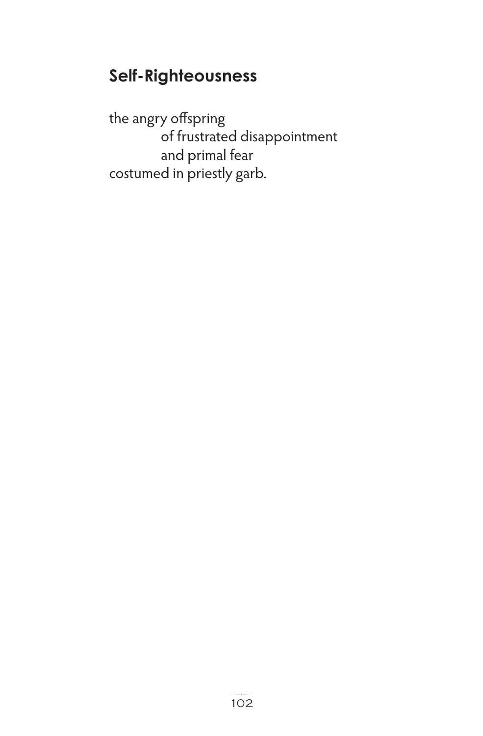## Self-Righteousness

the angry offspring  
    of frustrated disappointment  
    and primal fear  
costumed in priestly garb.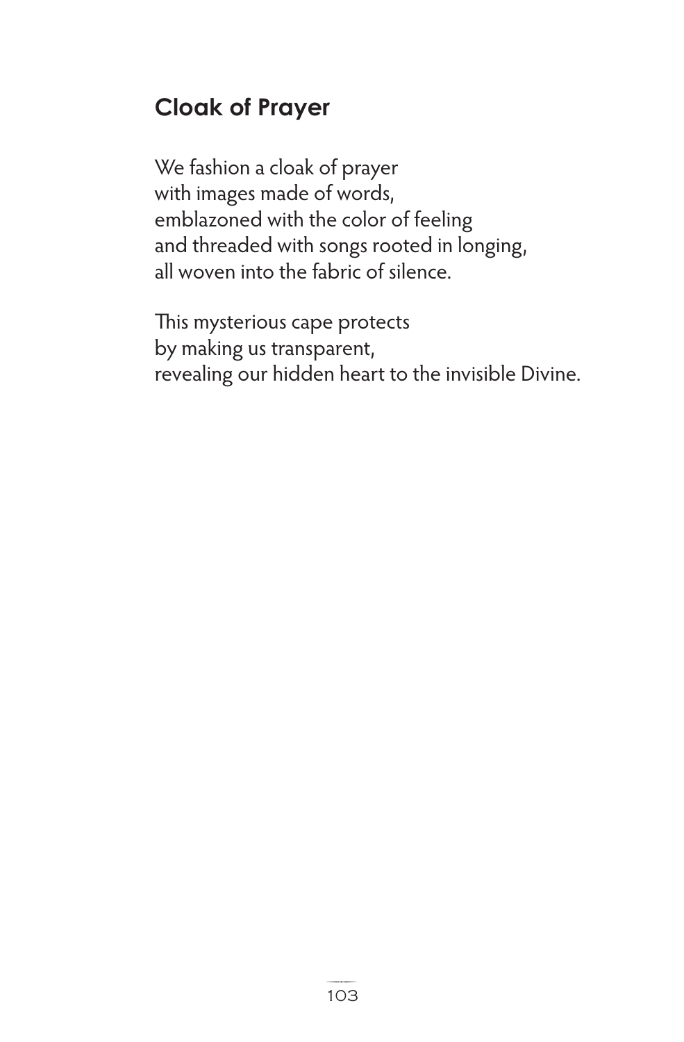## Cloak of Prayer

We fashion a cloak of prayer  
with images made of words,  
emblazoned with the color of feeling  
and threaded with songs rooted in longing,  
all woven into the fabric of silence.

This mysterious cape protects  
by making us transparent,  
revealing our hidden heart to the invisible Divine.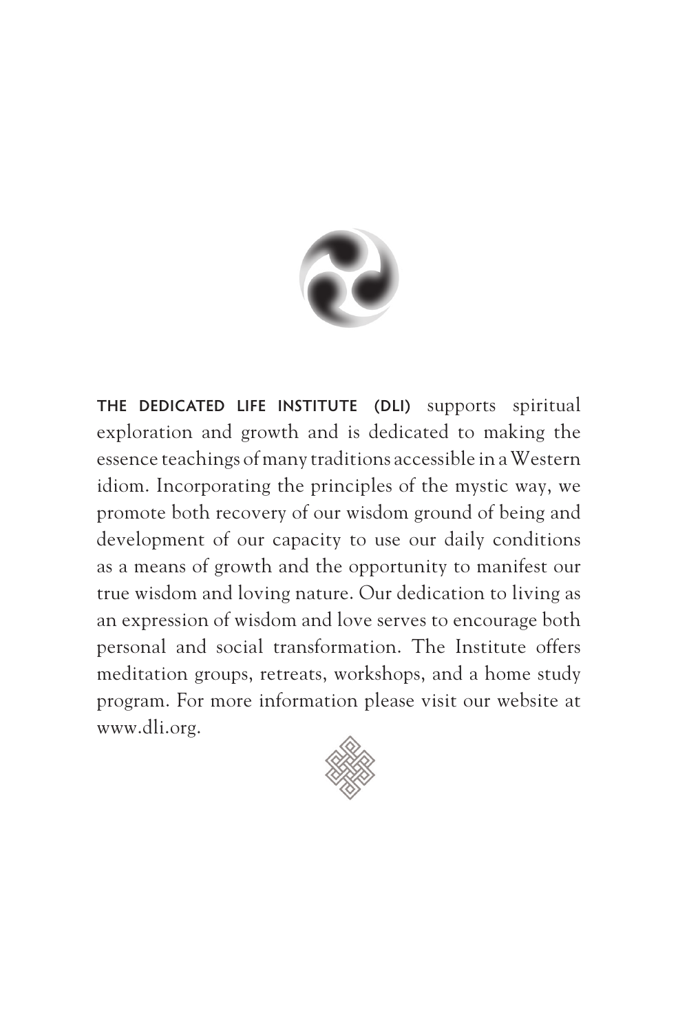**THE DEDICATED LIFE INSTITUTE (DLI)** supports spiritual exploration and growth and is dedicated to making the essence teachings of many traditions accessible in a Western idiom. Incorporating the principles of the mystic way, we promote both recovery of our wisdom ground of being and development of our capacity to use our daily conditions as a means of growth and the opportunity to manifest our true wisdom and loving nature. Our dedication to living as an expression of wisdom and love serves to encourage both personal and social transformation. The Institute offers meditation groups, retreats, workshops, and a home study program. For more information please visit our website at www.dli.org.